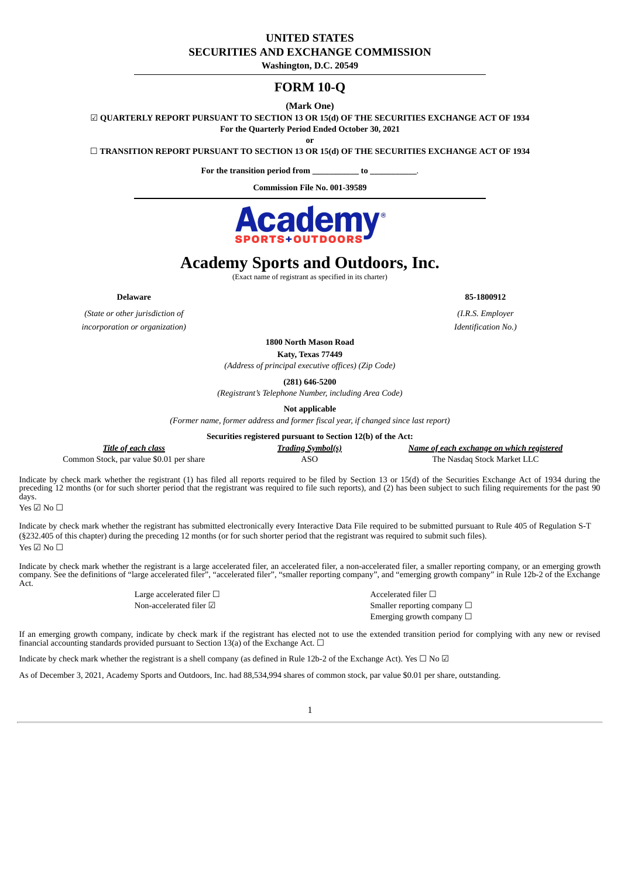# UNITED STATES
# SECURITIES AND EXCHANGE COMMISSION

**Washington, D.C. 20549**

## FORM 10-Q

**(Mark One)**

☑ **QUARTERLY REPORT PURSUANT TO SECTION 13 OR 15(d) OF THE SECURITIES EXCHANGE ACT OF 1934**

**For the Quarterly Period Ended October 30, 2021**

**or**

☐ **TRANSITION REPORT PURSUANT TO SECTION 13 OR 15(d) OF THE SECURITIES EXCHANGE ACT OF 1934**

**For the transition period from ___________ to ___________.**

**Commission File No. 001-39589**

# Academy Sports and Outdoors, Inc.

(Exact name of registrant as specified in its charter)

| **Delaware** | **85-1800912** |
|---|---|
| *(State or other jurisdiction of incorporation or organization)* | *(I.R.S. Employer Identification No.)* |

**1800 North Mason Road**
**Katy, Texas 77449**
*(Address of principal executive offices) (Zip Code)*

**(281) 646-5200**
*(Registrant's Telephone Number, including Area Code)*

**Not applicable**
*(Former name, former address and former fiscal year, if changed since last report)*

**Securities registered pursuant to Section 12(b) of the Act:**

| *Title of each class* | *Trading Symbol(s)* | *Name of each exchange on which registered* |
|---|---|---|
| Common Stock, par value $0.01 per share | ASO | The Nasdaq Stock Market LLC |

Indicate by check mark whether the registrant (1) has filed all reports required to be filed by Section 13 or 15(d) of the Securities Exchange Act of 1934 during the preceding 12 months (or for such shorter period that the registrant was required to file such reports), and (2) has been subject to such filing requirements for the past 90 days.
Yes ☑ No ☐

Indicate by check mark whether the registrant has submitted electronically every Interactive Data File required to be submitted pursuant to Rule 405 of Regulation S-T (§232.405 of this chapter) during the preceding 12 months (or for such shorter period that the registrant was required to submit such files).
Yes ☑ No ☐

Indicate by check mark whether the registrant is a large accelerated filer, an accelerated filer, a non-accelerated filer, a smaller reporting company, or an emerging growth company. See the definitions of "large accelerated filer", "accelerated filer", "smaller reporting company", and "emerging growth company" in Rule 12b-2 of the Exchange Act.

| | |
|---|---|
| Large accelerated filer ☐ | Accelerated filer ☐ |
| Non-accelerated filer ☑ | Smaller reporting company ☐ |
| | Emerging growth company ☐ |

If an emerging growth company, indicate by check mark if the registrant has elected not to use the extended transition period for complying with any new or revised financial accounting standards provided pursuant to Section 13(a) of the Exchange Act. ☐

Indicate by check mark whether the registrant is a shell company (as defined in Rule 12b-2 of the Exchange Act). Yes ☐ No ☑

As of December 3, 2021, Academy Sports and Outdoors, Inc. had 88,534,994 shares of common stock, par value $0.01 per share, outstanding.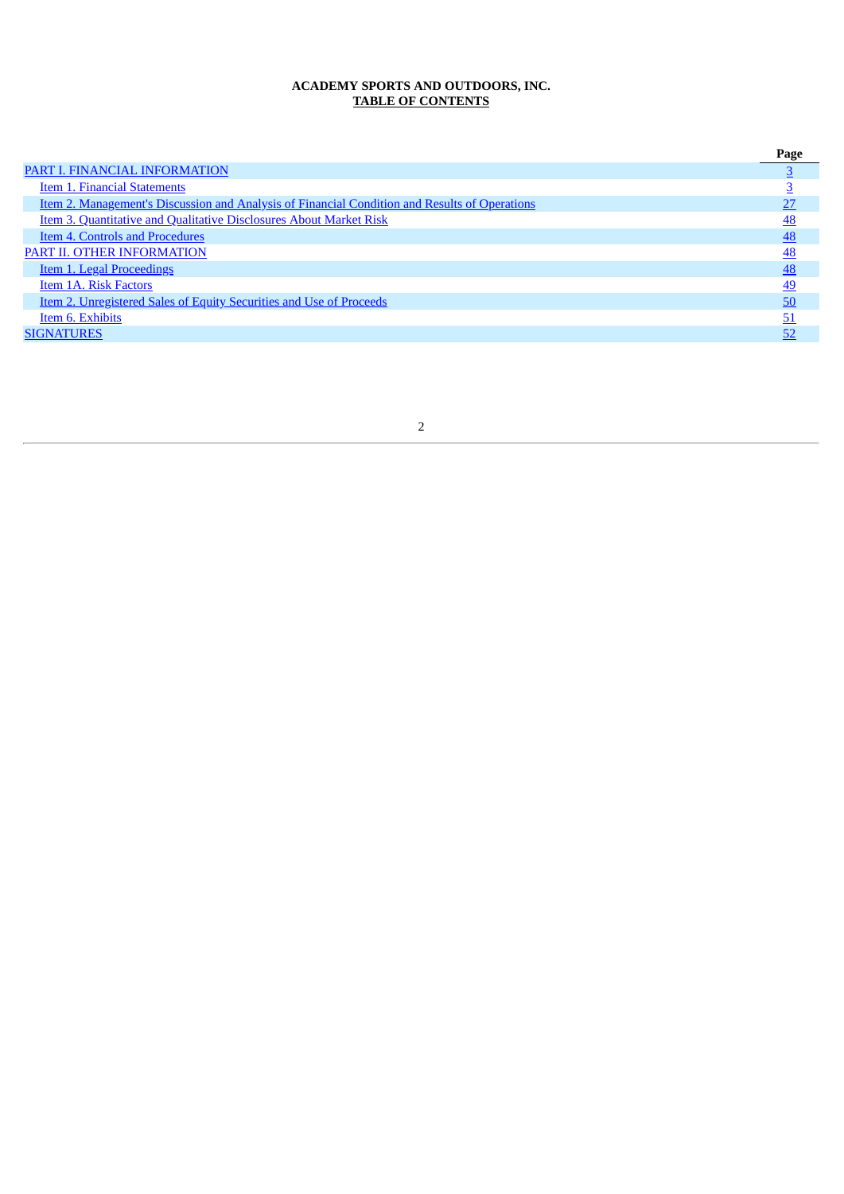**ACADEMY SPORTS AND OUTDOORS, INC.**
**TABLE OF CONTENTS**

| | Page |
|---|---|
| PART I. FINANCIAL INFORMATION | 3 |
| Item 1. Financial Statements | 3 |
| Item 2. Management's Discussion and Analysis of Financial Condition and Results of Operations | 27 |
| Item 3. Quantitative and Qualitative Disclosures About Market Risk | 48 |
| Item 4. Controls and Procedures | 48 |
| PART II. OTHER INFORMATION | 48 |
| Item 1. Legal Proceedings | 48 |
| Item 1A. Risk Factors | 49 |
| Item 2. Unregistered Sales of Equity Securities and Use of Proceeds | 50 |
| Item 6. Exhibits | 51 |
| SIGNATURES | 52 |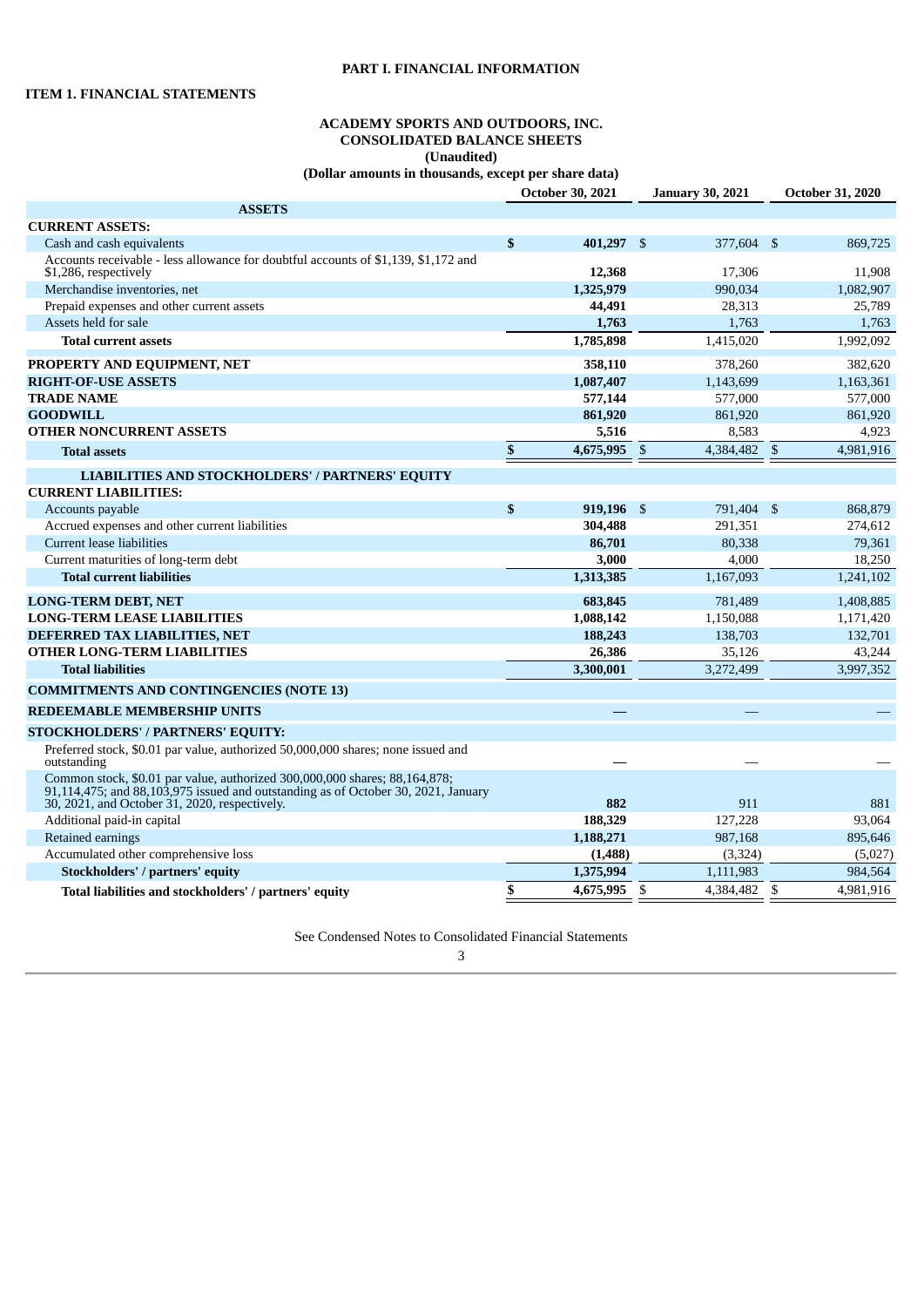# PART I. FINANCIAL INFORMATION

## ITEM 1. FINANCIAL STATEMENTS

### ACADEMY SPORTS AND OUTDOORS, INC.
### CONSOLIDATED BALANCE SHEETS
### (Unaudited)
### (Dollar amounts in thousands, except per share data)

| | October 30, 2021 | January 30, 2021 | October 31, 2020 |
|---|---|---|---|
| **ASSETS** | | | |
| **CURRENT ASSETS:** | | | |
| Cash and cash equivalents | **$ 401,297** | $ 377,604 | $ 869,725 |
| Accounts receivable - less allowance for doubtful accounts of $1,139, $1,172 and $1,286, respectively | **12,368** | 17,306 | 11,908 |
| Merchandise inventories, net | **1,325,979** | 990,034 | 1,082,907 |
| Prepaid expenses and other current assets | **44,491** | 28,313 | 25,789 |
| Assets held for sale | **1,763** | 1,763 | 1,763 |
| **Total current assets** | **1,785,898** | 1,415,020 | 1,992,092 |
| **PROPERTY AND EQUIPMENT, NET** | **358,110** | 378,260 | 382,620 |
| **RIGHT-OF-USE ASSETS** | **1,087,407** | 1,143,699 | 1,163,361 |
| **TRADE NAME** | **577,144** | 577,000 | 577,000 |
| **GOODWILL** | **861,920** | 861,920 | 861,920 |
| **OTHER NONCURRENT ASSETS** | **5,516** | 8,583 | 4,923 |
| **Total assets** | **$ 4,675,995** | $ 4,384,482 | $ 4,981,916 |
| **LIABILITIES AND STOCKHOLDERS' / PARTNERS' EQUITY** | | | |
| **CURRENT LIABILITIES:** | | | |
| Accounts payable | **$ 919,196** | $ 791,404 | $ 868,879 |
| Accrued expenses and other current liabilities | **304,488** | 291,351 | 274,612 |
| Current lease liabilities | **86,701** | 80,338 | 79,361 |
| Current maturities of long-term debt | **3,000** | 4,000 | 18,250 |
| **Total current liabilities** | **1,313,385** | 1,167,093 | 1,241,102 |
| **LONG-TERM DEBT, NET** | **683,845** | 781,489 | 1,408,885 |
| **LONG-TERM LEASE LIABILITIES** | **1,088,142** | 1,150,088 | 1,171,420 |
| **DEFERRED TAX LIABILITIES, NET** | **188,243** | 138,703 | 132,701 |
| **OTHER LONG-TERM LIABILITIES** | **26,386** | 35,126 | 43,244 |
| **Total liabilities** | **3,300,001** | 3,272,499 | 3,997,352 |
| **COMMITMENTS AND CONTINGENCIES (NOTE 13)** | | | |
| **REDEEMABLE MEMBERSHIP UNITS** | **—** | — | — |
| **STOCKHOLDERS' / PARTNERS' EQUITY:** | | | |
| Preferred stock, $0.01 par value, authorized 50,000,000 shares; none issued and outstanding | **—** | — | — |
| Common stock, $0.01 par value, authorized 300,000,000 shares; 88,164,878; 91,114,475; and 88,103,975 issued and outstanding as of October 30, 2021, January 30, 2021, and October 31, 2020, respectively. | **882** | 911 | 881 |
| Additional paid-in capital | **188,329** | 127,228 | 93,064 |
| Retained earnings | **1,188,271** | 987,168 | 895,646 |
| Accumulated other comprehensive loss | **(1,488)** | (3,324) | (5,027) |
| **Stockholders' / partners' equity** | **1,375,994** | 1,111,983 | 984,564 |
| **Total liabilities and stockholders' / partners' equity** | **$ 4,675,995** | $ 4,384,482 | $ 4,981,916 |

See Condensed Notes to Consolidated Financial Statements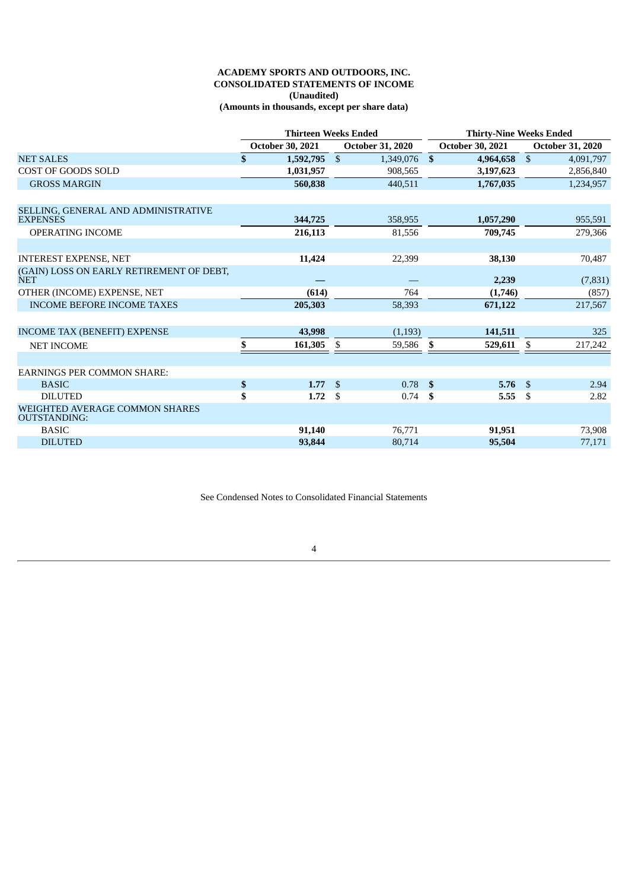**ACADEMY SPORTS AND OUTDOORS, INC.**
**CONSOLIDATED STATEMENTS OF INCOME**
**(Unaudited)**
**(Amounts in thousands, except per share data)**

| | Thirteen Weeks Ended | | Thirty-Nine Weeks Ended | |
|---|---|---|---|---|
| | **October 30, 2021** | **October 31, 2020** | **October 30, 2021** | **October 31, 2020** |
| NET SALES | **$ 1,592,795** | $ 1,349,076 | **$ 4,964,658** | $ 4,091,797 |
| COST OF GOODS SOLD | **1,031,957** | 908,565 | **3,197,623** | 2,856,840 |
| GROSS MARGIN | **560,838** | 440,511 | **1,767,035** | 1,234,957 |
| | | | | |
| SELLING, GENERAL AND ADMINISTRATIVE EXPENSES | **344,725** | 358,955 | **1,057,290** | 955,591 |
| OPERATING INCOME | **216,113** | 81,556 | **709,745** | 279,366 |
| | | | | |
| INTEREST EXPENSE, NET | **11,424** | 22,399 | **38,130** | 70,487 |
| (GAIN) LOSS ON EARLY RETIREMENT OF DEBT, NET | **—** | — | **2,239** | (7,831) |
| OTHER (INCOME) EXPENSE, NET | **(614)** | 764 | **(1,746)** | (857) |
| INCOME BEFORE INCOME TAXES | **205,303** | 58,393 | **671,122** | 217,567 |
| | | | | |
| INCOME TAX (BENEFIT) EXPENSE | **43,998** | (1,193) | **141,511** | 325 |
| NET INCOME | **$ 161,305** | $ 59,586 | **$ 529,611** | $ 217,242 |
| | | | | |
| EARNINGS PER COMMON SHARE: | | | | |
| BASIC | **$ 1.77** | $ 0.78 | **$ 5.76** | $ 2.94 |
| DILUTED | **$ 1.72** | $ 0.74 | **$ 5.55** | $ 2.82 |
| WEIGHTED AVERAGE COMMON SHARES OUTSTANDING: | | | | |
| BASIC | **91,140** | 76,771 | **91,951** | 73,908 |
| DILUTED | **93,844** | 80,714 | **95,504** | 77,171 |

See Condensed Notes to Consolidated Financial Statements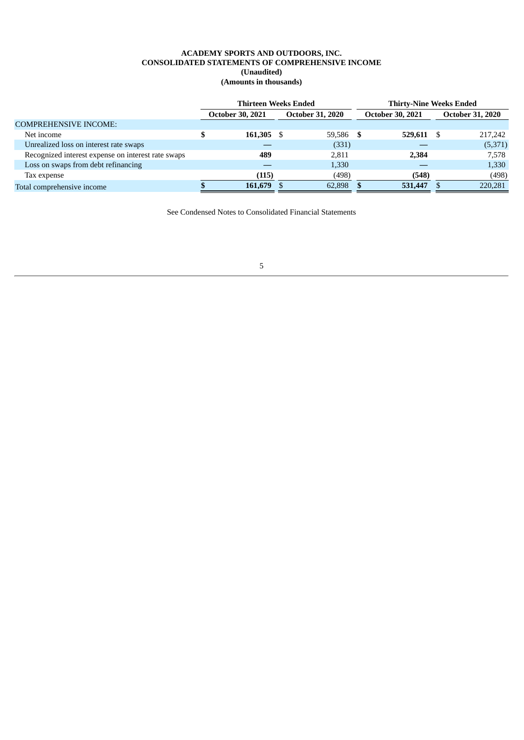**ACADEMY SPORTS AND OUTDOORS, INC.**
**CONSOLIDATED STATEMENTS OF COMPREHENSIVE INCOME**
**(Unaudited)**
**(Amounts in thousands)**

| | Thirteen Weeks Ended | | Thirty-Nine Weeks Ended | |
|---|---|---|---|---|
| | October 30, 2021 | October 31, 2020 | October 30, 2021 | October 31, 2020 |
| COMPREHENSIVE INCOME: | | | | |
| Net income | $ **161,305** | $ 59,586 | $ **529,611** | $ 217,242 |
| Unrealized loss on interest rate swaps | **—** | (331) | **—** | (5,371) |
| Recognized interest expense on interest rate swaps | **489** | 2,811 | **2,384** | 7,578 |
| Loss on swaps from debt refinancing | **—** | 1,330 | **—** | 1,330 |
| Tax expense | **(115)** | (498) | **(548)** | (498) |
| Total comprehensive income | $ **161,679** | $ 62,898 | $ **531,447** | $ 220,281 |

See Condensed Notes to Consolidated Financial Statements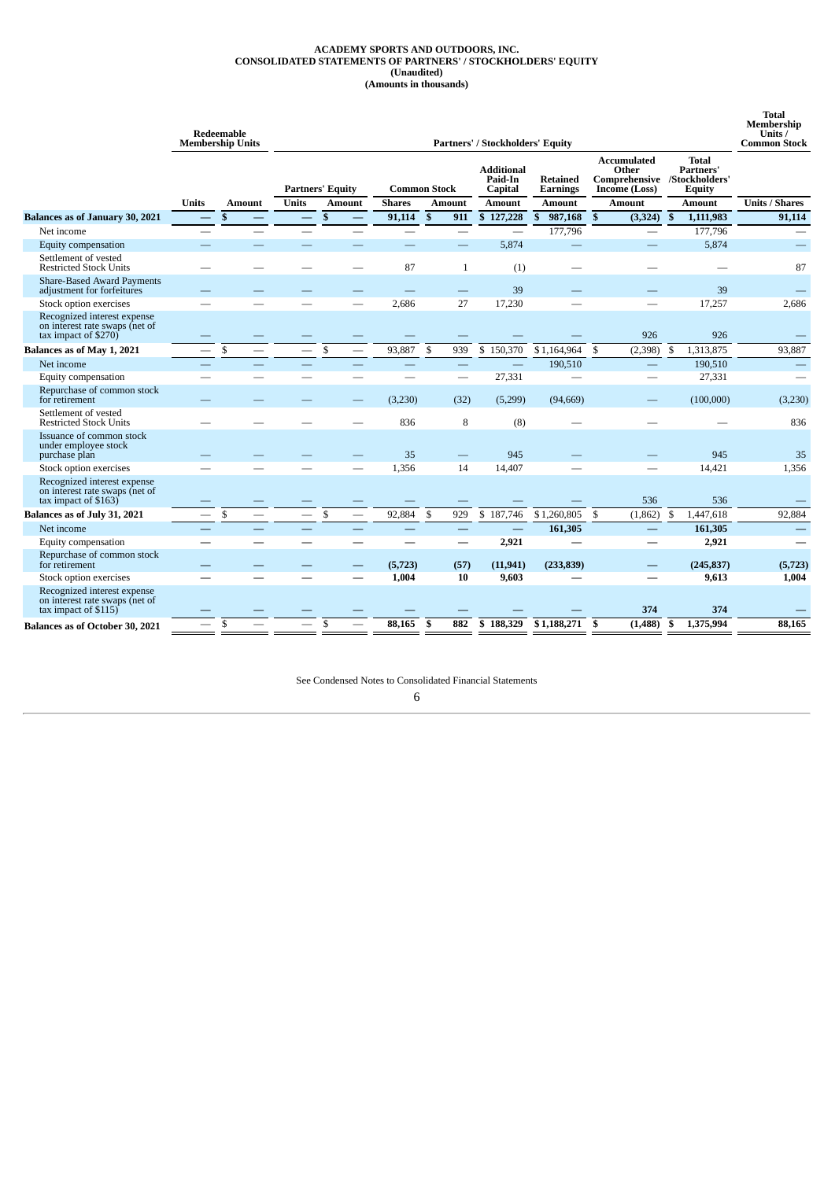**ACADEMY SPORTS AND OUTDOORS, INC.**
**CONSOLIDATED STATEMENTS OF PARTNERS' / STOCKHOLDERS' EQUITY**
**(Unaudited)**
**(Amounts in thousands)**

| | Redeemable Membership Units | | Partners' / Stockholders' Equity | | | | | | | | Total Membership Units / Common Stock |
|---|---|---|---|---|---|---|---|---|---|---|---|
| | | | Partners' Equity | | Common Stock | | Additional Paid-In Capital | Retained Earnings | Accumulated Other Comprehensive Income (Loss) | Total Partners' /Stockholders' Equity | |
| | Units | Amount | Units | Amount | Shares | Amount | Amount | Amount | Amount | Amount | Units / Shares |
| **Balances as of January 30, 2021** | **—** | **$ —** | **—** | **$ —** | **91,114** | **$ 911** | **$ 127,228** | **$ 987,168** | **$ (3,324)** | **$ 1,111,983** | **91,114** |
| Net income | — | — | — | — | — | — | — | 177,796 | — | 177,796 | — |
| Equity compensation | — | — | — | — | — | — | 5,874 | — | — | 5,874 | — |
| Settlement of vested Restricted Stock Units | — | — | — | — | 87 | 1 | (1) | — | — | — | 87 |
| Share-Based Award Payments adjustment for forfeitures | — | — | — | — | — | — | 39 | — | — | 39 | — |
| Stock option exercises | — | — | — | — | 2,686 | 27 | 17,230 | — | — | 17,257 | 2,686 |
| Recognized interest expense on interest rate swaps (net of tax impact of $270) | — | — | — | — | — | — | — | — | 926 | 926 | — |
| **Balances as of May 1, 2021** | — | $ — | — | $ — | 93,887 | $ 939 | $ 150,370 | $ 1,164,964 | $ (2,398) | $ 1,313,875 | 93,887 |
| Net income | — | — | — | — | — | — | — | 190,510 | — | 190,510 | — |
| Equity compensation | — | — | — | — | — | — | 27,331 | — | — | 27,331 | — |
| Repurchase of common stock for retirement | — | — | — | — | (3,230) | (32) | (5,299) | (94,669) | — | (100,000) | (3,230) |
| Settlement of vested Restricted Stock Units | — | — | — | — | 836 | 8 | (8) | — | — | — | 836 |
| Issuance of common stock under employee stock purchase plan | — | — | — | — | 35 | — | 945 | — | — | 945 | 35 |
| Stock option exercises | — | — | — | — | 1,356 | 14 | 14,407 | — | — | 14,421 | 1,356 |
| Recognized interest expense on interest rate swaps (net of tax impact of $163) | — | — | — | — | — | — | — | — | 536 | 536 | — |
| **Balances as of July 31, 2021** | — | $ — | — | $ — | 92,884 | $ 929 | $ 187,746 | $ 1,260,805 | $ (1,862) | $ 1,447,618 | 92,884 |
| Net income | **—** | **—** | **—** | **—** | **—** | **—** | **—** | **161,305** | **—** | **161,305** | **—** |
| Equity compensation | **—** | **—** | **—** | **—** | **—** | **—** | **2,921** | **—** | **—** | **2,921** | **—** |
| Repurchase of common stock for retirement | **—** | **—** | **—** | **—** | **(5,723)** | **(57)** | **(11,941)** | **(233,839)** | **—** | **(245,837)** | **(5,723)** |
| Stock option exercises | **—** | **—** | **—** | **—** | **1,004** | **10** | **9,603** | **—** | **—** | **9,613** | **1,004** |
| Recognized interest expense on interest rate swaps (net of tax impact of $115) | **—** | **—** | **—** | **—** | **—** | **—** | **—** | **—** | **374** | **374** | **—** |
| **Balances as of October 30, 2021** | — | $ — | — | $ — | **88,165** | **$ 882** | **$ 188,329** | **$ 1,188,271** | **$ (1,488)** | **$ 1,375,994** | **88,165** |

See Condensed Notes to Consolidated Financial Statements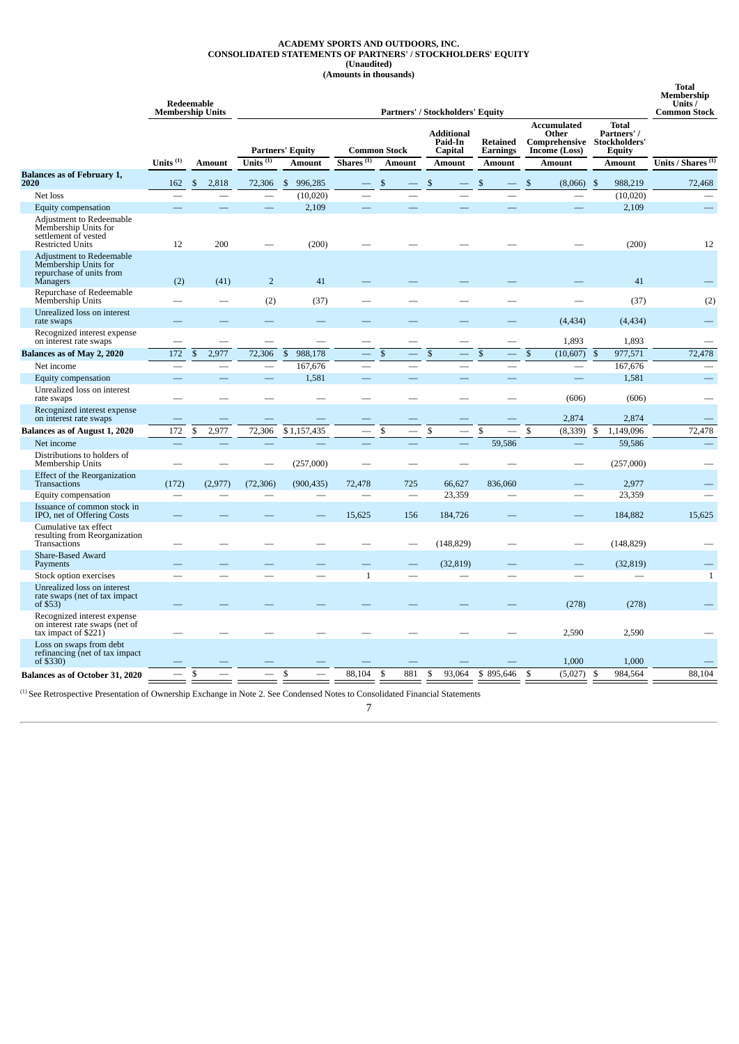**ACADEMY SPORTS AND OUTDOORS, INC.**
**CONSOLIDATED STATEMENTS OF PARTNERS' / STOCKHOLDERS' EQUITY**
**(Unaudited)**
**(Amounts in thousands)**

| | Redeemable Membership Units | | Partners' / Stockholders' Equity | | | | | | | | Total Membership Units / Common Stock |
|---|---|---|---|---|---|---|---|---|---|---|---|
| | | | Partners' Equity | | Common Stock | | Additional Paid-In Capital | Retained Earnings | Accumulated Other Comprehensive Income (Loss) | Total Partners' / Stockholders' Equity | |
| | Units [(1)] | Amount | Units [(1)] | Amount | Shares [(1)] | Amount | Amount | Amount | Amount | Amount | Units / Shares [(1)] |
| **Balances as of February 1, 2020** | 162 | $ 2,818 | 72,306 | $ 996,285 | — | $ — | $ — | $ — | $ (8,066) | $ 988,219 | 72,468 |
| Net loss | — | — | — | (10,020) | — | — | — | — | — | (10,020) | — |
| Equity compensation | — | — | — | 2,109 | — | — | — | — | — | 2,109 | — |
| Adjustment to Redeemable Membership Units for settlement of vested Restricted Units | 12 | 200 | — | (200) | — | — | — | — | — | (200) | 12 |
| Adjustment to Redeemable Membership Units for repurchase of units from Managers | (2) | (41) | 2 | 41 | — | — | — | — | — | 41 | — |
| Repurchase of Redeemable Membership Units | — | — | (2) | (37) | — | — | — | — | — | (37) | (2) |
| Unrealized loss on interest rate swaps | — | — | — | — | — | — | — | — | (4,434) | (4,434) | — |
| Recognized interest expense on interest rate swaps | — | — | — | — | — | — | — | — | 1,893 | 1,893 | — |
| **Balances as of May 2, 2020** | 172 | $ 2,977 | 72,306 | $ 988,178 | — | $ — | $ — | $ — | $ (10,607) | $ 977,571 | 72,478 |
| Net income | — | — | — | 167,676 | — | — | — | — | — | 167,676 | — |
| Equity compensation | — | — | — | 1,581 | — | — | — | — | — | 1,581 | — |
| Unrealized loss on interest rate swaps | — | — | — | — | — | — | — | — | (606) | (606) | — |
| Recognized interest expense on interest rate swaps | — | — | — | — | — | — | — | — | 2,874 | 2,874 | — |
| **Balances as of August 1, 2020** | 172 | $ 2,977 | 72,306 | $ 1,157,435 | — | $ — | $ — | $ — | $ (8,339) | $ 1,149,096 | 72,478 |
| Net income | — | — | — | — | — | — | — | 59,586 | — | 59,586 | — |
| Distributions to holders of Membership Units | — | — | — | (257,000) | — | — | — | — | — | (257,000) | — |
| Effect of the Reorganization Transactions | (172) | (2,977) | (72,306) | (900,435) | 72,478 | 725 | 66,627 | 836,060 | — | 2,977 | — |
| Equity compensation | — | — | — | — | — | — | 23,359 | — | — | 23,359 | — |
| Issuance of common stock in IPO, net of Offering Costs | — | — | — | — | 15,625 | 156 | 184,726 | — | — | 184,882 | 15,625 |
| Cumulative tax effect resulting from Reorganization Transactions | — | — | — | — | — | — | (148,829) | — | — | (148,829) | — |
| Share-Based Award Payments | — | — | — | — | — | — | (32,819) | — | — | (32,819) | — |
| Stock option exercises | — | — | — | — | 1 | — | — | — | — | — | 1 |
| Unrealized loss on interest rate swaps (net of tax impact of $53) | — | — | — | — | — | — | — | — | (278) | (278) | — |
| Recognized interest expense on interest rate swaps (net of tax impact of $221) | — | — | — | — | — | — | — | — | 2,590 | 2,590 | — |
| Loss on swaps from debt refinancing (net of tax impact of $330) | — | — | — | — | — | — | — | — | 1,000 | 1,000 | — |
| **Balances as of October 31, 2020** | — | $ — | — | $ — | 88,104 | $ 881 | $ 93,064 | $ 895,646 | $ (5,027) | $ 984,564 | 88,104 |

[(1)] See Retrospective Presentation of Ownership Exchange in Note 2. See Condensed Notes to Consolidated Financial Statements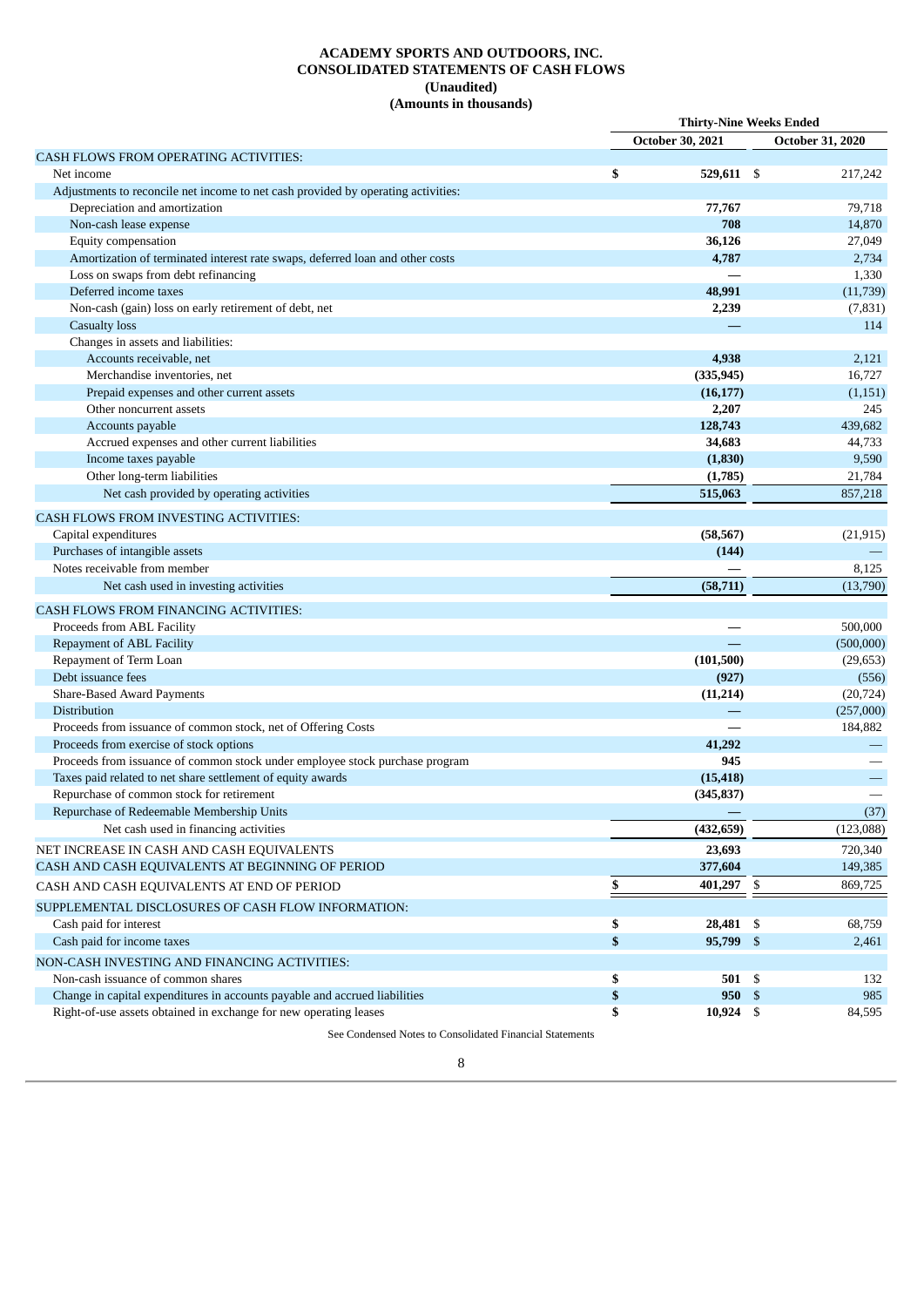**ACADEMY SPORTS AND OUTDOORS, INC.**
**CONSOLIDATED STATEMENTS OF CASH FLOWS**
**(Unaudited)**
**(Amounts in thousands)**

| | Thirty-Nine Weeks Ended | |
|---|---|---|
| | October 30, 2021 | October 31, 2020 |
| CASH FLOWS FROM OPERATING ACTIVITIES: | | |
| Net income | $ **529,611** | $ 217,242 |
| Adjustments to reconcile net income to net cash provided by operating activities: | | |
| Depreciation and amortization | **77,767** | 79,718 |
| Non-cash lease expense | **708** | 14,870 |
| Equity compensation | **36,126** | 27,049 |
| Amortization of terminated interest rate swaps, deferred loan and other costs | **4,787** | 2,734 |
| Loss on swaps from debt refinancing | **—** | 1,330 |
| Deferred income taxes | **48,991** | (11,739) |
| Non-cash (gain) loss on early retirement of debt, net | **2,239** | (7,831) |
| Casualty loss | **—** | 114 |
| Changes in assets and liabilities: | | |
| Accounts receivable, net | **4,938** | 2,121 |
| Merchandise inventories, net | **(335,945)** | 16,727 |
| Prepaid expenses and other current assets | **(16,177)** | (1,151) |
| Other noncurrent assets | **2,207** | 245 |
| Accounts payable | **128,743** | 439,682 |
| Accrued expenses and other current liabilities | **34,683** | 44,733 |
| Income taxes payable | **(1,830)** | 9,590 |
| Other long-term liabilities | **(1,785)** | 21,784 |
| Net cash provided by operating activities | **515,063** | 857,218 |
| CASH FLOWS FROM INVESTING ACTIVITIES: | | |
| Capital expenditures | **(58,567)** | (21,915) |
| Purchases of intangible assets | **(144)** | — |
| Notes receivable from member | **—** | 8,125 |
| Net cash used in investing activities | **(58,711)** | (13,790) |
| CASH FLOWS FROM FINANCING ACTIVITIES: | | |
| Proceeds from ABL Facility | **—** | 500,000 |
| Repayment of ABL Facility | **—** | (500,000) |
| Repayment of Term Loan | **(101,500)** | (29,653) |
| Debt issuance fees | **(927)** | (556) |
| Share-Based Award Payments | **(11,214)** | (20,724) |
| Distribution | **—** | (257,000) |
| Proceeds from issuance of common stock, net of Offering Costs | **—** | 184,882 |
| Proceeds from exercise of stock options | **41,292** | — |
| Proceeds from issuance of common stock under employee stock purchase program | **945** | — |
| Taxes paid related to net share settlement of equity awards | **(15,418)** | — |
| Repurchase of common stock for retirement | **(345,837)** | — |
| Repurchase of Redeemable Membership Units | **—** | (37) |
| Net cash used in financing activities | **(432,659)** | (123,088) |
| NET INCREASE IN CASH AND CASH EQUIVALENTS | **23,693** | 720,340 |
| CASH AND CASH EQUIVALENTS AT BEGINNING OF PERIOD | **377,604** | 149,385 |
| CASH AND CASH EQUIVALENTS AT END OF PERIOD | $ **401,297** | $ 869,725 |
| SUPPLEMENTAL DISCLOSURES OF CASH FLOW INFORMATION: | | |
| Cash paid for interest | $ **28,481** | $ 68,759 |
| Cash paid for income taxes | $ **95,799** | $ 2,461 |
| NON-CASH INVESTING AND FINANCING ACTIVITIES: | | |
| Non-cash issuance of common shares | $ **501** | $ 132 |
| Change in capital expenditures in accounts payable and accrued liabilities | $ **950** | $ 985 |
| Right-of-use assets obtained in exchange for new operating leases | $ **10,924** | $ 84,595 |

See Condensed Notes to Consolidated Financial Statements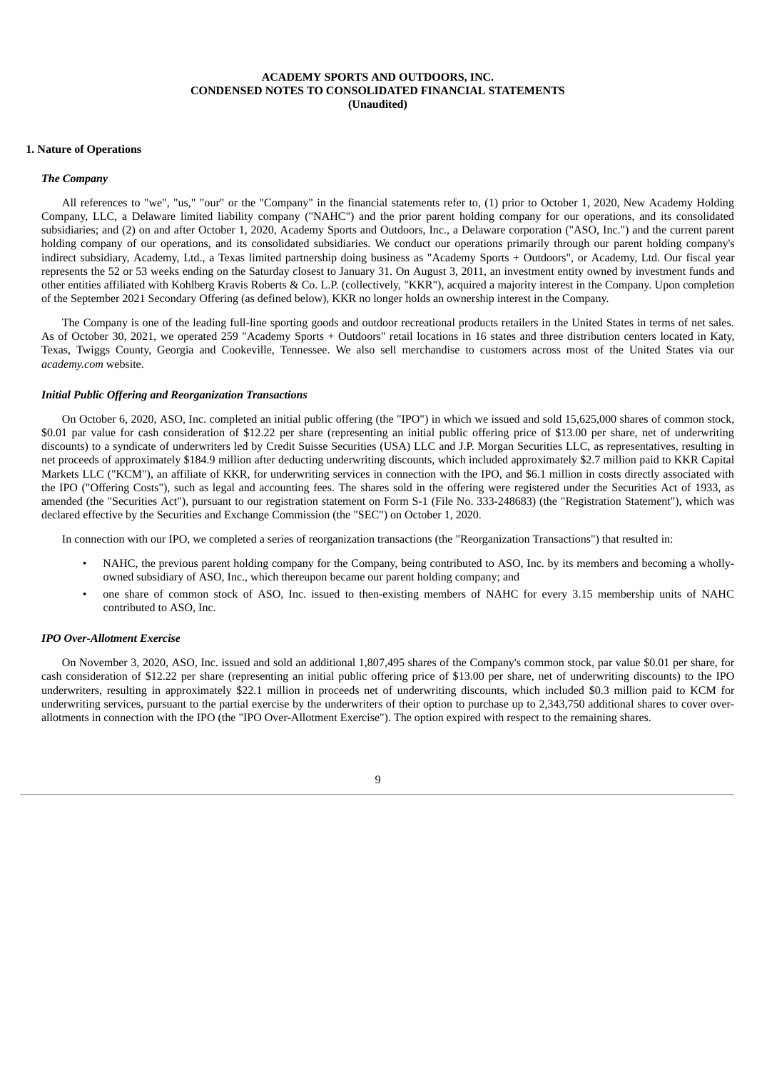**ACADEMY SPORTS AND OUTDOORS, INC.**
**CONDENSED NOTES TO CONSOLIDATED FINANCIAL STATEMENTS**
**(Unaudited)**

## 1. Nature of Operations

### *The Company*

All references to "we", "us," "our" or the "Company" in the financial statements refer to, (1) prior to October 1, 2020, New Academy Holding Company, LLC, a Delaware limited liability company ("NAHC") and the prior parent holding company for our operations, and its consolidated subsidiaries; and (2) on and after October 1, 2020, Academy Sports and Outdoors, Inc., a Delaware corporation ("ASO, Inc.") and the current parent holding company of our operations, and its consolidated subsidiaries. We conduct our operations primarily through our parent holding company's indirect subsidiary, Academy, Ltd., a Texas limited partnership doing business as "Academy Sports + Outdoors", or Academy, Ltd. Our fiscal year represents the 52 or 53 weeks ending on the Saturday closest to January 31. On August 3, 2011, an investment entity owned by investment funds and other entities affiliated with Kohlberg Kravis Roberts & Co. L.P. (collectively, "KKR"), acquired a majority interest in the Company. Upon completion of the September 2021 Secondary Offering (as defined below), KKR no longer holds an ownership interest in the Company.

The Company is one of the leading full-line sporting goods and outdoor recreational products retailers in the United States in terms of net sales. As of October 30, 2021, we operated 259 "Academy Sports + Outdoors" retail locations in 16 states and three distribution centers located in Katy, Texas, Twiggs County, Georgia and Cookeville, Tennessee. We also sell merchandise to customers across most of the United States via our *academy.com* website.

### *Initial Public Offering and Reorganization Transactions*

On October 6, 2020, ASO, Inc. completed an initial public offering (the "IPO") in which we issued and sold 15,625,000 shares of common stock, $0.01 par value for cash consideration of $12.22 per share (representing an initial public offering price of $13.00 per share, net of underwriting discounts) to a syndicate of underwriters led by Credit Suisse Securities (USA) LLC and J.P. Morgan Securities LLC, as representatives, resulting in net proceeds of approximately $184.9 million after deducting underwriting discounts, which included approximately $2.7 million paid to KKR Capital Markets LLC ("KCM"), an affiliate of KKR, for underwriting services in connection with the IPO, and $6.1 million in costs directly associated with the IPO ("Offering Costs"), such as legal and accounting fees. The shares sold in the offering were registered under the Securities Act of 1933, as amended (the "Securities Act"), pursuant to our registration statement on Form S-1 (File No. 333-248683) (the "Registration Statement"), which was declared effective by the Securities and Exchange Commission (the "SEC") on October 1, 2020.

In connection with our IPO, we completed a series of reorganization transactions (the "Reorganization Transactions") that resulted in:

- NAHC, the previous parent holding company for the Company, being contributed to ASO, Inc. by its members and becoming a wholly-owned subsidiary of ASO, Inc., which thereupon became our parent holding company; and
- one share of common stock of ASO, Inc. issued to then-existing members of NAHC for every 3.15 membership units of NAHC contributed to ASO, Inc.

### *IPO Over-Allotment Exercise*

On November 3, 2020, ASO, Inc. issued and sold an additional 1,807,495 shares of the Company's common stock, par value $0.01 per share, for cash consideration of $12.22 per share (representing an initial public offering price of $13.00 per share, net of underwriting discounts) to the IPO underwriters, resulting in approximately $22.1 million in proceeds net of underwriting discounts, which included $0.3 million paid to KCM for underwriting services, pursuant to the partial exercise by the underwriters of their option to purchase up to 2,343,750 additional shares to cover over-allotments in connection with the IPO (the "IPO Over-Allotment Exercise"). The option expired with respect to the remaining shares.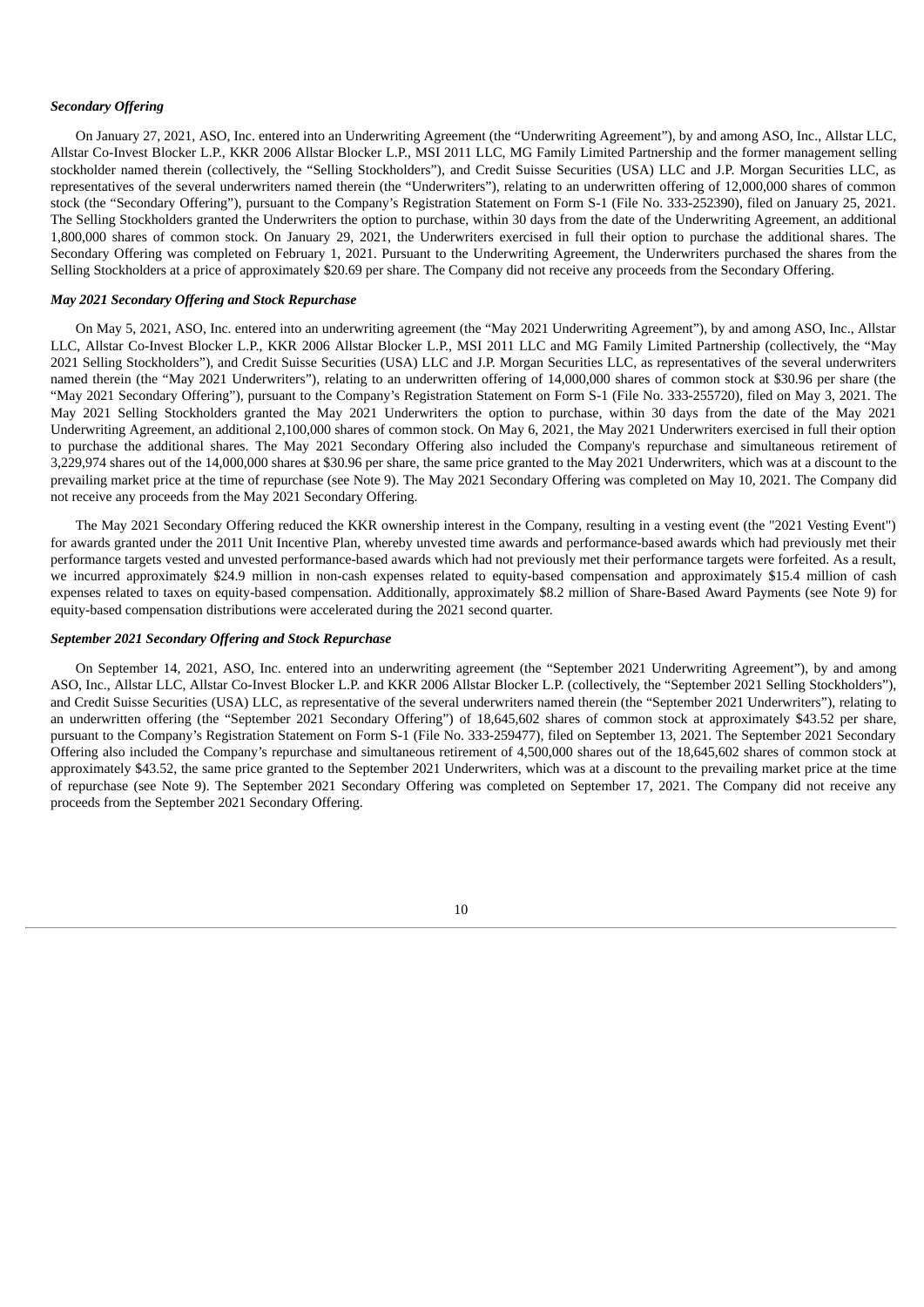***Secondary Offering***

On January 27, 2021, ASO, Inc. entered into an Underwriting Agreement (the "Underwriting Agreement"), by and among ASO, Inc., Allstar LLC, Allstar Co-Invest Blocker L.P., KKR 2006 Allstar Blocker L.P., MSI 2011 LLC, MG Family Limited Partnership and the former management selling stockholder named therein (collectively, the "Selling Stockholders"), and Credit Suisse Securities (USA) LLC and J.P. Morgan Securities LLC, as representatives of the several underwriters named therein (the "Underwriters"), relating to an underwritten offering of 12,000,000 shares of common stock (the "Secondary Offering"), pursuant to the Company's Registration Statement on Form S-1 (File No. 333-252390), filed on January 25, 2021. The Selling Stockholders granted the Underwriters the option to purchase, within 30 days from the date of the Underwriting Agreement, an additional 1,800,000 shares of common stock. On January 29, 2021, the Underwriters exercised in full their option to purchase the additional shares. The Secondary Offering was completed on February 1, 2021. Pursuant to the Underwriting Agreement, the Underwriters purchased the shares from the Selling Stockholders at a price of approximately $20.69 per share. The Company did not receive any proceeds from the Secondary Offering.

***May 2021 Secondary Offering and Stock Repurchase***

On May 5, 2021, ASO, Inc. entered into an underwriting agreement (the "May 2021 Underwriting Agreement"), by and among ASO, Inc., Allstar LLC, Allstar Co-Invest Blocker L.P., KKR 2006 Allstar Blocker L.P., MSI 2011 LLC and MG Family Limited Partnership (collectively, the "May 2021 Selling Stockholders"), and Credit Suisse Securities (USA) LLC and J.P. Morgan Securities LLC, as representatives of the several underwriters named therein (the "May 2021 Underwriters"), relating to an underwritten offering of 14,000,000 shares of common stock at $30.96 per share (the "May 2021 Secondary Offering"), pursuant to the Company's Registration Statement on Form S-1 (File No. 333-255720), filed on May 3, 2021. The May 2021 Selling Stockholders granted the May 2021 Underwriters the option to purchase, within 30 days from the date of the May 2021 Underwriting Agreement, an additional 2,100,000 shares of common stock. On May 6, 2021, the May 2021 Underwriters exercised in full their option to purchase the additional shares. The May 2021 Secondary Offering also included the Company's repurchase and simultaneous retirement of 3,229,974 shares out of the 14,000,000 shares at $30.96 per share, the same price granted to the May 2021 Underwriters, which was at a discount to the prevailing market price at the time of repurchase (see Note 9). The May 2021 Secondary Offering was completed on May 10, 2021. The Company did not receive any proceeds from the May 2021 Secondary Offering.

The May 2021 Secondary Offering reduced the KKR ownership interest in the Company, resulting in a vesting event (the "2021 Vesting Event") for awards granted under the 2011 Unit Incentive Plan, whereby unvested time awards and performance-based awards which had previously met their performance targets vested and unvested performance-based awards which had not previously met their performance targets were forfeited. As a result, we incurred approximately $24.9 million in non-cash expenses related to equity-based compensation and approximately $15.4 million of cash expenses related to taxes on equity-based compensation. Additionally, approximately $8.2 million of Share-Based Award Payments (see Note 9) for equity-based compensation distributions were accelerated during the 2021 second quarter.

***September 2021 Secondary Offering and Stock Repurchase***

On September 14, 2021, ASO, Inc. entered into an underwriting agreement (the "September 2021 Underwriting Agreement"), by and among ASO, Inc., Allstar LLC, Allstar Co-Invest Blocker L.P. and KKR 2006 Allstar Blocker L.P. (collectively, the "September 2021 Selling Stockholders"), and Credit Suisse Securities (USA) LLC, as representative of the several underwriters named therein (the "September 2021 Underwriters"), relating to an underwritten offering (the "September 2021 Secondary Offering") of 18,645,602 shares of common stock at approximately $43.52 per share, pursuant to the Company's Registration Statement on Form S-1 (File No. 333-259477), filed on September 13, 2021. The September 2021 Secondary Offering also included the Company's repurchase and simultaneous retirement of 4,500,000 shares out of the 18,645,602 shares of common stock at approximately $43.52, the same price granted to the September 2021 Underwriters, which was at a discount to the prevailing market price at the time of repurchase (see Note 9). The September 2021 Secondary Offering was completed on September 17, 2021. The Company did not receive any proceeds from the September 2021 Secondary Offering.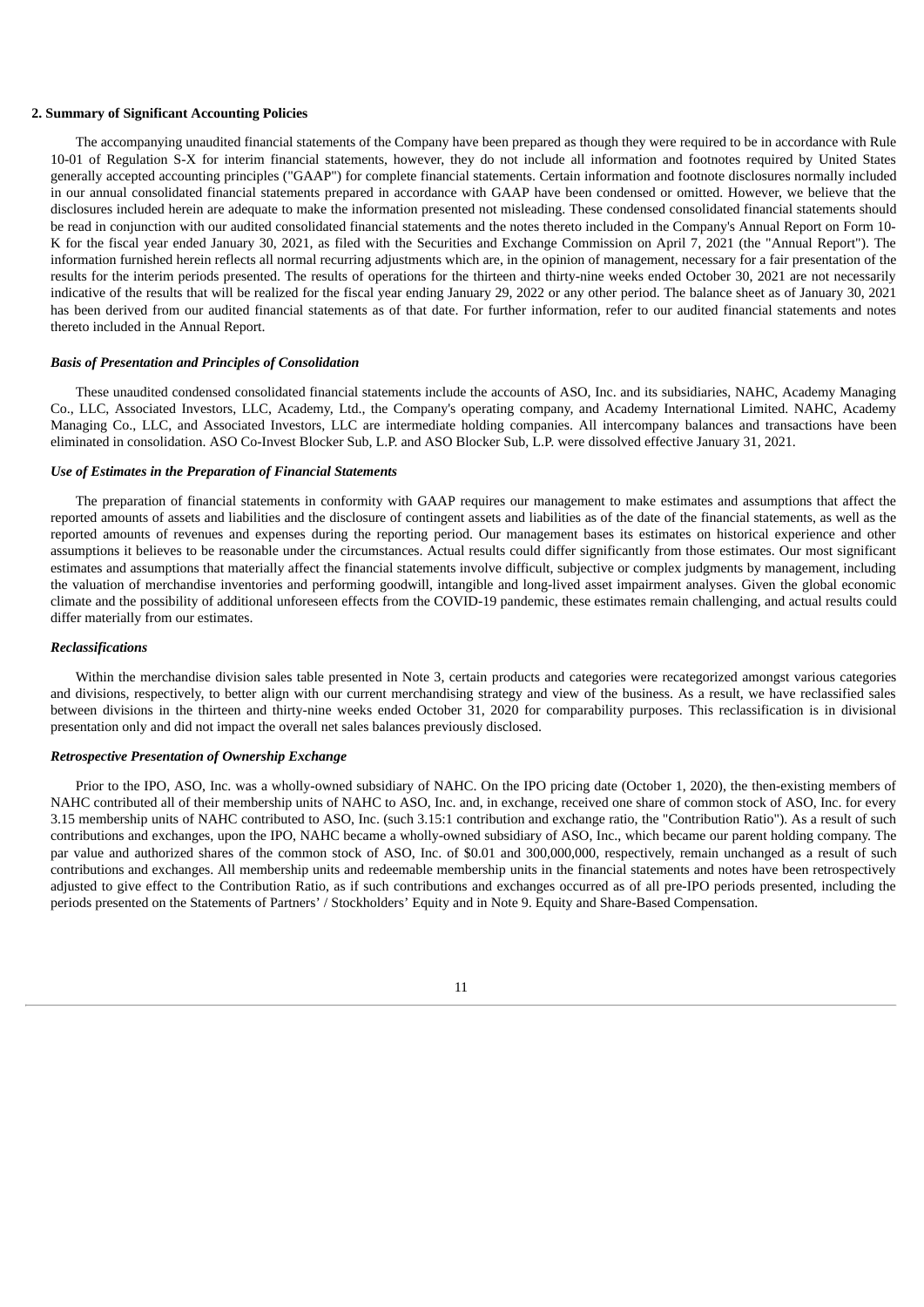**2. Summary of Significant Accounting Policies**

The accompanying unaudited financial statements of the Company have been prepared as though they were required to be in accordance with Rule 10-01 of Regulation S-X for interim financial statements, however, they do not include all information and footnotes required by United States generally accepted accounting principles ("GAAP") for complete financial statements. Certain information and footnote disclosures normally included in our annual consolidated financial statements prepared in accordance with GAAP have been condensed or omitted. However, we believe that the disclosures included herein are adequate to make the information presented not misleading. These condensed consolidated financial statements should be read in conjunction with our audited consolidated financial statements and the notes thereto included in the Company's Annual Report on Form 10-K for the fiscal year ended January 30, 2021, as filed with the Securities and Exchange Commission on April 7, 2021 (the "Annual Report"). The information furnished herein reflects all normal recurring adjustments which are, in the opinion of management, necessary for a fair presentation of the results for the interim periods presented. The results of operations for the thirteen and thirty-nine weeks ended October 30, 2021 are not necessarily indicative of the results that will be realized for the fiscal year ending January 29, 2022 or any other period. The balance sheet as of January 30, 2021 has been derived from our audited financial statements as of that date. For further information, refer to our audited financial statements and notes thereto included in the Annual Report.

***Basis of Presentation and Principles of Consolidation***

These unaudited condensed consolidated financial statements include the accounts of ASO, Inc. and its subsidiaries, NAHC, Academy Managing Co., LLC, Associated Investors, LLC, Academy, Ltd., the Company's operating company, and Academy International Limited. NAHC, Academy Managing Co., LLC, and Associated Investors, LLC are intermediate holding companies. All intercompany balances and transactions have been eliminated in consolidation. ASO Co-Invest Blocker Sub, L.P. and ASO Blocker Sub, L.P. were dissolved effective January 31, 2021.

***Use of Estimates in the Preparation of Financial Statements***

The preparation of financial statements in conformity with GAAP requires our management to make estimates and assumptions that affect the reported amounts of assets and liabilities and the disclosure of contingent assets and liabilities as of the date of the financial statements, as well as the reported amounts of revenues and expenses during the reporting period. Our management bases its estimates on historical experience and other assumptions it believes to be reasonable under the circumstances. Actual results could differ significantly from those estimates. Our most significant estimates and assumptions that materially affect the financial statements involve difficult, subjective or complex judgments by management, including the valuation of merchandise inventories and performing goodwill, intangible and long-lived asset impairment analyses. Given the global economic climate and the possibility of additional unforeseen effects from the COVID-19 pandemic, these estimates remain challenging, and actual results could differ materially from our estimates.

***Reclassifications***

Within the merchandise division sales table presented in Note 3, certain products and categories were recategorized amongst various categories and divisions, respectively, to better align with our current merchandising strategy and view of the business. As a result, we have reclassified sales between divisions in the thirteen and thirty-nine weeks ended October 31, 2020 for comparability purposes. This reclassification is in divisional presentation only and did not impact the overall net sales balances previously disclosed.

***Retrospective Presentation of Ownership Exchange***

Prior to the IPO, ASO, Inc. was a wholly-owned subsidiary of NAHC. On the IPO pricing date (October 1, 2020), the then-existing members of NAHC contributed all of their membership units of NAHC to ASO, Inc. and, in exchange, received one share of common stock of ASO, Inc. for every 3.15 membership units of NAHC contributed to ASO, Inc. (such 3.15:1 contribution and exchange ratio, the "Contribution Ratio"). As a result of such contributions and exchanges, upon the IPO, NAHC became a wholly-owned subsidiary of ASO, Inc., which became our parent holding company. The par value and authorized shares of the common stock of ASO, Inc. of $0.01 and 300,000,000, respectively, remain unchanged as a result of such contributions and exchanges. All membership units and redeemable membership units in the financial statements and notes have been retrospectively adjusted to give effect to the Contribution Ratio, as if such contributions and exchanges occurred as of all pre-IPO periods presented, including the periods presented on the Statements of Partners' / Stockholders' Equity and in Note 9. Equity and Share-Based Compensation.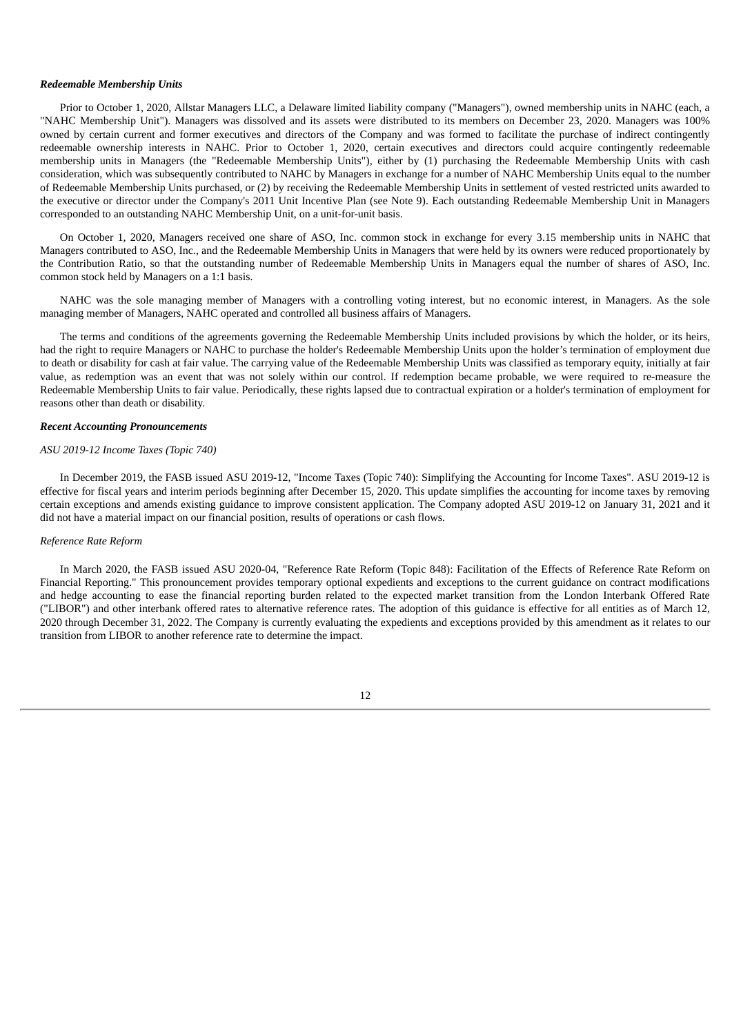### *Redeemable Membership Units*

Prior to October 1, 2020, Allstar Managers LLC, a Delaware limited liability company ("Managers"), owned membership units in NAHC (each, a "NAHC Membership Unit"). Managers was dissolved and its assets were distributed to its members on December 23, 2020. Managers was 100% owned by certain current and former executives and directors of the Company and was formed to facilitate the purchase of indirect contingently redeemable ownership interests in NAHC. Prior to October 1, 2020, certain executives and directors could acquire contingently redeemable membership units in Managers (the "Redeemable Membership Units"), either by (1) purchasing the Redeemable Membership Units with cash consideration, which was subsequently contributed to NAHC by Managers in exchange for a number of NAHC Membership Units equal to the number of Redeemable Membership Units purchased, or (2) by receiving the Redeemable Membership Units in settlement of vested restricted units awarded to the executive or director under the Company's 2011 Unit Incentive Plan (see Note 9). Each outstanding Redeemable Membership Unit in Managers corresponded to an outstanding NAHC Membership Unit, on a unit-for-unit basis.

On October 1, 2020, Managers received one share of ASO, Inc. common stock in exchange for every 3.15 membership units in NAHC that Managers contributed to ASO, Inc., and the Redeemable Membership Units in Managers that were held by its owners were reduced proportionately by the Contribution Ratio, so that the outstanding number of Redeemable Membership Units in Managers equal the number of shares of ASO, Inc. common stock held by Managers on a 1:1 basis.

NAHC was the sole managing member of Managers with a controlling voting interest, but no economic interest, in Managers. As the sole managing member of Managers, NAHC operated and controlled all business affairs of Managers.

The terms and conditions of the agreements governing the Redeemable Membership Units included provisions by which the holder, or its heirs, had the right to require Managers or NAHC to purchase the holder's Redeemable Membership Units upon the holder's termination of employment due to death or disability for cash at fair value. The carrying value of the Redeemable Membership Units was classified as temporary equity, initially at fair value, as redemption was an event that was not solely within our control. If redemption became probable, we were required to re-measure the Redeemable Membership Units to fair value. Periodically, these rights lapsed due to contractual expiration or a holder's termination of employment for reasons other than death or disability.

### *Recent Accounting Pronouncements*

*ASU 2019-12 Income Taxes (Topic 740)*

In December 2019, the FASB issued ASU 2019-12, "Income Taxes (Topic 740): Simplifying the Accounting for Income Taxes". ASU 2019-12 is effective for fiscal years and interim periods beginning after December 15, 2020. This update simplifies the accounting for income taxes by removing certain exceptions and amends existing guidance to improve consistent application. The Company adopted ASU 2019-12 on January 31, 2021 and it did not have a material impact on our financial position, results of operations or cash flows.

*Reference Rate Reform*

In March 2020, the FASB issued ASU 2020-04, "Reference Rate Reform (Topic 848): Facilitation of the Effects of Reference Rate Reform on Financial Reporting." This pronouncement provides temporary optional expedients and exceptions to the current guidance on contract modifications and hedge accounting to ease the financial reporting burden related to the expected market transition from the London Interbank Offered Rate ("LIBOR") and other interbank offered rates to alternative reference rates. The adoption of this guidance is effective for all entities as of March 12, 2020 through December 31, 2022. The Company is currently evaluating the expedients and exceptions provided by this amendment as it relates to our transition from LIBOR to another reference rate to determine the impact.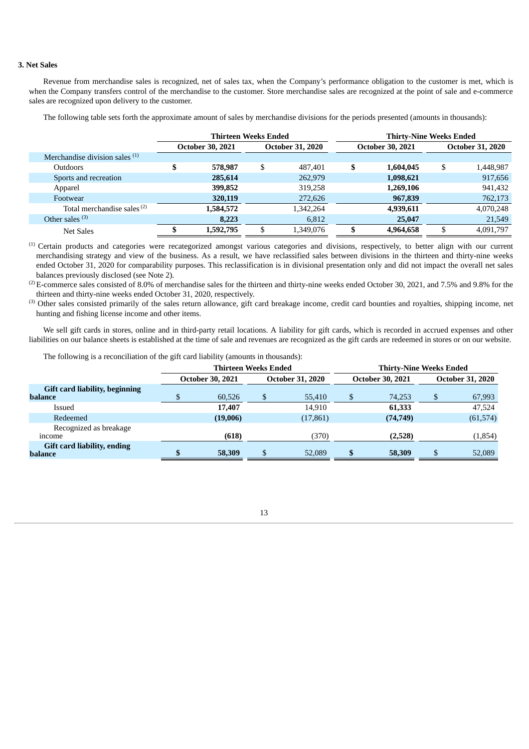### 3. Net Sales

Revenue from merchandise sales is recognized, net of sales tax, when the Company's performance obligation to the customer is met, which is when the Company transfers control of the merchandise to the customer. Store merchandise sales are recognized at the point of sale and e-commerce sales are recognized upon delivery to the customer.

The following table sets forth the approximate amount of sales by merchandise divisions for the periods presented (amounts in thousands):

| | Thirteen Weeks Ended | | Thirty-Nine Weeks Ended | |
|---|---|---|---|---|
| | October 30, 2021 | October 31, 2020 | October 30, 2021 | October 31, 2020 |
| Merchandise division sales [1] | | | | |
| Outdoors | **$ 578,987** | $ 487,401 | **$ 1,604,045** | $ 1,448,987 |
| Sports and recreation | **285,614** | 262,979 | **1,098,621** | 917,656 |
| Apparel | **399,852** | 319,258 | **1,269,106** | 941,432 |
| Footwear | **320,119** | 272,626 | **967,839** | 762,173 |
| Total merchandise sales [2] | **1,584,572** | 1,342,264 | **4,939,611** | 4,070,248 |
| Other sales [3] | **8,223** | 6,812 | **25,047** | 21,549 |
| Net Sales | **$ 1,592,795** | $ 1,349,076 | **$ 4,964,658** | $ 4,091,797 |

[1] Certain products and categories were recategorized amongst various categories and divisions, respectively, to better align with our current merchandising strategy and view of the business. As a result, we have reclassified sales between divisions in the thirteen and thirty-nine weeks ended October 31, 2020 for comparability purposes. This reclassification is in divisional presentation only and did not impact the overall net sales balances previously disclosed (see Note 2).

[2] E-commerce sales consisted of 8.0% of merchandise sales for the thirteen and thirty-nine weeks ended October 30, 2021, and 7.5% and 9.8% for the thirteen and thirty-nine weeks ended October 31, 2020, respectively.

[3] Other sales consisted primarily of the sales return allowance, gift card breakage income, credit card bounties and royalties, shipping income, net hunting and fishing license income and other items.

We sell gift cards in stores, online and in third-party retail locations. A liability for gift cards, which is recorded in accrued expenses and other liabilities on our balance sheets is established at the time of sale and revenues are recognized as the gift cards are redeemed in stores or on our website.

The following is a reconciliation of the gift card liability (amounts in thousands):

| | Thirteen Weeks Ended | | Thirty-Nine Weeks Ended | |
|---|---|---|---|---|
| | October 30, 2021 | October 31, 2020 | October 30, 2021 | October 31, 2020 |
| **Gift card liability, beginning balance** | $ 60,526 | $ 55,410 | $ 74,253 | $ 67,993 |
| Issued | **17,407** | 14,910 | **61,333** | 47,524 |
| Redeemed | **(19,006)** | (17,861) | **(74,749)** | (61,574) |
| Recognized as breakage income | **(618)** | (370) | **(2,528)** | (1,854) |
| **Gift card liability, ending balance** | **$ 58,309** | $ 52,089 | **$ 58,309** | $ 52,089 |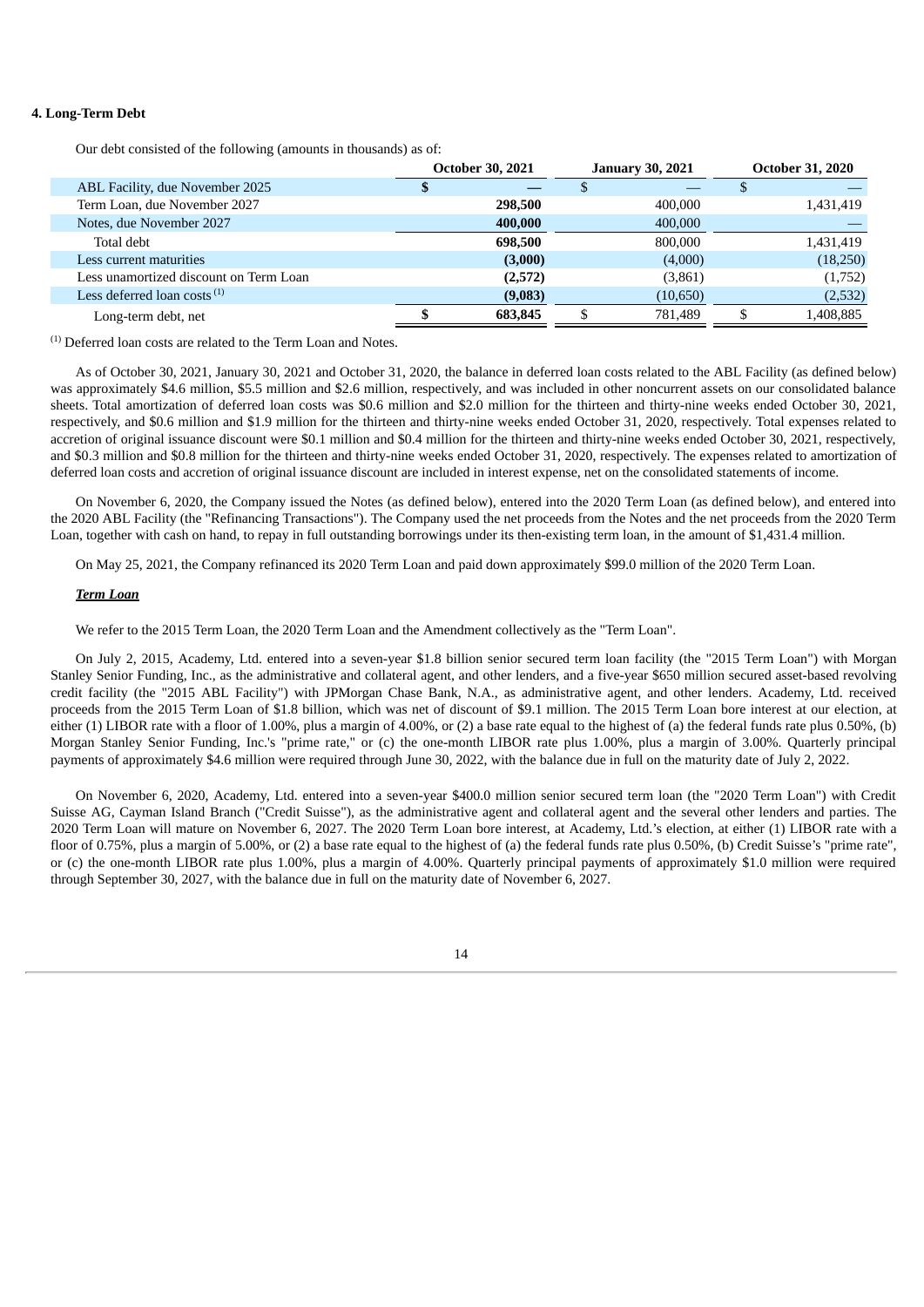**4. Long-Term Debt**

Our debt consisted of the following (amounts in thousands) as of:

| | October 30, 2021 | January 30, 2021 | October 31, 2020 |
|---|---|---|---|
| ABL Facility, due November 2025 | **$ —** | $ — | $ — |
| Term Loan, due November 2027 | **298,500** | 400,000 | 1,431,419 |
| Notes, due November 2027 | **400,000** | 400,000 | — |
| Total debt | **698,500** | 800,000 | 1,431,419 |
| Less current maturities | **(3,000)** | (4,000) | (18,250) |
| Less unamortized discount on Term Loan | **(2,572)** | (3,861) | (1,752) |
| Less deferred loan costs [(1)] | **(9,083)** | (10,650) | (2,532) |
| Long-term debt, net | **$ 683,845** | $ 781,489 | $ 1,408,885 |

[(1)] Deferred loan costs are related to the Term Loan and Notes.

As of October 30, 2021, January 30, 2021 and October 31, 2020, the balance in deferred loan costs related to the ABL Facility (as defined below) was approximately $4.6 million, $5.5 million and $2.6 million, respectively, and was included in other noncurrent assets on our consolidated balance sheets. Total amortization of deferred loan costs was $0.6 million and $2.0 million for the thirteen and thirty-nine weeks ended October 30, 2021, respectively, and $0.6 million and $1.9 million for the thirteen and thirty-nine weeks ended October 31, 2020, respectively. Total expenses related to accretion of original issuance discount were $0.1 million and $0.4 million for the thirteen and thirty-nine weeks ended October 30, 2021, respectively, and $0.3 million and $0.8 million for the thirteen and thirty-nine weeks ended October 31, 2020, respectively. The expenses related to amortization of deferred loan costs and accretion of original issuance discount are included in interest expense, net on the consolidated statements of income.

On November 6, 2020, the Company issued the Notes (as defined below), entered into the 2020 Term Loan (as defined below), and entered into the 2020 ABL Facility (the "Refinancing Transactions"). The Company used the net proceeds from the Notes and the net proceeds from the 2020 Term Loan, together with cash on hand, to repay in full outstanding borrowings under its then-existing term loan, in the amount of $1,431.4 million.

On May 25, 2021, the Company refinanced its 2020 Term Loan and paid down approximately $99.0 million of the 2020 Term Loan.

***Term Loan***

We refer to the 2015 Term Loan, the 2020 Term Loan and the Amendment collectively as the "Term Loan".

On July 2, 2015, Academy, Ltd. entered into a seven-year $1.8 billion senior secured term loan facility (the "2015 Term Loan") with Morgan Stanley Senior Funding, Inc., as the administrative and collateral agent, and other lenders, and a five-year $650 million secured asset-based revolving credit facility (the "2015 ABL Facility") with JPMorgan Chase Bank, N.A., as administrative agent, and other lenders. Academy, Ltd. received proceeds from the 2015 Term Loan of $1.8 billion, which was net of discount of $9.1 million. The 2015 Term Loan bore interest at our election, at either (1) LIBOR rate with a floor of 1.00%, plus a margin of 4.00%, or (2) a base rate equal to the highest of (a) the federal funds rate plus 0.50%, (b) Morgan Stanley Senior Funding, Inc.'s "prime rate," or (c) the one-month LIBOR rate plus 1.00%, plus a margin of 3.00%. Quarterly principal payments of approximately $4.6 million were required through June 30, 2022, with the balance due in full on the maturity date of July 2, 2022.

On November 6, 2020, Academy, Ltd. entered into a seven-year $400.0 million senior secured term loan (the "2020 Term Loan") with Credit Suisse AG, Cayman Island Branch ("Credit Suisse"), as the administrative agent and collateral agent and the several other lenders and parties. The 2020 Term Loan will mature on November 6, 2027. The 2020 Term Loan bore interest, at Academy, Ltd.'s election, at either (1) LIBOR rate with a floor of 0.75%, plus a margin of 5.00%, or (2) a base rate equal to the highest of (a) the federal funds rate plus 0.50%, (b) Credit Suisse's "prime rate", or (c) the one-month LIBOR rate plus 1.00%, plus a margin of 4.00%. Quarterly principal payments of approximately $1.0 million were required through September 30, 2027, with the balance due in full on the maturity date of November 6, 2027.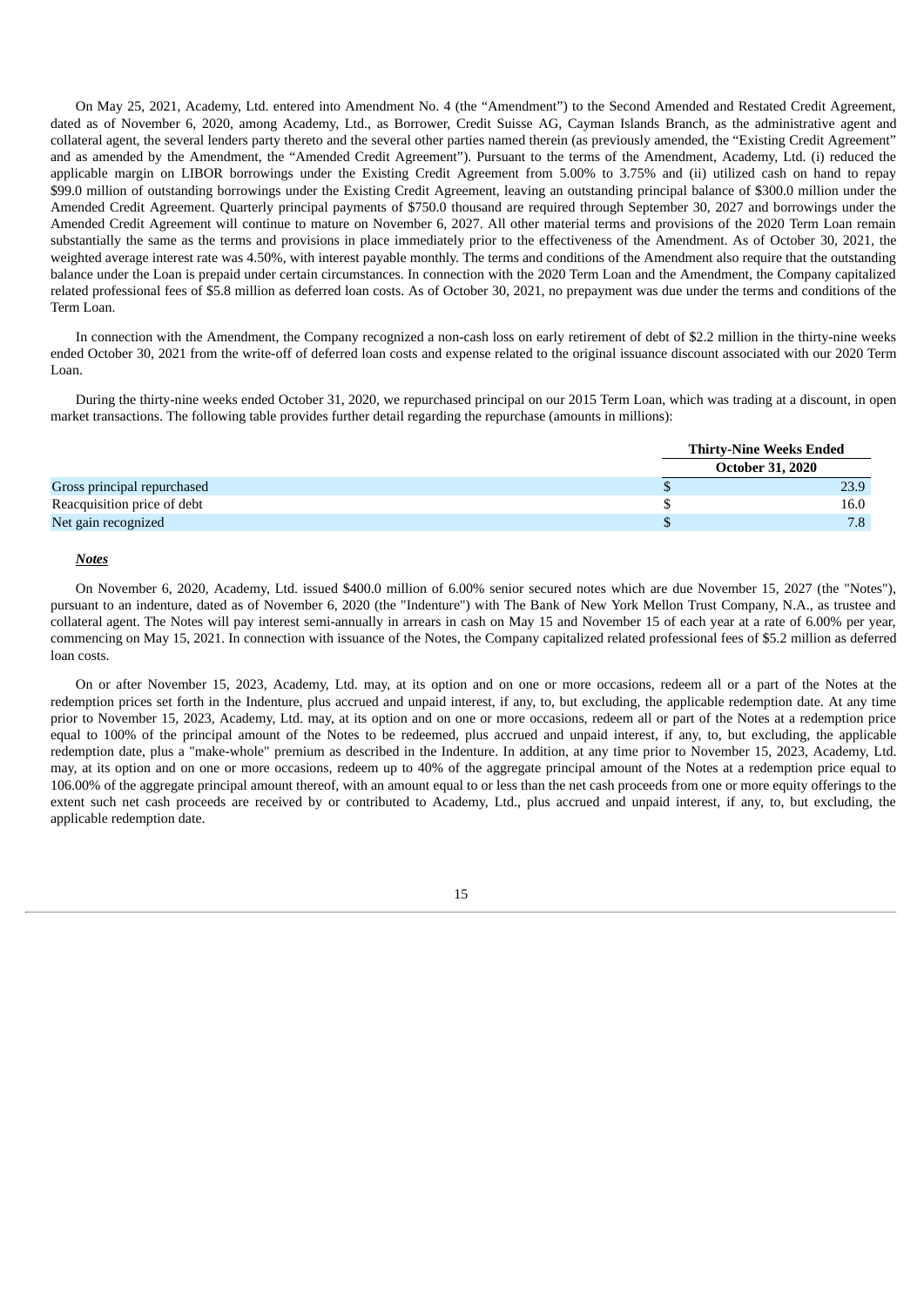On May 25, 2021, Academy, Ltd. entered into Amendment No. 4 (the "Amendment") to the Second Amended and Restated Credit Agreement, dated as of November 6, 2020, among Academy, Ltd., as Borrower, Credit Suisse AG, Cayman Islands Branch, as the administrative agent and collateral agent, the several lenders party thereto and the several other parties named therein (as previously amended, the "Existing Credit Agreement" and as amended by the Amendment, the "Amended Credit Agreement"). Pursuant to the terms of the Amendment, Academy, Ltd. (i) reduced the applicable margin on LIBOR borrowings under the Existing Credit Agreement from 5.00% to 3.75% and (ii) utilized cash on hand to repay $99.0 million of outstanding borrowings under the Existing Credit Agreement, leaving an outstanding principal balance of $300.0 million under the Amended Credit Agreement. Quarterly principal payments of $750.0 thousand are required through September 30, 2027 and borrowings under the Amended Credit Agreement will continue to mature on November 6, 2027. All other material terms and provisions of the 2020 Term Loan remain substantially the same as the terms and provisions in place immediately prior to the effectiveness of the Amendment. As of October 30, 2021, the weighted average interest rate was 4.50%, with interest payable monthly. The terms and conditions of the Amendment also require that the outstanding balance under the Loan is prepaid under certain circumstances. In connection with the 2020 Term Loan and the Amendment, the Company capitalized related professional fees of $5.8 million as deferred loan costs. As of October 30, 2021, no prepayment was due under the terms and conditions of the Term Loan.

In connection with the Amendment, the Company recognized a non-cash loss on early retirement of debt of $2.2 million in the thirty-nine weeks ended October 30, 2021 from the write-off of deferred loan costs and expense related to the original issuance discount associated with our 2020 Term Loan.

During the thirty-nine weeks ended October 31, 2020, we repurchased principal on our 2015 Term Loan, which was trading at a discount, in open market transactions. The following table provides further detail regarding the repurchase (amounts in millions):

| | Thirty-Nine Weeks Ended October 31, 2020 |
|---|---|
| Gross principal repurchased | $ 23.9 |
| Reacquisition price of debt | $ 16.0 |
| Net gain recognized | $ 7.8 |

***Notes***

On November 6, 2020, Academy, Ltd. issued $400.0 million of 6.00% senior secured notes which are due November 15, 2027 (the "Notes"), pursuant to an indenture, dated as of November 6, 2020 (the "Indenture") with The Bank of New York Mellon Trust Company, N.A., as trustee and collateral agent. The Notes will pay interest semi-annually in arrears in cash on May 15 and November 15 of each year at a rate of 6.00% per year, commencing on May 15, 2021. In connection with issuance of the Notes, the Company capitalized related professional fees of $5.2 million as deferred loan costs.

On or after November 15, 2023, Academy, Ltd. may, at its option and on one or more occasions, redeem all or a part of the Notes at the redemption prices set forth in the Indenture, plus accrued and unpaid interest, if any, to, but excluding, the applicable redemption date. At any time prior to November 15, 2023, Academy, Ltd. may, at its option and on one or more occasions, redeem all or part of the Notes at a redemption price equal to 100% of the principal amount of the Notes to be redeemed, plus accrued and unpaid interest, if any, to, but excluding, the applicable redemption date, plus a "make-whole" premium as described in the Indenture. In addition, at any time prior to November 15, 2023, Academy, Ltd. may, at its option and on one or more occasions, redeem up to 40% of the aggregate principal amount of the Notes at a redemption price equal to 106.00% of the aggregate principal amount thereof, with an amount equal to or less than the net cash proceeds from one or more equity offerings to the extent such net cash proceeds are received by or contributed to Academy, Ltd., plus accrued and unpaid interest, if any, to, but excluding, the applicable redemption date.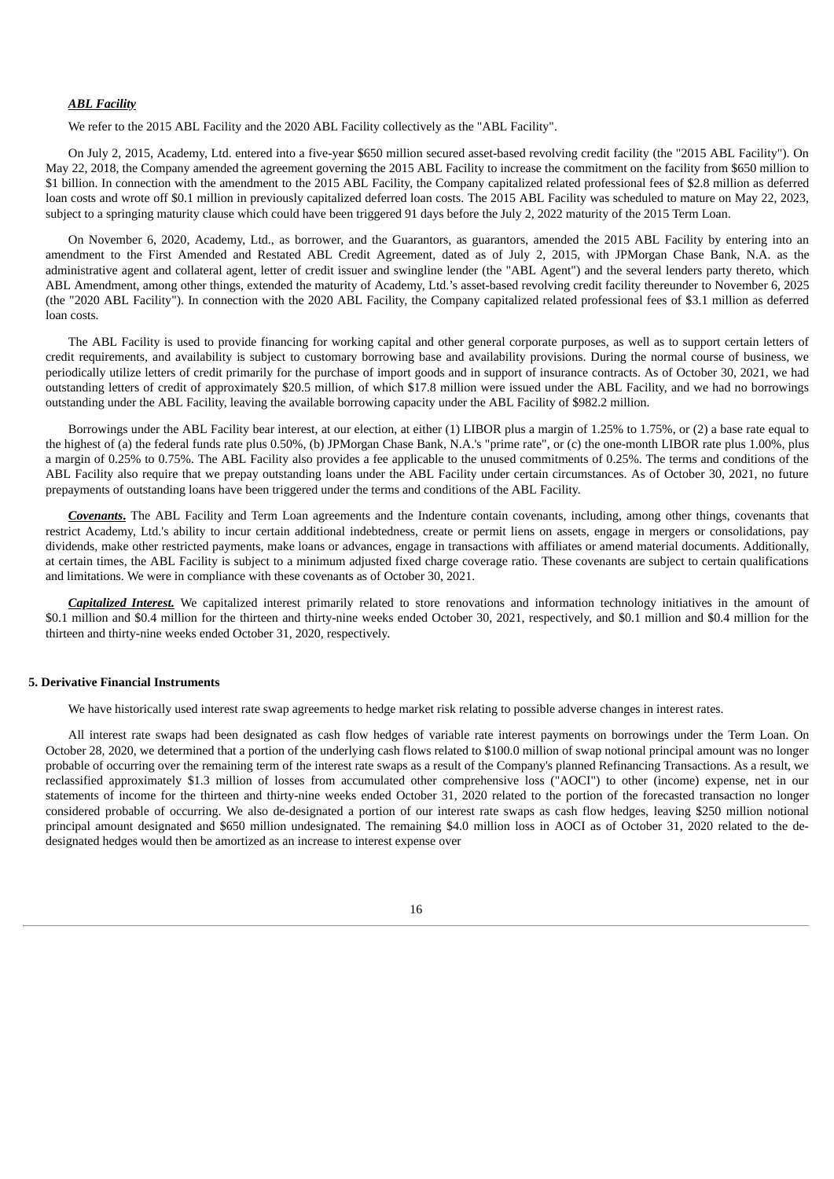***ABL Facility***

We refer to the 2015 ABL Facility and the 2020 ABL Facility collectively as the "ABL Facility".

On July 2, 2015, Academy, Ltd. entered into a five-year $650 million secured asset-based revolving credit facility (the "2015 ABL Facility"). On May 22, 2018, the Company amended the agreement governing the 2015 ABL Facility to increase the commitment on the facility from $650 million to $1 billion. In connection with the amendment to the 2015 ABL Facility, the Company capitalized related professional fees of $2.8 million as deferred loan costs and wrote off $0.1 million in previously capitalized deferred loan costs. The 2015 ABL Facility was scheduled to mature on May 22, 2023, subject to a springing maturity clause which could have been triggered 91 days before the July 2, 2022 maturity of the 2015 Term Loan.

On November 6, 2020, Academy, Ltd., as borrower, and the Guarantors, as guarantors, amended the 2015 ABL Facility by entering into an amendment to the First Amended and Restated ABL Credit Agreement, dated as of July 2, 2015, with JPMorgan Chase Bank, N.A. as the administrative agent and collateral agent, letter of credit issuer and swingline lender (the "ABL Agent") and the several lenders party thereto, which ABL Amendment, among other things, extended the maturity of Academy, Ltd.'s asset-based revolving credit facility thereunder to November 6, 2025 (the "2020 ABL Facility"). In connection with the 2020 ABL Facility, the Company capitalized related professional fees of $3.1 million as deferred loan costs.

The ABL Facility is used to provide financing for working capital and other general corporate purposes, as well as to support certain letters of credit requirements, and availability is subject to customary borrowing base and availability provisions. During the normal course of business, we periodically utilize letters of credit primarily for the purchase of import goods and in support of insurance contracts. As of October 30, 2021, we had outstanding letters of credit of approximately $20.5 million, of which $17.8 million were issued under the ABL Facility, and we had no borrowings outstanding under the ABL Facility, leaving the available borrowing capacity under the ABL Facility of $982.2 million.

Borrowings under the ABL Facility bear interest, at our election, at either (1) LIBOR plus a margin of 1.25% to 1.75%, or (2) a base rate equal to the highest of (a) the federal funds rate plus 0.50%, (b) JPMorgan Chase Bank, N.A.'s "prime rate", or (c) the one-month LIBOR rate plus 1.00%, plus a margin of 0.25% to 0.75%. The ABL Facility also provides a fee applicable to the unused commitments of 0.25%. The terms and conditions of the ABL Facility also require that we prepay outstanding loans under the ABL Facility under certain circumstances. As of October 30, 2021, no future prepayments of outstanding loans have been triggered under the terms and conditions of the ABL Facility.

***Covenants.*** The ABL Facility and Term Loan agreements and the Indenture contain covenants, including, among other things, covenants that restrict Academy, Ltd.'s ability to incur certain additional indebtedness, create or permit liens on assets, engage in mergers or consolidations, pay dividends, make other restricted payments, make loans or advances, engage in transactions with affiliates or amend material documents. Additionally, at certain times, the ABL Facility is subject to a minimum adjusted fixed charge coverage ratio. These covenants are subject to certain qualifications and limitations. We were in compliance with these covenants as of October 30, 2021.

***Capitalized Interest.*** We capitalized interest primarily related to store renovations and information technology initiatives in the amount of $0.1 million and $0.4 million for the thirteen and thirty-nine weeks ended October 30, 2021, respectively, and $0.1 million and $0.4 million for the thirteen and thirty-nine weeks ended October 31, 2020, respectively.

**5. Derivative Financial Instruments**

We have historically used interest rate swap agreements to hedge market risk relating to possible adverse changes in interest rates.

All interest rate swaps had been designated as cash flow hedges of variable rate interest payments on borrowings under the Term Loan. On October 28, 2020, we determined that a portion of the underlying cash flows related to $100.0 million of swap notional principal amount was no longer probable of occurring over the remaining term of the interest rate swaps as a result of the Company's planned Refinancing Transactions. As a result, we reclassified approximately $1.3 million of losses from accumulated other comprehensive loss ("AOCI") to other (income) expense, net in our statements of income for the thirteen and thirty-nine weeks ended October 31, 2020 related to the portion of the forecasted transaction no longer considered probable of occurring. We also de-designated a portion of our interest rate swaps as cash flow hedges, leaving $250 million notional principal amount designated and $650 million undesignated. The remaining $4.0 million loss in AOCI as of October 31, 2020 related to the de-designated hedges would then be amortized as an increase to interest expense over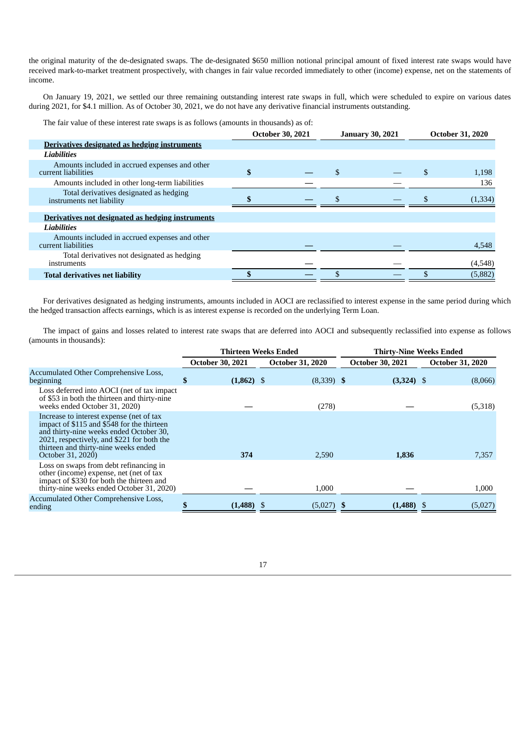the original maturity of the de-designated swaps. The de-designated $650 million notional principal amount of fixed interest rate swaps would have received mark-to-market treatment prospectively, with changes in fair value recorded immediately to other (income) expense, net on the statements of income.

On January 19, 2021, we settled our three remaining outstanding interest rate swaps in full, which were scheduled to expire on various dates during 2021, for $4.1 million. As of October 30, 2021, we do not have any derivative financial instruments outstanding.

The fair value of these interest rate swaps is as follows (amounts in thousands) as of:

| | October 30, 2021 | January 30, 2021 | October 31, 2020 |
|---|---|---|---|
| **Derivatives designated as hedging instruments** | | | |
| ***Liabilities*** | | | |
| Amounts included in accrued expenses and other current liabilities | $ — | $ — | $ 1,198 |
| Amounts included in other long-term liabilities | — | — | 136 |
| Total derivatives designated as hedging instruments net liability | $ — | $ — | $ (1,334) |
| **Derivatives not designated as hedging instruments** | | | |
| ***Liabilities*** | | | |
| Amounts included in accrued expenses and other current liabilities | — | — | 4,548 |
| Total derivatives not designated as hedging instruments | — | — | (4,548) |
| **Total derivatives net liability** | $ — | $ — | $ (5,882) |

For derivatives designated as hedging instruments, amounts included in AOCI are reclassified to interest expense in the same period during which the hedged transaction affects earnings, which is as interest expense is recorded on the underlying Term Loan.

The impact of gains and losses related to interest rate swaps that are deferred into AOCI and subsequently reclassified into expense as follows (amounts in thousands):

| | Thirteen Weeks Ended | | Thirty-Nine Weeks Ended | |
|---|---|---|---|---|
| | October 30, 2021 | October 31, 2020 | October 30, 2021 | October 31, 2020 |
| Accumulated Other Comprehensive Loss, beginning | **$ (1,862)** | $ (8,339) | **$ (3,324)** | $ (8,066) |
| Loss deferred into AOCI (net of tax impact of $53 in both the thirteen and thirty-nine weeks ended October 31, 2020) | **—** | (278) | **—** | (5,318) |
| Increase to interest expense (net of tax impact of $115 and $548 for the thirteen and thirty-nine weeks ended October 30, 2021, respectively, and $221 for both the thirteen and thirty-nine weeks ended October 31, 2020) | **374** | 2,590 | **1,836** | 7,357 |
| Loss on swaps from debt refinancing in other (income) expense, net (net of tax impact of $330 for both the thirteen and thirty-nine weeks ended October 31, 2020) | **—** | 1,000 | **—** | 1,000 |
| Accumulated Other Comprehensive Loss, ending | **$ (1,488)** | $ (5,027) | **$ (1,488)** | $ (5,027) |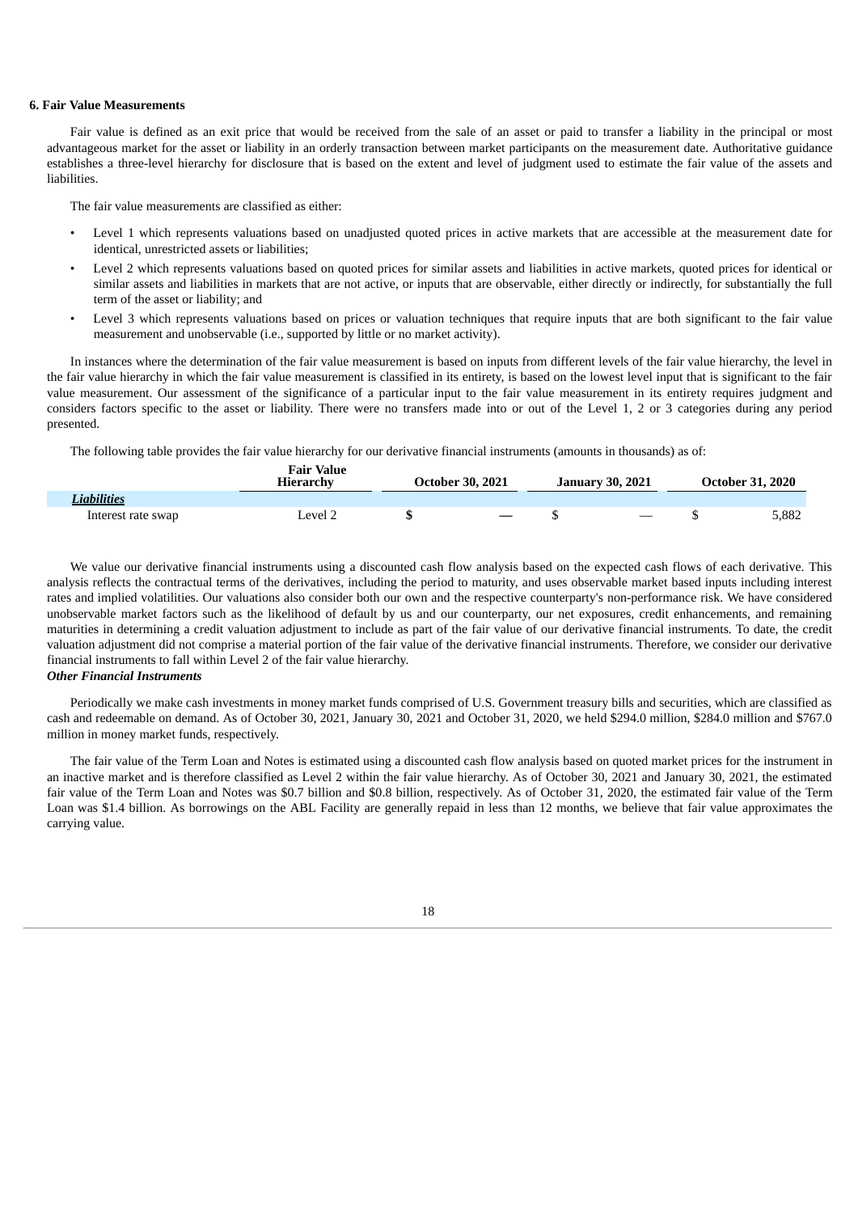### 6. Fair Value Measurements

Fair value is defined as an exit price that would be received from the sale of an asset or paid to transfer a liability in the principal or most advantageous market for the asset or liability in an orderly transaction between market participants on the measurement date. Authoritative guidance establishes a three-level hierarchy for disclosure that is based on the extent and level of judgment used to estimate the fair value of the assets and liabilities.

The fair value measurements are classified as either:

- Level 1 which represents valuations based on unadjusted quoted prices in active markets that are accessible at the measurement date for identical, unrestricted assets or liabilities;
- Level 2 which represents valuations based on quoted prices for similar assets and liabilities in active markets, quoted prices for identical or similar assets and liabilities in markets that are not active, or inputs that are observable, either directly or indirectly, for substantially the full term of the asset or liability; and
- Level 3 which represents valuations based on prices or valuation techniques that require inputs that are both significant to the fair value measurement and unobservable (i.e., supported by little or no market activity).

In instances where the determination of the fair value measurement is based on inputs from different levels of the fair value hierarchy, the level in the fair value hierarchy in which the fair value measurement is classified in its entirety, is based on the lowest level input that is significant to the fair value measurement. Our assessment of the significance of a particular input to the fair value measurement in its entirety requires judgment and considers factors specific to the asset or liability. There were no transfers made into or out of the Level 1, 2 or 3 categories during any period presented.

The following table provides the fair value hierarchy for our derivative financial instruments (amounts in thousands) as of:

| | Fair Value Hierarchy | October 30, 2021 | January 30, 2021 | October 31, 2020 |
|---|---|---|---|---|
| ***Liabilities*** | | | | |
| Interest rate swap | Level 2 | $ — | $ — | $ 5,882 |

We value our derivative financial instruments using a discounted cash flow analysis based on the expected cash flows of each derivative. This analysis reflects the contractual terms of the derivatives, including the period to maturity, and uses observable market based inputs including interest rates and implied volatilities. Our valuations also consider both our own and the respective counterparty's non-performance risk. We have considered unobservable market factors such as the likelihood of default by us and our counterparty, our net exposures, credit enhancements, and remaining maturities in determining a credit valuation adjustment to include as part of the fair value of our derivative financial instruments. To date, the credit valuation adjustment did not comprise a material portion of the fair value of the derivative financial instruments. Therefore, we consider our derivative financial instruments to fall within Level 2 of the fair value hierarchy.

***Other Financial Instruments***

Periodically we make cash investments in money market funds comprised of U.S. Government treasury bills and securities, which are classified as cash and redeemable on demand. As of October 30, 2021, January 30, 2021 and October 31, 2020, we held $294.0 million, $284.0 million and $767.0 million in money market funds, respectively.

The fair value of the Term Loan and Notes is estimated using a discounted cash flow analysis based on quoted market prices for the instrument in an inactive market and is therefore classified as Level 2 within the fair value hierarchy. As of October 30, 2021 and January 30, 2021, the estimated fair value of the Term Loan and Notes was $0.7 billion and $0.8 billion, respectively. As of October 31, 2020, the estimated fair value of the Term Loan was $1.4 billion. As borrowings on the ABL Facility are generally repaid in less than 12 months, we believe that fair value approximates the carrying value.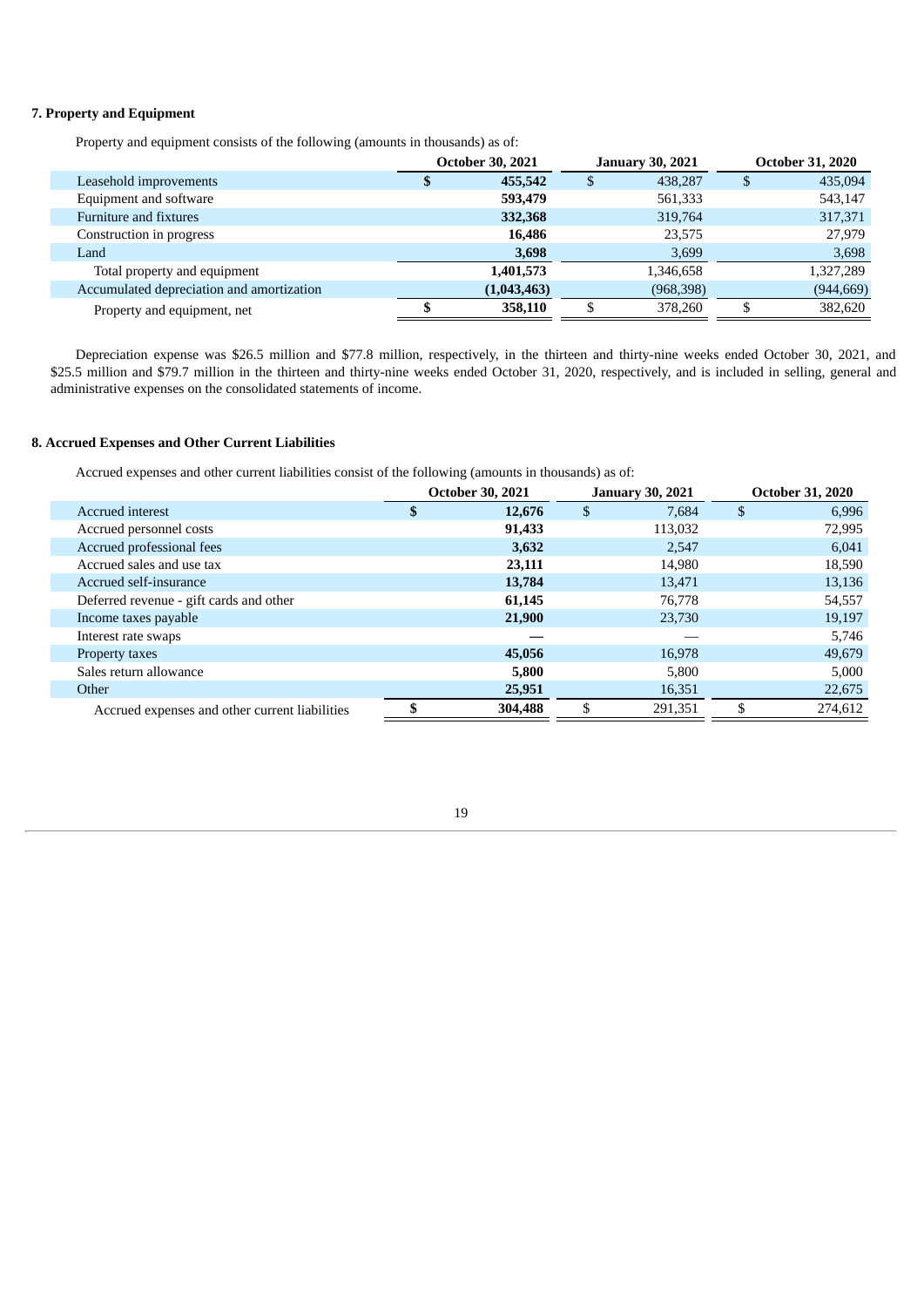### 7. Property and Equipment

Property and equipment consists of the following (amounts in thousands) as of:

| | October 30, 2021 | January 30, 2021 | October 31, 2020 |
|---|---|---|---|
| Leasehold improvements | **$ 455,542** | $ 438,287 | $ 435,094 |
| Equipment and software | **593,479** | 561,333 | 543,147 |
| Furniture and fixtures | **332,368** | 319,764 | 317,371 |
| Construction in progress | **16,486** | 23,575 | 27,979 |
| Land | **3,698** | 3,699 | 3,698 |
| Total property and equipment | **1,401,573** | 1,346,658 | 1,327,289 |
| Accumulated depreciation and amortization | **(1,043,463)** | (968,398) | (944,669) |
| Property and equipment, net | **$ 358,110** | $ 378,260 | $ 382,620 |

Depreciation expense was $26.5 million and $77.8 million, respectively, in the thirteen and thirty-nine weeks ended October 30, 2021, and $25.5 million and $79.7 million in the thirteen and thirty-nine weeks ended October 31, 2020, respectively, and is included in selling, general and administrative expenses on the consolidated statements of income.

### 8. Accrued Expenses and Other Current Liabilities

Accrued expenses and other current liabilities consist of the following (amounts in thousands) as of:

| | October 30, 2021 | January 30, 2021 | October 31, 2020 |
|---|---|---|---|
| Accrued interest | **$ 12,676** | $ 7,684 | $ 6,996 |
| Accrued personnel costs | **91,433** | 113,032 | 72,995 |
| Accrued professional fees | **3,632** | 2,547 | 6,041 |
| Accrued sales and use tax | **23,111** | 14,980 | 18,590 |
| Accrued self-insurance | **13,784** | 13,471 | 13,136 |
| Deferred revenue - gift cards and other | **61,145** | 76,778 | 54,557 |
| Income taxes payable | **21,900** | 23,730 | 19,197 |
| Interest rate swaps | **—** | — | 5,746 |
| Property taxes | **45,056** | 16,978 | 49,679 |
| Sales return allowance | **5,800** | 5,800 | 5,000 |
| Other | **25,951** | 16,351 | 22,675 |
| Accrued expenses and other current liabilities | **$ 304,488** | $ 291,351 | $ 274,612 |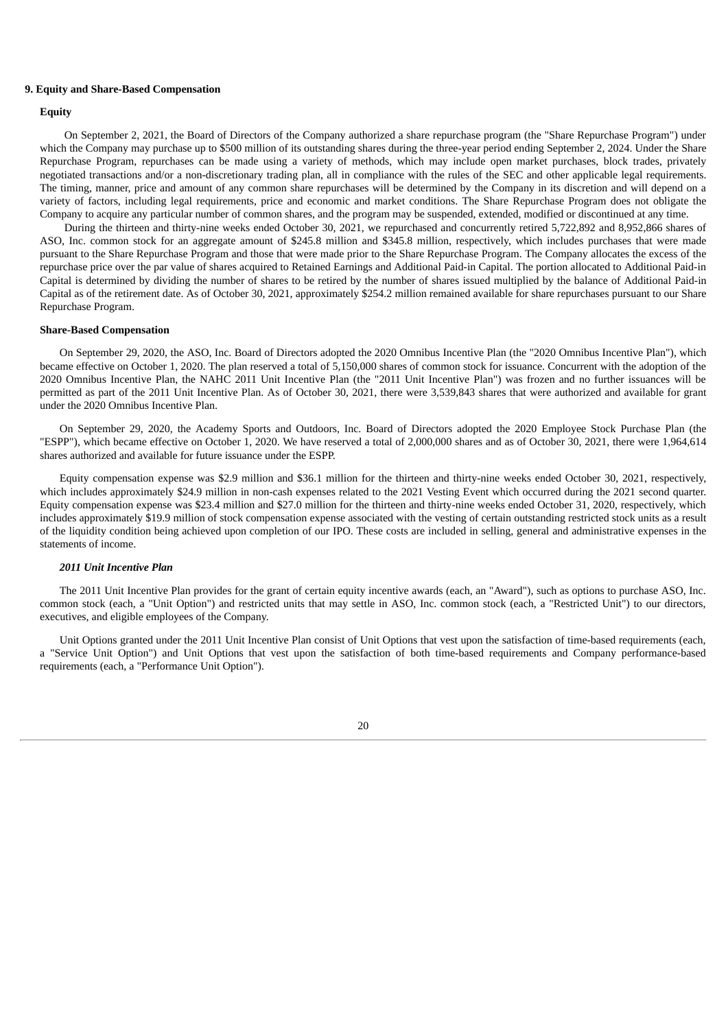## 9. Equity and Share-Based Compensation

### Equity

On September 2, 2021, the Board of Directors of the Company authorized a share repurchase program (the "Share Repurchase Program") under which the Company may purchase up to $500 million of its outstanding shares during the three-year period ending September 2, 2024. Under the Share Repurchase Program, repurchases can be made using a variety of methods, which may include open market purchases, block trades, privately negotiated transactions and/or a non-discretionary trading plan, all in compliance with the rules of the SEC and other applicable legal requirements. The timing, manner, price and amount of any common share repurchases will be determined by the Company in its discretion and will depend on a variety of factors, including legal requirements, price and economic and market conditions. The Share Repurchase Program does not obligate the Company to acquire any particular number of common shares, and the program may be suspended, extended, modified or discontinued at any time.

During the thirteen and thirty-nine weeks ended October 30, 2021, we repurchased and concurrently retired 5,722,892 and 8,952,866 shares of ASO, Inc. common stock for an aggregate amount of $245.8 million and $345.8 million, respectively, which includes purchases that were made pursuant to the Share Repurchase Program and those that were made prior to the Share Repurchase Program. The Company allocates the excess of the repurchase price over the par value of shares acquired to Retained Earnings and Additional Paid-in Capital. The portion allocated to Additional Paid-in Capital is determined by dividing the number of shares to be retired by the number of shares issued multiplied by the balance of Additional Paid-in Capital as of the retirement date. As of October 30, 2021, approximately $254.2 million remained available for share repurchases pursuant to our Share Repurchase Program.

### Share-Based Compensation

On September 29, 2020, the ASO, Inc. Board of Directors adopted the 2020 Omnibus Incentive Plan (the "2020 Omnibus Incentive Plan"), which became effective on October 1, 2020. The plan reserved a total of 5,150,000 shares of common stock for issuance. Concurrent with the adoption of the 2020 Omnibus Incentive Plan, the NAHC 2011 Unit Incentive Plan (the "2011 Unit Incentive Plan") was frozen and no further issuances will be permitted as part of the 2011 Unit Incentive Plan. As of October 30, 2021, there were 3,539,843 shares that were authorized and available for grant under the 2020 Omnibus Incentive Plan.

On September 29, 2020, the Academy Sports and Outdoors, Inc. Board of Directors adopted the 2020 Employee Stock Purchase Plan (the "ESPP"), which became effective on October 1, 2020. We have reserved a total of 2,000,000 shares and as of October 30, 2021, there were 1,964,614 shares authorized and available for future issuance under the ESPP.

Equity compensation expense was $2.9 million and $36.1 million for the thirteen and thirty-nine weeks ended October 30, 2021, respectively, which includes approximately $24.9 million in non-cash expenses related to the 2021 Vesting Event which occurred during the 2021 second quarter. Equity compensation expense was $23.4 million and $27.0 million for the thirteen and thirty-nine weeks ended October 31, 2020, respectively, which includes approximately $19.9 million of stock compensation expense associated with the vesting of certain outstanding restricted stock units as a result of the liquidity condition being achieved upon completion of our IPO. These costs are included in selling, general and administrative expenses in the statements of income.

#### *2011 Unit Incentive Plan*

The 2011 Unit Incentive Plan provides for the grant of certain equity incentive awards (each, an "Award"), such as options to purchase ASO, Inc. common stock (each, a "Unit Option") and restricted units that may settle in ASO, Inc. common stock (each, a "Restricted Unit") to our directors, executives, and eligible employees of the Company.

Unit Options granted under the 2011 Unit Incentive Plan consist of Unit Options that vest upon the satisfaction of time-based requirements (each, a "Service Unit Option") and Unit Options that vest upon the satisfaction of both time-based requirements and Company performance-based requirements (each, a "Performance Unit Option").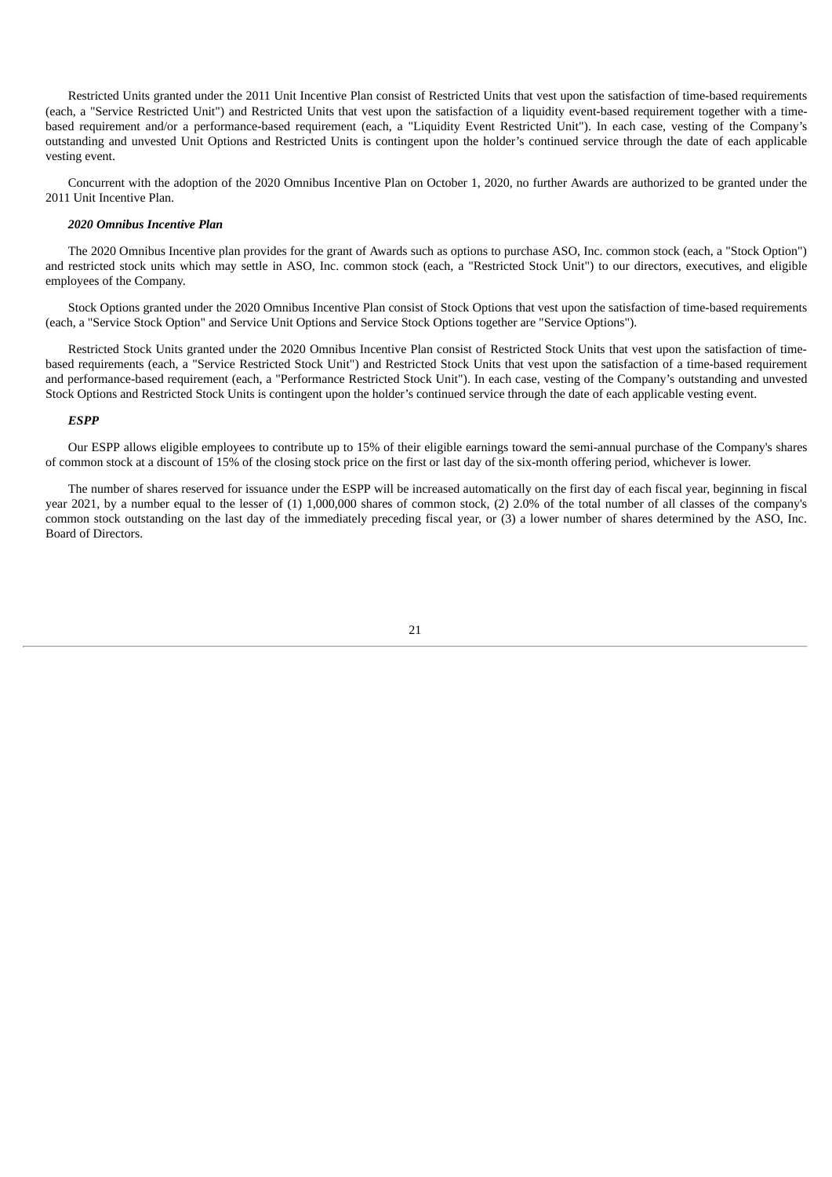Restricted Units granted under the 2011 Unit Incentive Plan consist of Restricted Units that vest upon the satisfaction of time-based requirements (each, a "Service Restricted Unit") and Restricted Units that vest upon the satisfaction of a liquidity event-based requirement together with a time-based requirement and/or a performance-based requirement (each, a "Liquidity Event Restricted Unit"). In each case, vesting of the Company's outstanding and unvested Unit Options and Restricted Units is contingent upon the holder's continued service through the date of each applicable vesting event.

Concurrent with the adoption of the 2020 Omnibus Incentive Plan on October 1, 2020, no further Awards are authorized to be granted under the 2011 Unit Incentive Plan.

***2020 Omnibus Incentive Plan***

The 2020 Omnibus Incentive plan provides for the grant of Awards such as options to purchase ASO, Inc. common stock (each, a "Stock Option") and restricted stock units which may settle in ASO, Inc. common stock (each, a "Restricted Stock Unit") to our directors, executives, and eligible employees of the Company.

Stock Options granted under the 2020 Omnibus Incentive Plan consist of Stock Options that vest upon the satisfaction of time-based requirements (each, a "Service Stock Option" and Service Unit Options and Service Stock Options together are "Service Options").

Restricted Stock Units granted under the 2020 Omnibus Incentive Plan consist of Restricted Stock Units that vest upon the satisfaction of time-based requirements (each, a "Service Restricted Stock Unit") and Restricted Stock Units that vest upon the satisfaction of a time-based requirement and performance-based requirement (each, a "Performance Restricted Stock Unit"). In each case, vesting of the Company's outstanding and unvested Stock Options and Restricted Stock Units is contingent upon the holder's continued service through the date of each applicable vesting event.

***ESPP***

Our ESPP allows eligible employees to contribute up to 15% of their eligible earnings toward the semi-annual purchase of the Company's shares of common stock at a discount of 15% of the closing stock price on the first or last day of the six-month offering period, whichever is lower.

The number of shares reserved for issuance under the ESPP will be increased automatically on the first day of each fiscal year, beginning in fiscal year 2021, by a number equal to the lesser of (1) 1,000,000 shares of common stock, (2) 2.0% of the total number of all classes of the company's common stock outstanding on the last day of the immediately preceding fiscal year, or (3) a lower number of shares determined by the ASO, Inc. Board of Directors.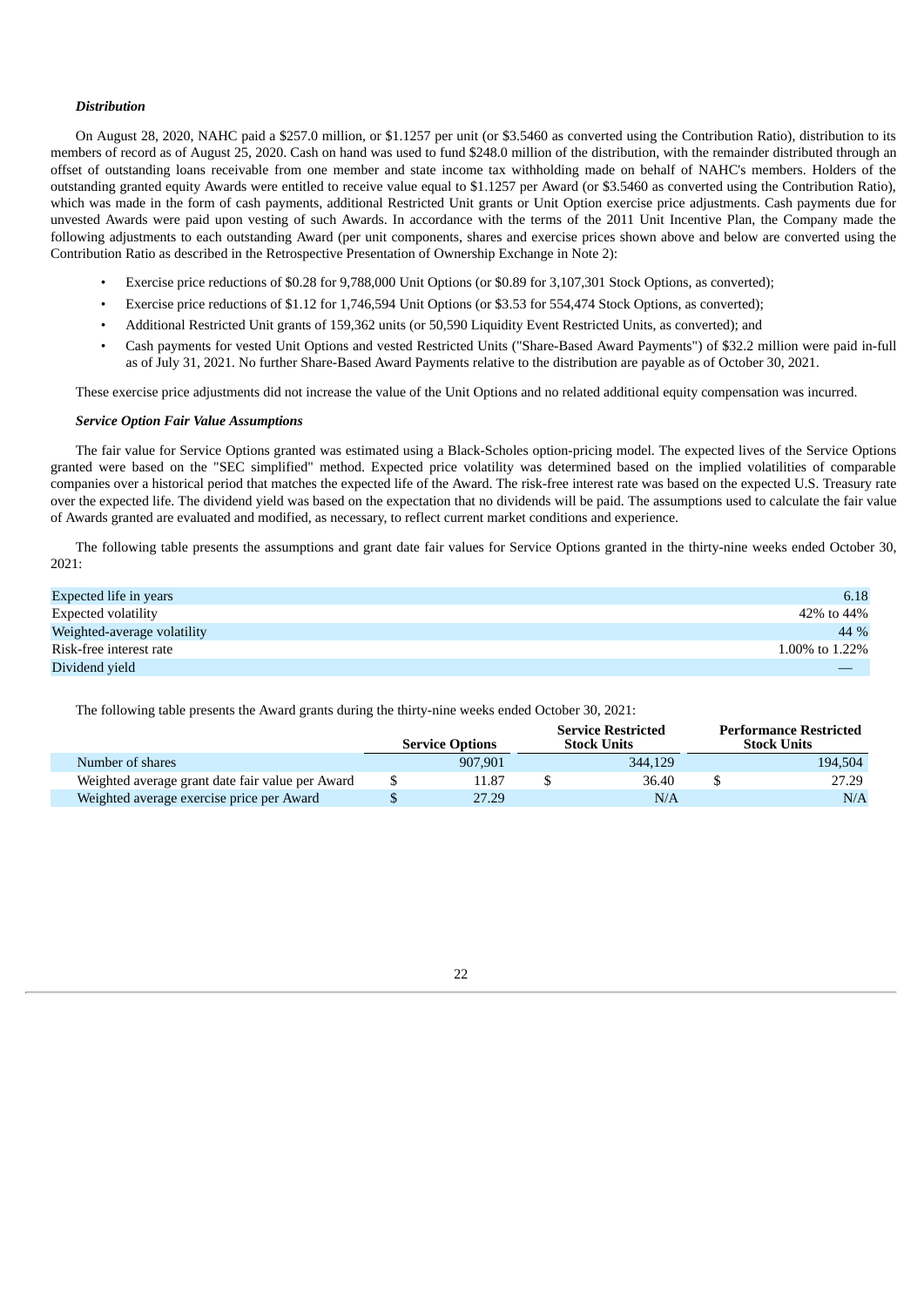***Distribution***

On August 28, 2020, NAHC paid a $257.0 million, or $1.1257 per unit (or $3.5460 as converted using the Contribution Ratio), distribution to its members of record as of August 25, 2020. Cash on hand was used to fund $248.0 million of the distribution, with the remainder distributed through an offset of outstanding loans receivable from one member and state income tax withholding made on behalf of NAHC's members. Holders of the outstanding granted equity Awards were entitled to receive value equal to $1.1257 per Award (or $3.5460 as converted using the Contribution Ratio), which was made in the form of cash payments, additional Restricted Unit grants or Unit Option exercise price adjustments. Cash payments due for unvested Awards were paid upon vesting of such Awards. In accordance with the terms of the 2011 Unit Incentive Plan, the Company made the following adjustments to each outstanding Award (per unit components, shares and exercise prices shown above and below are converted using the Contribution Ratio as described in the Retrospective Presentation of Ownership Exchange in Note 2):

- Exercise price reductions of $0.28 for 9,788,000 Unit Options (or $0.89 for 3,107,301 Stock Options, as converted);
- Exercise price reductions of $1.12 for 1,746,594 Unit Options (or $3.53 for 554,474 Stock Options, as converted);
- Additional Restricted Unit grants of 159,362 units (or 50,590 Liquidity Event Restricted Units, as converted); and
- Cash payments for vested Unit Options and vested Restricted Units ("Share-Based Award Payments") of $32.2 million were paid in-full as of July 31, 2021. No further Share-Based Award Payments relative to the distribution are payable as of October 30, 2021.

These exercise price adjustments did not increase the value of the Unit Options and no related additional equity compensation was incurred.

***Service Option Fair Value Assumptions***

The fair value for Service Options granted was estimated using a Black-Scholes option-pricing model. The expected lives of the Service Options granted were based on the "SEC simplified" method. Expected price volatility was determined based on the implied volatilities of comparable companies over a historical period that matches the expected life of the Award. The risk-free interest rate was based on the expected U.S. Treasury rate over the expected life. The dividend yield was based on the expectation that no dividends will be paid. The assumptions used to calculate the fair value of Awards granted are evaluated and modified, as necessary, to reflect current market conditions and experience.

The following table presents the assumptions and grant date fair values for Service Options granted in the thirty-nine weeks ended October 30, 2021:

| | |
|---|---|
| Expected life in years | 6.18 |
| Expected volatility | 42% to 44% |
| Weighted-average volatility | 44 % |
| Risk-free interest rate | 1.00% to 1.22% |
| Dividend yield | — |

The following table presents the Award grants during the thirty-nine weeks ended October 30, 2021:

| | Service Options | Service Restricted Stock Units | Performance Restricted Stock Units |
|---|---|---|---|
| Number of shares | 907,901 | 344,129 | 194,504 |
| Weighted average grant date fair value per Award | $ 11.87 | $ 36.40 | $ 27.29 |
| Weighted average exercise price per Award | $ 27.29 | N/A | N/A |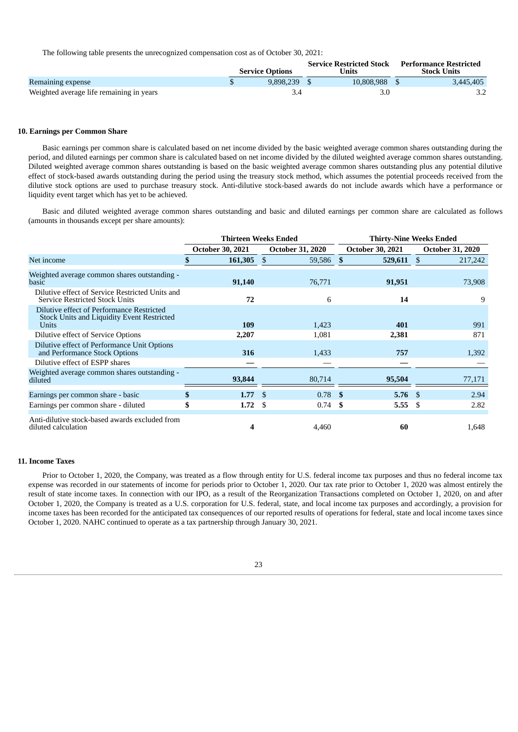The following table presents the unrecognized compensation cost as of October 30, 2021:

| | Service Options | Service Restricted Stock Units | Performance Restricted Stock Units |
|---|---|---|---|
| Remaining expense | $ 9,898,239 | $ 10,808,988 | $ 3,445,405 |
| Weighted average life remaining in years | 3.4 | 3.0 | 3.2 |

### 10. Earnings per Common Share

Basic earnings per common share is calculated based on net income divided by the basic weighted average common shares outstanding during the period, and diluted earnings per common share is calculated based on net income divided by the diluted weighted average common shares outstanding. Diluted weighted average common shares outstanding is based on the basic weighted average common shares outstanding plus any potential dilutive effect of stock-based awards outstanding during the period using the treasury stock method, which assumes the potential proceeds received from the dilutive stock options are used to purchase treasury stock. Anti-dilutive stock-based awards do not include awards which have a performance or liquidity event target which has yet to be achieved.

Basic and diluted weighted average common shares outstanding and basic and diluted earnings per common share are calculated as follows (amounts in thousands except per share amounts):

| | Thirteen Weeks Ended | | Thirty-Nine Weeks Ended | |
|---|---|---|---|---|
| | October 30, 2021 | October 31, 2020 | October 30, 2021 | October 31, 2020 |
| Net income | **$ 161,305** | $ 59,586 | **$ 529,611** | $ 217,242 |
| Weighted average common shares outstanding - basic | **91,140** | 76,771 | **91,951** | 73,908 |
| Dilutive effect of Service Restricted Units and Service Restricted Stock Units | **72** | 6 | **14** | 9 |
| Dilutive effect of Performance Restricted Stock Units and Liquidity Event Restricted Units | **109** | 1,423 | **401** | 991 |
| Dilutive effect of Service Options | **2,207** | 1,081 | **2,381** | 871 |
| Dilutive effect of Performance Unit Options and Performance Stock Options | **316** | 1,433 | **757** | 1,392 |
| Dilutive effect of ESPP shares | **—** | — | **—** | — |
| Weighted average common shares outstanding - diluted | **93,844** | 80,714 | **95,504** | 77,171 |
| Earnings per common share - basic | **$ 1.77** | $ 0.78 | **$ 5.76** | $ 2.94 |
| Earnings per common share - diluted | **$ 1.72** | $ 0.74 | **$ 5.55** | $ 2.82 |
| Anti-dilutive stock-based awards excluded from diluted calculation | **4** | 4,460 | **60** | 1,648 |

### 11. Income Taxes

Prior to October 1, 2020, the Company, was treated as a flow through entity for U.S. federal income tax purposes and thus no federal income tax expense was recorded in our statements of income for periods prior to October 1, 2020. Our tax rate prior to October 1, 2020 was almost entirely the result of state income taxes. In connection with our IPO, as a result of the Reorganization Transactions completed on October 1, 2020, on and after October 1, 2020, the Company is treated as a U.S. corporation for U.S. federal, state, and local income tax purposes and accordingly, a provision for income taxes has been recorded for the anticipated tax consequences of our reported results of operations for federal, state and local income taxes since October 1, 2020. NAHC continued to operate as a tax partnership through January 30, 2021.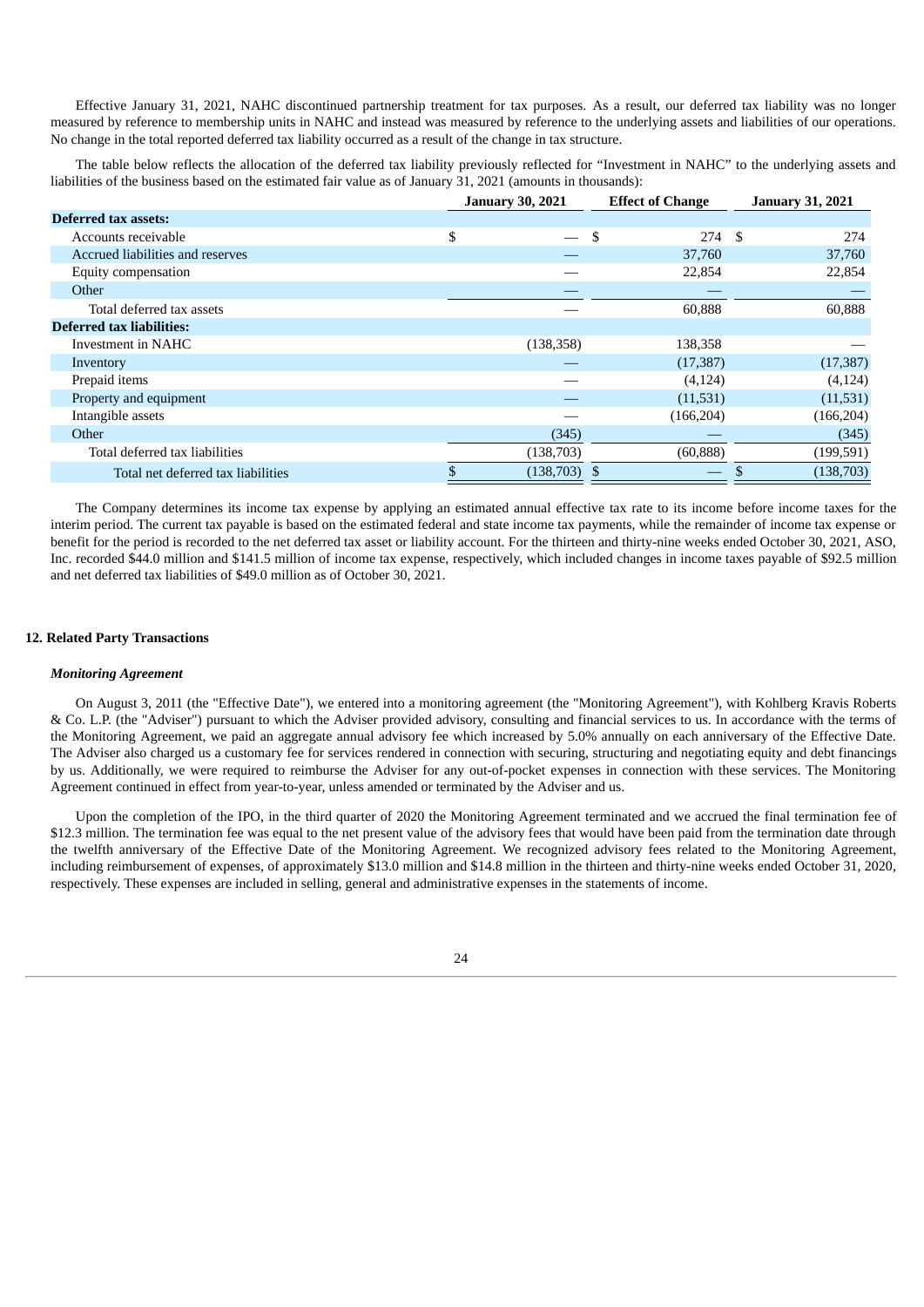Effective January 31, 2021, NAHC discontinued partnership treatment for tax purposes. As a result, our deferred tax liability was no longer measured by reference to membership units in NAHC and instead was measured by reference to the underlying assets and liabilities of our operations. No change in the total reported deferred tax liability occurred as a result of the change in tax structure.

The table below reflects the allocation of the deferred tax liability previously reflected for “Investment in NAHC” to the underlying assets and liabilities of the business based on the estimated fair value as of January 31, 2021 (amounts in thousands):

| | January 30, 2021 | Effect of Change | January 31, 2021 |
|---|---|---|---|
| **Deferred tax assets:** | | | |
| Accounts receivable | $ — | $ 274 | $ 274 |
| Accrued liabilities and reserves | — | 37,760 | 37,760 |
| Equity compensation | — | 22,854 | 22,854 |
| Other | — | — | — |
| Total deferred tax assets | — | 60,888 | 60,888 |
| **Deferred tax liabilities:** | | | |
| Investment in NAHC | (138,358) | 138,358 | — |
| Inventory | — | (17,387) | (17,387) |
| Prepaid items | — | (4,124) | (4,124) |
| Property and equipment | — | (11,531) | (11,531) |
| Intangible assets | — | (166,204) | (166,204) |
| Other | (345) | — | (345) |
| Total deferred tax liabilities | (138,703) | (60,888) | (199,591) |
| Total net deferred tax liabilities | $ (138,703) | $ — | $ (138,703) |

The Company determines its income tax expense by applying an estimated annual effective tax rate to its income before income taxes for the interim period. The current tax payable is based on the estimated federal and state income tax payments, while the remainder of income tax expense or benefit for the period is recorded to the net deferred tax asset or liability account. For the thirteen and thirty-nine weeks ended October 30, 2021, ASO, Inc. recorded $44.0 million and $141.5 million of income tax expense, respectively, which included changes in income taxes payable of $92.5 million and net deferred tax liabilities of $49.0 million as of October 30, 2021.

## 12. Related Party Transactions

***Monitoring Agreement***

On August 3, 2011 (the "Effective Date"), we entered into a monitoring agreement (the "Monitoring Agreement"), with Kohlberg Kravis Roberts & Co. L.P. (the "Adviser") pursuant to which the Adviser provided advisory, consulting and financial services to us. In accordance with the terms of the Monitoring Agreement, we paid an aggregate annual advisory fee which increased by 5.0% annually on each anniversary of the Effective Date. The Adviser also charged us a customary fee for services rendered in connection with securing, structuring and negotiating equity and debt financings by us. Additionally, we were required to reimburse the Adviser for any out-of-pocket expenses in connection with these services. The Monitoring Agreement continued in effect from year-to-year, unless amended or terminated by the Adviser and us.

Upon the completion of the IPO, in the third quarter of 2020 the Monitoring Agreement terminated and we accrued the final termination fee of $12.3 million. The termination fee was equal to the net present value of the advisory fees that would have been paid from the termination date through the twelfth anniversary of the Effective Date of the Monitoring Agreement. We recognized advisory fees related to the Monitoring Agreement, including reimbursement of expenses, of approximately $13.0 million and $14.8 million in the thirteen and thirty-nine weeks ended October 31, 2020, respectively. These expenses are included in selling, general and administrative expenses in the statements of income.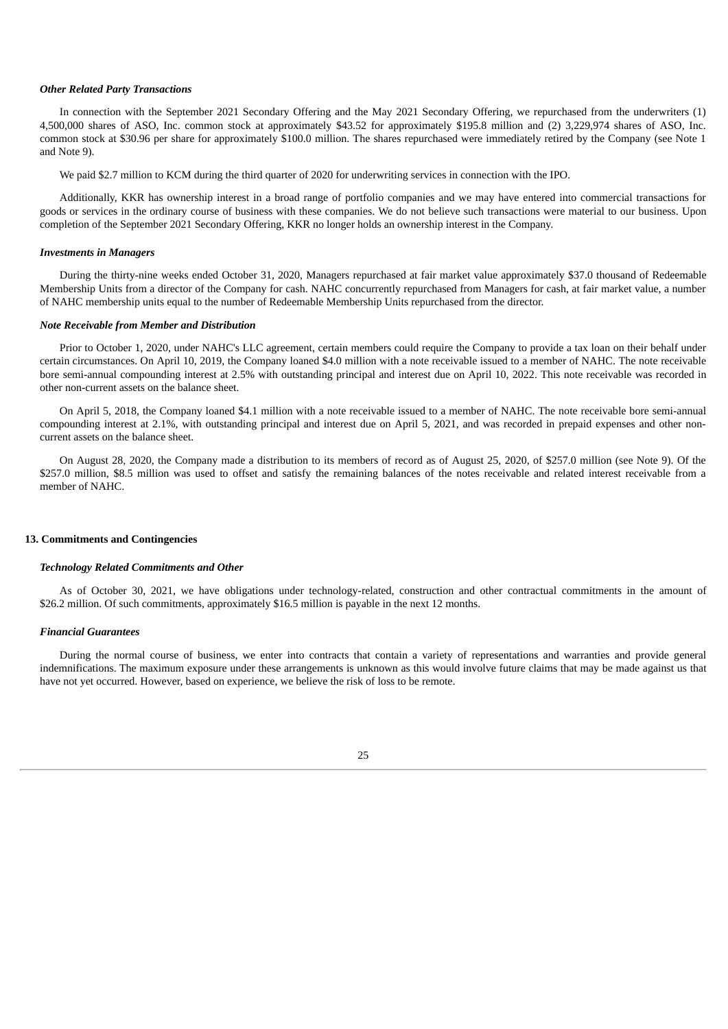***Other Related Party Transactions***

In connection with the September 2021 Secondary Offering and the May 2021 Secondary Offering, we repurchased from the underwriters (1) 4,500,000 shares of ASO, Inc. common stock at approximately $43.52 for approximately $195.8 million and (2) 3,229,974 shares of ASO, Inc. common stock at $30.96 per share for approximately $100.0 million. The shares repurchased were immediately retired by the Company (see Note 1 and Note 9).

We paid $2.7 million to KCM during the third quarter of 2020 for underwriting services in connection with the IPO.

Additionally, KKR has ownership interest in a broad range of portfolio companies and we may have entered into commercial transactions for goods or services in the ordinary course of business with these companies. We do not believe such transactions were material to our business. Upon completion of the September 2021 Secondary Offering, KKR no longer holds an ownership interest in the Company.

***Investments in Managers***

During the thirty-nine weeks ended October 31, 2020, Managers repurchased at fair market value approximately $37.0 thousand of Redeemable Membership Units from a director of the Company for cash. NAHC concurrently repurchased from Managers for cash, at fair market value, a number of NAHC membership units equal to the number of Redeemable Membership Units repurchased from the director.

***Note Receivable from Member and Distribution***

Prior to October 1, 2020, under NAHC's LLC agreement, certain members could require the Company to provide a tax loan on their behalf under certain circumstances. On April 10, 2019, the Company loaned $4.0 million with a note receivable issued to a member of NAHC. The note receivable bore semi-annual compounding interest at 2.5% with outstanding principal and interest due on April 10, 2022. This note receivable was recorded in other non-current assets on the balance sheet.

On April 5, 2018, the Company loaned $4.1 million with a note receivable issued to a member of NAHC. The note receivable bore semi-annual compounding interest at 2.1%, with outstanding principal and interest due on April 5, 2021, and was recorded in prepaid expenses and other non-current assets on the balance sheet.

On August 28, 2020, the Company made a distribution to its members of record as of August 25, 2020, of $257.0 million (see Note 9). Of the $257.0 million, $8.5 million was used to offset and satisfy the remaining balances of the notes receivable and related interest receivable from a member of NAHC.

## 13. Commitments and Contingencies

***Technology Related Commitments and Other***

As of October 30, 2021, we have obligations under technology-related, construction and other contractual commitments in the amount of $26.2 million. Of such commitments, approximately $16.5 million is payable in the next 12 months.

***Financial Guarantees***

During the normal course of business, we enter into contracts that contain a variety of representations and warranties and provide general indemnifications. The maximum exposure under these arrangements is unknown as this would involve future claims that may be made against us that have not yet occurred. However, based on experience, we believe the risk of loss to be remote.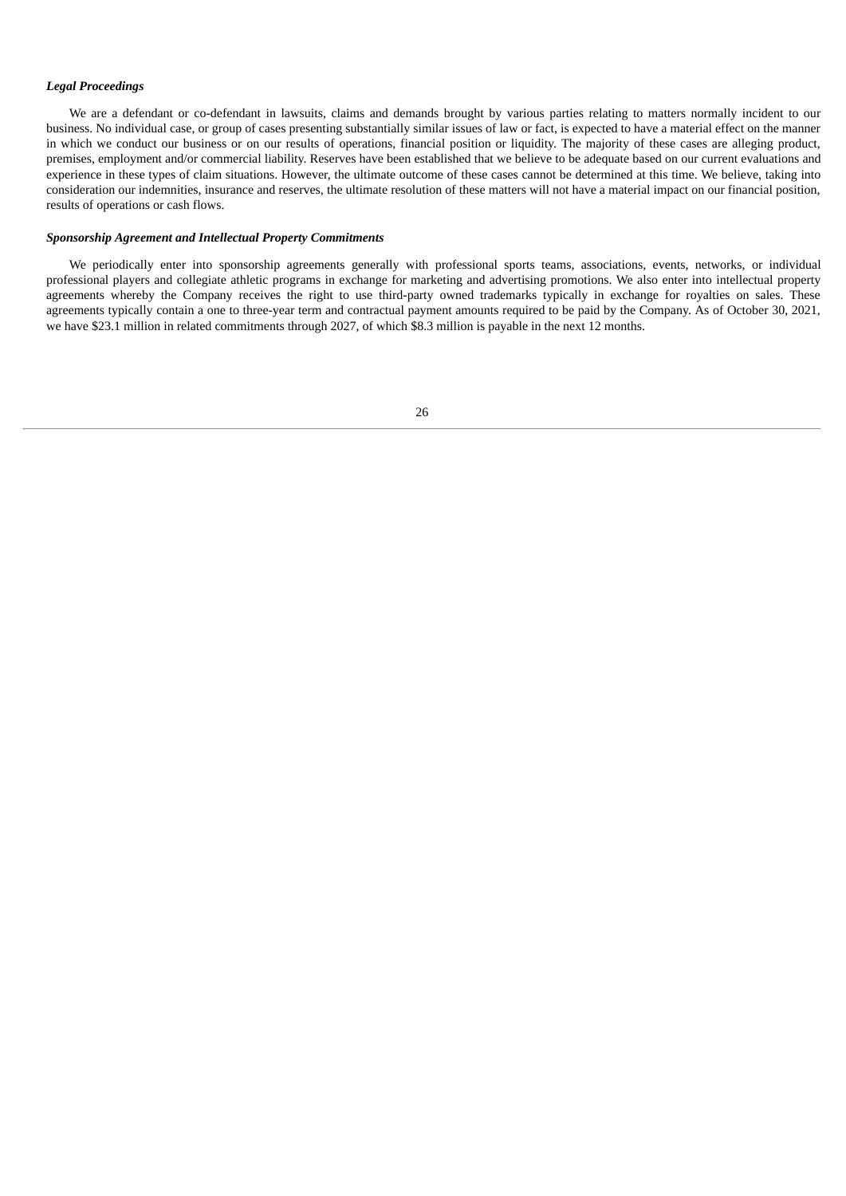***Legal Proceedings***

We are a defendant or co-defendant in lawsuits, claims and demands brought by various parties relating to matters normally incident to our business. No individual case, or group of cases presenting substantially similar issues of law or fact, is expected to have a material effect on the manner in which we conduct our business or on our results of operations, financial position or liquidity. The majority of these cases are alleging product, premises, employment and/or commercial liability. Reserves have been established that we believe to be adequate based on our current evaluations and experience in these types of claim situations. However, the ultimate outcome of these cases cannot be determined at this time. We believe, taking into consideration our indemnities, insurance and reserves, the ultimate resolution of these matters will not have a material impact on our financial position, results of operations or cash flows.

***Sponsorship Agreement and Intellectual Property Commitments***

We periodically enter into sponsorship agreements generally with professional sports teams, associations, events, networks, or individual professional players and collegiate athletic programs in exchange for marketing and advertising promotions. We also enter into intellectual property agreements whereby the Company receives the right to use third-party owned trademarks typically in exchange for royalties on sales. These agreements typically contain a one to three-year term and contractual payment amounts required to be paid by the Company. As of October 30, 2021, we have $23.1 million in related commitments through 2027, of which $8.3 million is payable in the next 12 months.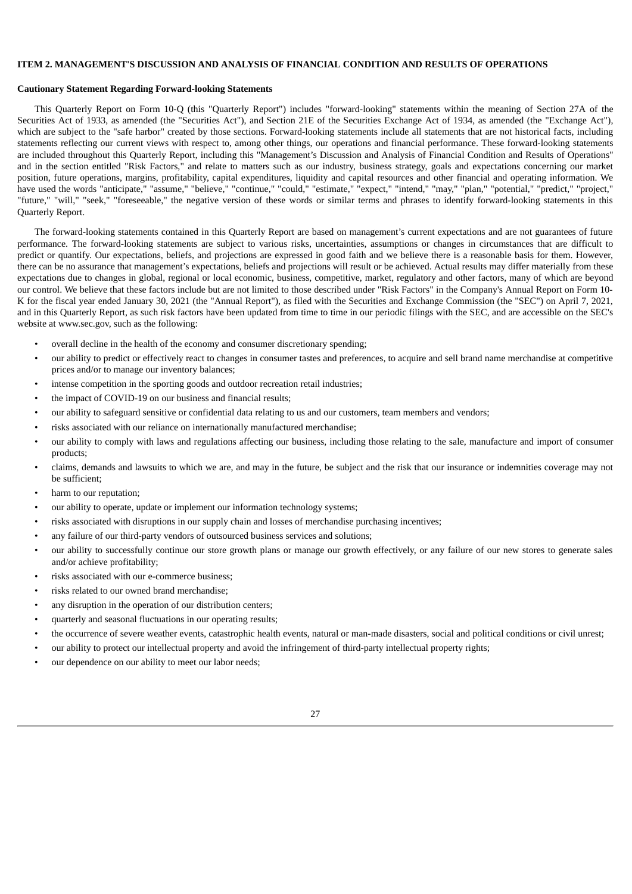## ITEM 2. MANAGEMENT'S DISCUSSION AND ANALYSIS OF FINANCIAL CONDITION AND RESULTS OF OPERATIONS

### Cautionary Statement Regarding Forward-looking Statements

This Quarterly Report on Form 10-Q (this "Quarterly Report") includes "forward-looking" statements within the meaning of Section 27A of the Securities Act of 1933, as amended (the "Securities Act"), and Section 21E of the Securities Exchange Act of 1934, as amended (the "Exchange Act"), which are subject to the "safe harbor" created by those sections. Forward-looking statements include all statements that are not historical facts, including statements reflecting our current views with respect to, among other things, our operations and financial performance. These forward-looking statements are included throughout this Quarterly Report, including this "Management's Discussion and Analysis of Financial Condition and Results of Operations" and in the section entitled "Risk Factors," and relate to matters such as our industry, business strategy, goals and expectations concerning our market position, future operations, margins, profitability, capital expenditures, liquidity and capital resources and other financial and operating information. We have used the words "anticipate," "assume," "believe," "continue," "could," "estimate," "expect," "intend," "may," "plan," "potential," "predict," "project," "future," "will," "seek," "foreseeable," the negative version of these words or similar terms and phrases to identify forward-looking statements in this Quarterly Report.

The forward-looking statements contained in this Quarterly Report are based on management's current expectations and are not guarantees of future performance. The forward-looking statements are subject to various risks, uncertainties, assumptions or changes in circumstances that are difficult to predict or quantify. Our expectations, beliefs, and projections are expressed in good faith and we believe there is a reasonable basis for them. However, there can be no assurance that management's expectations, beliefs and projections will result or be achieved. Actual results may differ materially from these expectations due to changes in global, regional or local economic, business, competitive, market, regulatory and other factors, many of which are beyond our control. We believe that these factors include but are not limited to those described under "Risk Factors" in the Company's Annual Report on Form 10-K for the fiscal year ended January 30, 2021 (the "Annual Report"), as filed with the Securities and Exchange Commission (the "SEC") on April 7, 2021, and in this Quarterly Report, as such risk factors have been updated from time to time in our periodic filings with the SEC, and are accessible on the SEC's website at www.sec.gov, such as the following:

- overall decline in the health of the economy and consumer discretionary spending;
- our ability to predict or effectively react to changes in consumer tastes and preferences, to acquire and sell brand name merchandise at competitive prices and/or to manage our inventory balances;
- intense competition in the sporting goods and outdoor recreation retail industries;
- the impact of COVID-19 on our business and financial results;
- our ability to safeguard sensitive or confidential data relating to us and our customers, team members and vendors;
- risks associated with our reliance on internationally manufactured merchandise;
- our ability to comply with laws and regulations affecting our business, including those relating to the sale, manufacture and import of consumer products;
- claims, demands and lawsuits to which we are, and may in the future, be subject and the risk that our insurance or indemnities coverage may not be sufficient;
- harm to our reputation;
- our ability to operate, update or implement our information technology systems;
- risks associated with disruptions in our supply chain and losses of merchandise purchasing incentives;
- any failure of our third-party vendors of outsourced business services and solutions;
- our ability to successfully continue our store growth plans or manage our growth effectively, or any failure of our new stores to generate sales and/or achieve profitability;
- risks associated with our e-commerce business;
- risks related to our owned brand merchandise;
- any disruption in the operation of our distribution centers;
- quarterly and seasonal fluctuations in our operating results;
- the occurrence of severe weather events, catastrophic health events, natural or man-made disasters, social and political conditions or civil unrest;
- our ability to protect our intellectual property and avoid the infringement of third-party intellectual property rights;
- our dependence on our ability to meet our labor needs;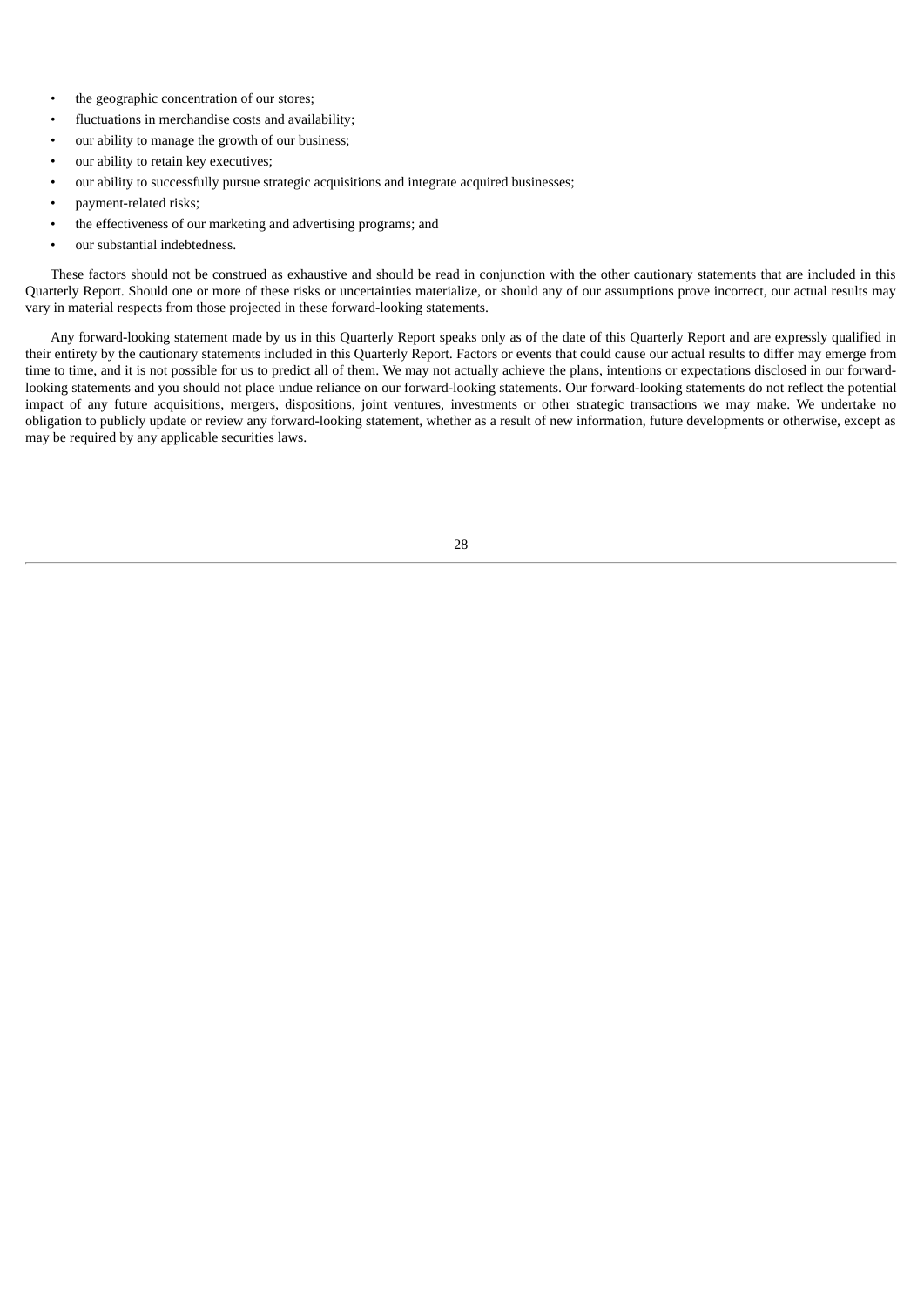- the geographic concentration of our stores;
- fluctuations in merchandise costs and availability;
- our ability to manage the growth of our business;
- our ability to retain key executives;
- our ability to successfully pursue strategic acquisitions and integrate acquired businesses;
- payment-related risks;
- the effectiveness of our marketing and advertising programs; and
- our substantial indebtedness.

These factors should not be construed as exhaustive and should be read in conjunction with the other cautionary statements that are included in this Quarterly Report. Should one or more of these risks or uncertainties materialize, or should any of our assumptions prove incorrect, our actual results may vary in material respects from those projected in these forward-looking statements.

Any forward-looking statement made by us in this Quarterly Report speaks only as of the date of this Quarterly Report and are expressly qualified in their entirety by the cautionary statements included in this Quarterly Report. Factors or events that could cause our actual results to differ may emerge from time to time, and it is not possible for us to predict all of them. We may not actually achieve the plans, intentions or expectations disclosed in our forward-looking statements and you should not place undue reliance on our forward-looking statements. Our forward-looking statements do not reflect the potential impact of any future acquisitions, mergers, dispositions, joint ventures, investments or other strategic transactions we may make. We undertake no obligation to publicly update or review any forward-looking statement, whether as a result of new information, future developments or otherwise, except as may be required by any applicable securities laws.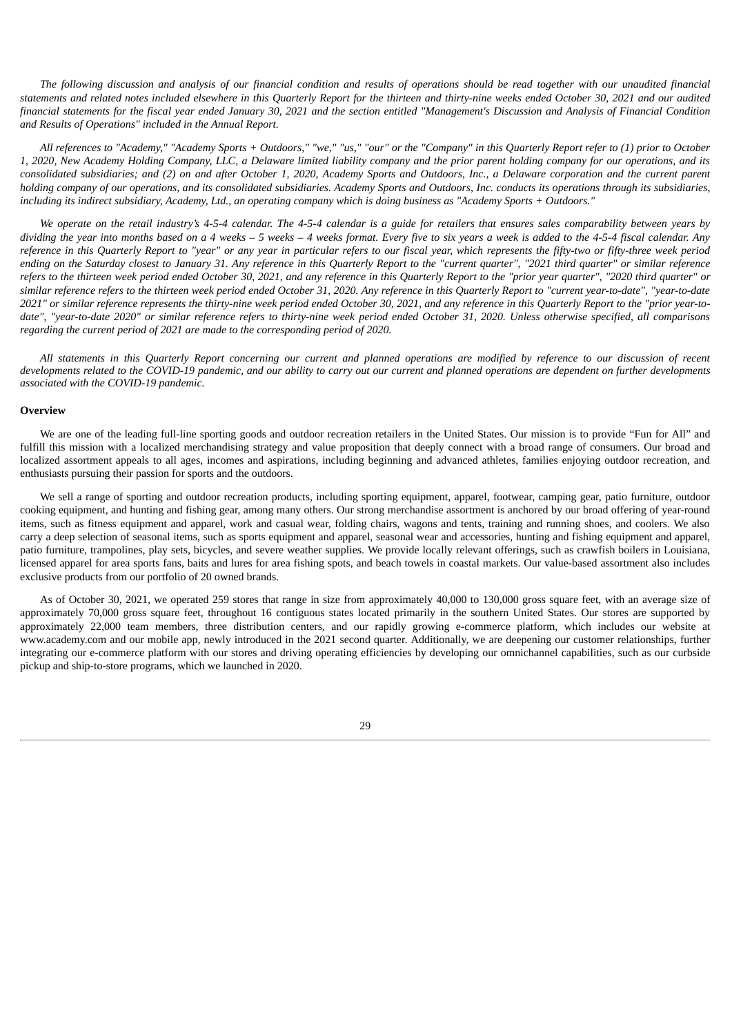*The following discussion and analysis of our financial condition and results of operations should be read together with our unaudited financial statements and related notes included elsewhere in this Quarterly Report for the thirteen and thirty-nine weeks ended October 30, 2021 and our audited financial statements for the fiscal year ended January 30, 2021 and the section entitled "Management's Discussion and Analysis of Financial Condition and Results of Operations" included in the Annual Report.*

*All references to "Academy," "Academy Sports + Outdoors," "we," "us," "our" or the "Company" in this Quarterly Report refer to (1) prior to October 1, 2020, New Academy Holding Company, LLC, a Delaware limited liability company and the prior parent holding company for our operations, and its consolidated subsidiaries; and (2) on and after October 1, 2020, Academy Sports and Outdoors, Inc., a Delaware corporation and the current parent holding company of our operations, and its consolidated subsidiaries. Academy Sports and Outdoors, Inc. conducts its operations through its subsidiaries, including its indirect subsidiary, Academy, Ltd., an operating company which is doing business as "Academy Sports + Outdoors."*

*We operate on the retail industry's 4-5-4 calendar. The 4-5-4 calendar is a guide for retailers that ensures sales comparability between years by dividing the year into months based on a 4 weeks – 5 weeks – 4 weeks format. Every five to six years a week is added to the 4-5-4 fiscal calendar. Any reference in this Quarterly Report to "year" or any year in particular refers to our fiscal year, which represents the fifty-two or fifty-three week period ending on the Saturday closest to January 31. Any reference in this Quarterly Report to the "current quarter", "2021 third quarter" or similar reference refers to the thirteen week period ended October 30, 2021, and any reference in this Quarterly Report to the "prior year quarter", "2020 third quarter" or similar reference refers to the thirteen week period ended October 31, 2020. Any reference in this Quarterly Report to "current year-to-date", "year-to-date 2021" or similar reference represents the thirty-nine week period ended October 30, 2021, and any reference in this Quarterly Report to the "prior year-to-date", "year-to-date 2020" or similar reference refers to thirty-nine week period ended October 31, 2020. Unless otherwise specified, all comparisons regarding the current period of 2021 are made to the corresponding period of 2020.*

*All statements in this Quarterly Report concerning our current and planned operations are modified by reference to our discussion of recent developments related to the COVID-19 pandemic, and our ability to carry out our current and planned operations are dependent on further developments associated with the COVID-19 pandemic.*

**Overview**

We are one of the leading full-line sporting goods and outdoor recreation retailers in the United States. Our mission is to provide "Fun for All" and fulfill this mission with a localized merchandising strategy and value proposition that deeply connect with a broad range of consumers. Our broad and localized assortment appeals to all ages, incomes and aspirations, including beginning and advanced athletes, families enjoying outdoor recreation, and enthusiasts pursuing their passion for sports and the outdoors.

We sell a range of sporting and outdoor recreation products, including sporting equipment, apparel, footwear, camping gear, patio furniture, outdoor cooking equipment, and hunting and fishing gear, among many others. Our strong merchandise assortment is anchored by our broad offering of year-round items, such as fitness equipment and apparel, work and casual wear, folding chairs, wagons and tents, training and running shoes, and coolers. We also carry a deep selection of seasonal items, such as sports equipment and apparel, seasonal wear and accessories, hunting and fishing equipment and apparel, patio furniture, trampolines, play sets, bicycles, and severe weather supplies. We provide locally relevant offerings, such as crawfish boilers in Louisiana, licensed apparel for area sports fans, baits and lures for area fishing spots, and beach towels in coastal markets. Our value-based assortment also includes exclusive products from our portfolio of 20 owned brands.

As of October 30, 2021, we operated 259 stores that range in size from approximately 40,000 to 130,000 gross square feet, with an average size of approximately 70,000 gross square feet, throughout 16 contiguous states located primarily in the southern United States. Our stores are supported by approximately 22,000 team members, three distribution centers, and our rapidly growing e-commerce platform, which includes our website at www.academy.com and our mobile app, newly introduced in the 2021 second quarter. Additionally, we are deepening our customer relationships, further integrating our e-commerce platform with our stores and driving operating efficiencies by developing our omnichannel capabilities, such as our curbside pickup and ship-to-store programs, which we launched in 2020.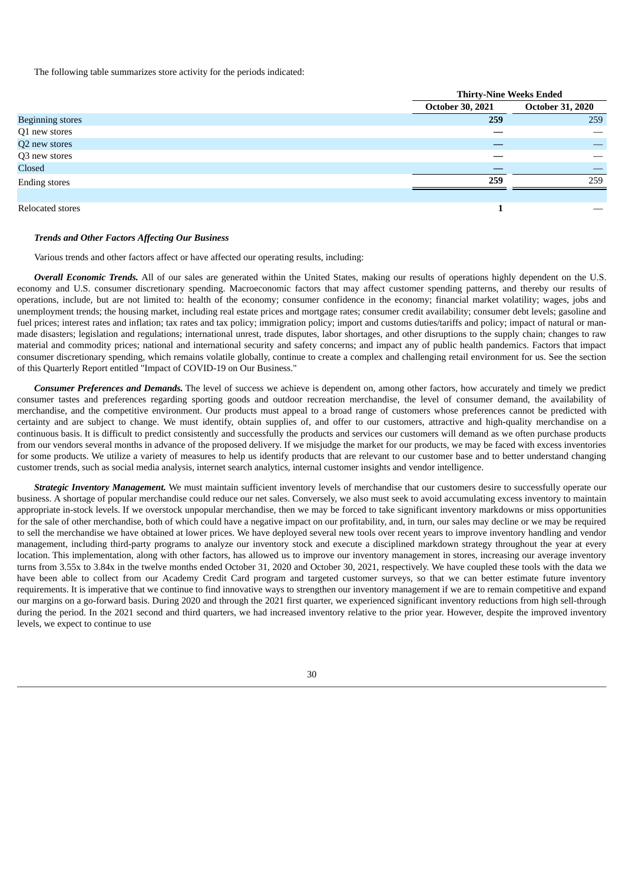The following table summarizes store activity for the periods indicated:

| | Thirty-Nine Weeks Ended | |
|---|---|---|
| | **October 30, 2021** | **October 31, 2020** |
| Beginning stores | **259** | 259 |
| Q1 new stores | **—** | — |
| Q2 new stores | **—** | — |
| Q3 new stores | **—** | — |
| Closed | **—** | — |
| Ending stores | **259** | 259 |
| | | |
| Relocated stores | **1** | — |

***Trends and Other Factors Affecting Our Business***

Various trends and other factors affect or have affected our operating results, including:

***Overall Economic Trends.*** All of our sales are generated within the United States, making our results of operations highly dependent on the U.S. economy and U.S. consumer discretionary spending. Macroeconomic factors that may affect customer spending patterns, and thereby our results of operations, include, but are not limited to: health of the economy; consumer confidence in the economy; financial market volatility; wages, jobs and unemployment trends; the housing market, including real estate prices and mortgage rates; consumer credit availability; consumer debt levels; gasoline and fuel prices; interest rates and inflation; tax rates and tax policy; immigration policy; import and customs duties/tariffs and policy; impact of natural or man-made disasters; legislation and regulations; international unrest, trade disputes, labor shortages, and other disruptions to the supply chain; changes to raw material and commodity prices; national and international security and safety concerns; and impact any of public health pandemics. Factors that impact consumer discretionary spending, which remains volatile globally, continue to create a complex and challenging retail environment for us. See the section of this Quarterly Report entitled "Impact of COVID-19 on Our Business."

***Consumer Preferences and Demands.*** The level of success we achieve is dependent on, among other factors, how accurately and timely we predict consumer tastes and preferences regarding sporting goods and outdoor recreation merchandise, the level of consumer demand, the availability of merchandise, and the competitive environment. Our products must appeal to a broad range of customers whose preferences cannot be predicted with certainty and are subject to change. We must identify, obtain supplies of, and offer to our customers, attractive and high-quality merchandise on a continuous basis. It is difficult to predict consistently and successfully the products and services our customers will demand as we often purchase products from our vendors several months in advance of the proposed delivery. If we misjudge the market for our products, we may be faced with excess inventories for some products. We utilize a variety of measures to help us identify products that are relevant to our customer base and to better understand changing customer trends, such as social media analysis, internet search analytics, internal customer insights and vendor intelligence.

***Strategic Inventory Management.*** We must maintain sufficient inventory levels of merchandise that our customers desire to successfully operate our business. A shortage of popular merchandise could reduce our net sales. Conversely, we also must seek to avoid accumulating excess inventory to maintain appropriate in-stock levels. If we overstock unpopular merchandise, then we may be forced to take significant inventory markdowns or miss opportunities for the sale of other merchandise, both of which could have a negative impact on our profitability, and, in turn, our sales may decline or we may be required to sell the merchandise we have obtained at lower prices. We have deployed several new tools over recent years to improve inventory handling and vendor management, including third-party programs to analyze our inventory stock and execute a disciplined markdown strategy throughout the year at every location. This implementation, along with other factors, has allowed us to improve our inventory management in stores, increasing our average inventory turns from 3.55x to 3.84x in the twelve months ended October 31, 2020 and October 30, 2021, respectively. We have coupled these tools with the data we have been able to collect from our Academy Credit Card program and targeted customer surveys, so that we can better estimate future inventory requirements. It is imperative that we continue to find innovative ways to strengthen our inventory management if we are to remain competitive and expand our margins on a go-forward basis. During 2020 and through the 2021 first quarter, we experienced significant inventory reductions from high sell-through during the period. In the 2021 second and third quarters, we had increased inventory relative to the prior year. However, despite the improved inventory levels, we expect to continue to use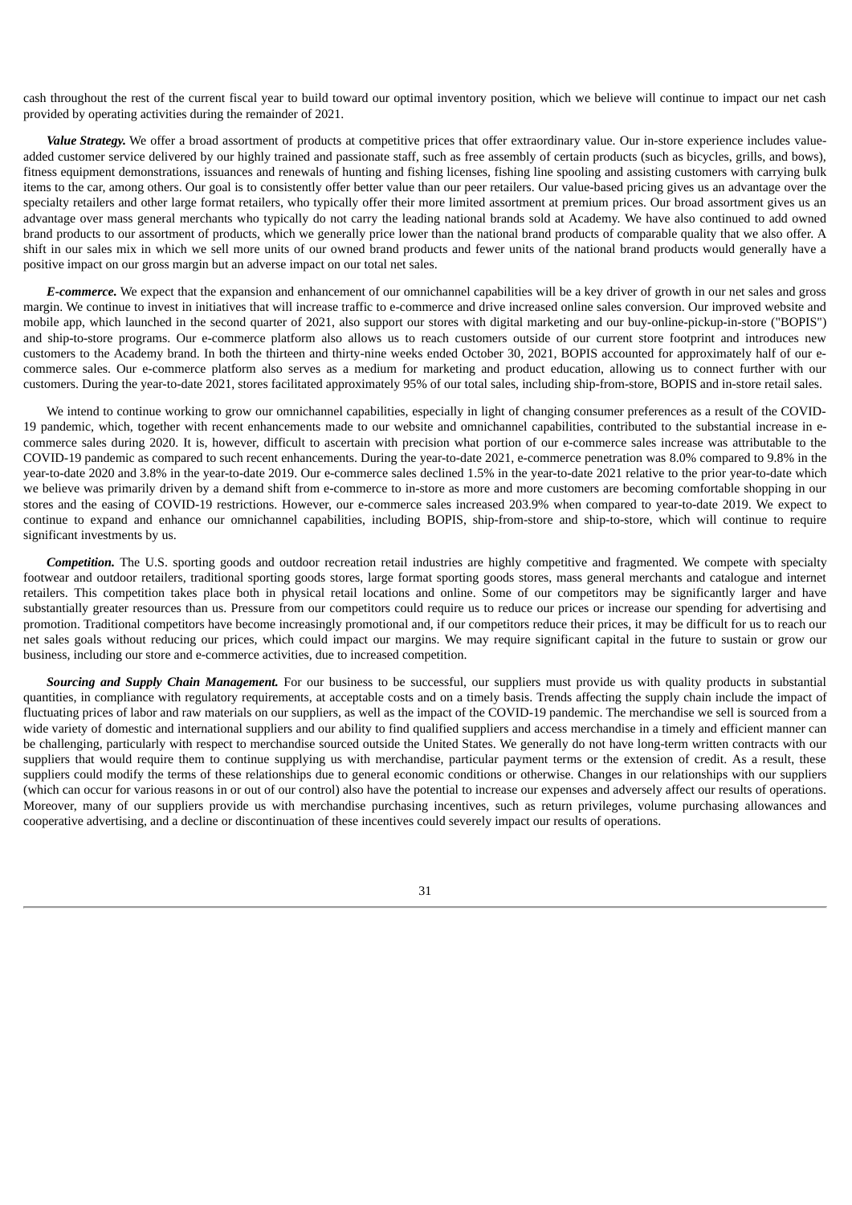cash throughout the rest of the current fiscal year to build toward our optimal inventory position, which we believe will continue to impact our net cash provided by operating activities during the remainder of 2021.

***Value Strategy.*** We offer a broad assortment of products at competitive prices that offer extraordinary value. Our in-store experience includes value-added customer service delivered by our highly trained and passionate staff, such as free assembly of certain products (such as bicycles, grills, and bows), fitness equipment demonstrations, issuances and renewals of hunting and fishing licenses, fishing line spooling and assisting customers with carrying bulk items to the car, among others. Our goal is to consistently offer better value than our peer retailers. Our value-based pricing gives us an advantage over the specialty retailers and other large format retailers, who typically offer their more limited assortment at premium prices. Our broad assortment gives us an advantage over mass general merchants who typically do not carry the leading national brands sold at Academy. We have also continued to add owned brand products to our assortment of products, which we generally price lower than the national brand products of comparable quality that we also offer. A shift in our sales mix in which we sell more units of our owned brand products and fewer units of the national brand products would generally have a positive impact on our gross margin but an adverse impact on our total net sales.

***E-commerce.*** We expect that the expansion and enhancement of our omnichannel capabilities will be a key driver of growth in our net sales and gross margin. We continue to invest in initiatives that will increase traffic to e-commerce and drive increased online sales conversion. Our improved website and mobile app, which launched in the second quarter of 2021, also support our stores with digital marketing and our buy-online-pickup-in-store ("BOPIS") and ship-to-store programs. Our e-commerce platform also allows us to reach customers outside of our current store footprint and introduces new customers to the Academy brand. In both the thirteen and thirty-nine weeks ended October 30, 2021, BOPIS accounted for approximately half of our e-commerce sales. Our e-commerce platform also serves as a medium for marketing and product education, allowing us to connect further with our customers. During the year-to-date 2021, stores facilitated approximately 95% of our total sales, including ship-from-store, BOPIS and in-store retail sales.

We intend to continue working to grow our omnichannel capabilities, especially in light of changing consumer preferences as a result of the COVID-19 pandemic, which, together with recent enhancements made to our website and omnichannel capabilities, contributed to the substantial increase in e-commerce sales during 2020. It is, however, difficult to ascertain with precision what portion of our e-commerce sales increase was attributable to the COVID-19 pandemic as compared to such recent enhancements. During the year-to-date 2021, e-commerce penetration was 8.0% compared to 9.8% in the year-to-date 2020 and 3.8% in the year-to-date 2019. Our e-commerce sales declined 1.5% in the year-to-date 2021 relative to the prior year-to-date which we believe was primarily driven by a demand shift from e-commerce to in-store as more and more customers are becoming comfortable shopping in our stores and the easing of COVID-19 restrictions. However, our e-commerce sales increased 203.9% when compared to year-to-date 2019. We expect to continue to expand and enhance our omnichannel capabilities, including BOPIS, ship-from-store and ship-to-store, which will continue to require significant investments by us.

***Competition.*** The U.S. sporting goods and outdoor recreation retail industries are highly competitive and fragmented. We compete with specialty footwear and outdoor retailers, traditional sporting goods stores, large format sporting goods stores, mass general merchants and catalogue and internet retailers. This competition takes place both in physical retail locations and online. Some of our competitors may be significantly larger and have substantially greater resources than us. Pressure from our competitors could require us to reduce our prices or increase our spending for advertising and promotion. Traditional competitors have become increasingly promotional and, if our competitors reduce their prices, it may be difficult for us to reach our net sales goals without reducing our prices, which could impact our margins. We may require significant capital in the future to sustain or grow our business, including our store and e-commerce activities, due to increased competition.

***Sourcing and Supply Chain Management.*** For our business to be successful, our suppliers must provide us with quality products in substantial quantities, in compliance with regulatory requirements, at acceptable costs and on a timely basis. Trends affecting the supply chain include the impact of fluctuating prices of labor and raw materials on our suppliers, as well as the impact of the COVID-19 pandemic. The merchandise we sell is sourced from a wide variety of domestic and international suppliers and our ability to find qualified suppliers and access merchandise in a timely and efficient manner can be challenging, particularly with respect to merchandise sourced outside the United States. We generally do not have long-term written contracts with our suppliers that would require them to continue supplying us with merchandise, particular payment terms or the extension of credit. As a result, these suppliers could modify the terms of these relationships due to general economic conditions or otherwise. Changes in our relationships with our suppliers (which can occur for various reasons in or out of our control) also have the potential to increase our expenses and adversely affect our results of operations. Moreover, many of our suppliers provide us with merchandise purchasing incentives, such as return privileges, volume purchasing allowances and cooperative advertising, and a decline or discontinuation of these incentives could severely impact our results of operations.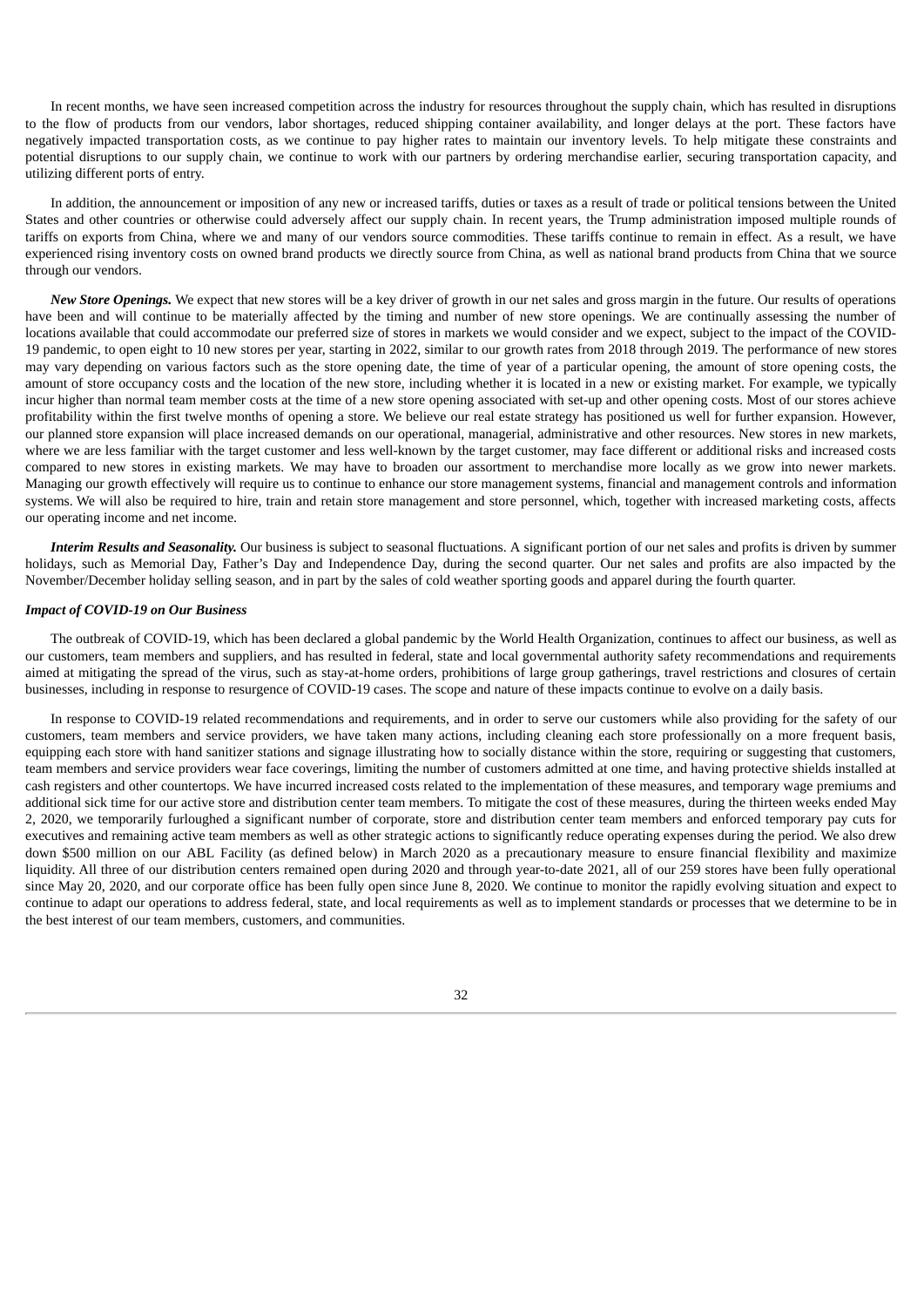In recent months, we have seen increased competition across the industry for resources throughout the supply chain, which has resulted in disruptions to the flow of products from our vendors, labor shortages, reduced shipping container availability, and longer delays at the port. These factors have negatively impacted transportation costs, as we continue to pay higher rates to maintain our inventory levels. To help mitigate these constraints and potential disruptions to our supply chain, we continue to work with our partners by ordering merchandise earlier, securing transportation capacity, and utilizing different ports of entry.

In addition, the announcement or imposition of any new or increased tariffs, duties or taxes as a result of trade or political tensions between the United States and other countries or otherwise could adversely affect our supply chain. In recent years, the Trump administration imposed multiple rounds of tariffs on exports from China, where we and many of our vendors source commodities. These tariffs continue to remain in effect. As a result, we have experienced rising inventory costs on owned brand products we directly source from China, as well as national brand products from China that we source through our vendors.

***New Store Openings.*** We expect that new stores will be a key driver of growth in our net sales and gross margin in the future. Our results of operations have been and will continue to be materially affected by the timing and number of new store openings. We are continually assessing the number of locations available that could accommodate our preferred size of stores in markets we would consider and we expect, subject to the impact of the COVID-19 pandemic, to open eight to 10 new stores per year, starting in 2022, similar to our growth rates from 2018 through 2019. The performance of new stores may vary depending on various factors such as the store opening date, the time of year of a particular opening, the amount of store opening costs, the amount of store occupancy costs and the location of the new store, including whether it is located in a new or existing market. For example, we typically incur higher than normal team member costs at the time of a new store opening associated with set-up and other opening costs. Most of our stores achieve profitability within the first twelve months of opening a store. We believe our real estate strategy has positioned us well for further expansion. However, our planned store expansion will place increased demands on our operational, managerial, administrative and other resources. New stores in new markets, where we are less familiar with the target customer and less well-known by the target customer, may face different or additional risks and increased costs compared to new stores in existing markets. We may have to broaden our assortment to merchandise more locally as we grow into newer markets. Managing our growth effectively will require us to continue to enhance our store management systems, financial and management controls and information systems. We will also be required to hire, train and retain store management and store personnel, which, together with increased marketing costs, affects our operating income and net income.

***Interim Results and Seasonality.*** Our business is subject to seasonal fluctuations. A significant portion of our net sales and profits is driven by summer holidays, such as Memorial Day, Father's Day and Independence Day, during the second quarter. Our net sales and profits are also impacted by the November/December holiday selling season, and in part by the sales of cold weather sporting goods and apparel during the fourth quarter.

### *Impact of COVID-19 on Our Business*

The outbreak of COVID-19, which has been declared a global pandemic by the World Health Organization, continues to affect our business, as well as our customers, team members and suppliers, and has resulted in federal, state and local governmental authority safety recommendations and requirements aimed at mitigating the spread of the virus, such as stay-at-home orders, prohibitions of large group gatherings, travel restrictions and closures of certain businesses, including in response to resurgence of COVID-19 cases. The scope and nature of these impacts continue to evolve on a daily basis.

In response to COVID-19 related recommendations and requirements, and in order to serve our customers while also providing for the safety of our customers, team members and service providers, we have taken many actions, including cleaning each store professionally on a more frequent basis, equipping each store with hand sanitizer stations and signage illustrating how to socially distance within the store, requiring or suggesting that customers, team members and service providers wear face coverings, limiting the number of customers admitted at one time, and having protective shields installed at cash registers and other countertops. We have incurred increased costs related to the implementation of these measures, and temporary wage premiums and additional sick time for our active store and distribution center team members. To mitigate the cost of these measures, during the thirteen weeks ended May 2, 2020, we temporarily furloughed a significant number of corporate, store and distribution center team members and enforced temporary pay cuts for executives and remaining active team members as well as other strategic actions to significantly reduce operating expenses during the period. We also drew down $500 million on our ABL Facility (as defined below) in March 2020 as a precautionary measure to ensure financial flexibility and maximize liquidity. All three of our distribution centers remained open during 2020 and through year-to-date 2021, all of our 259 stores have been fully operational since May 20, 2020, and our corporate office has been fully open since June 8, 2020. We continue to monitor the rapidly evolving situation and expect to continue to adapt our operations to address federal, state, and local requirements as well as to implement standards or processes that we determine to be in the best interest of our team members, customers, and communities.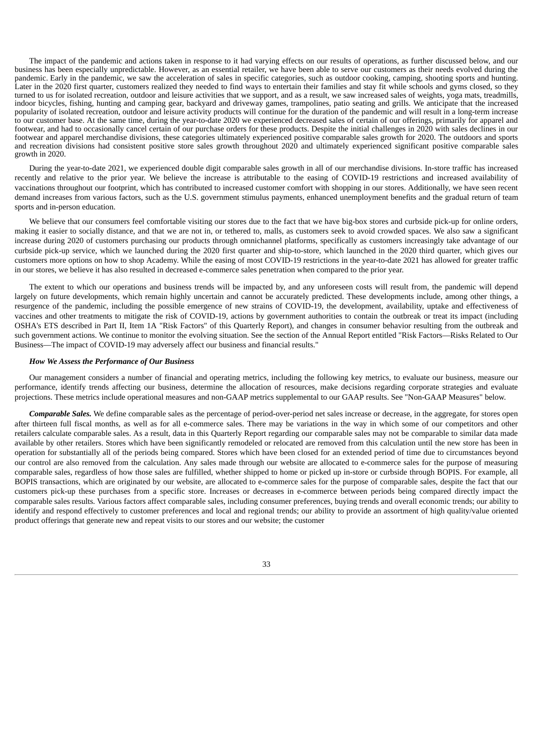The impact of the pandemic and actions taken in response to it had varying effects on our results of operations, as further discussed below, and our business has been especially unpredictable. However, as an essential retailer, we have been able to serve our customers as their needs evolved during the pandemic. Early in the pandemic, we saw the acceleration of sales in specific categories, such as outdoor cooking, camping, shooting sports and hunting. Later in the 2020 first quarter, customers realized they needed to find ways to entertain their families and stay fit while schools and gyms closed, so they turned to us for isolated recreation, outdoor and leisure activities that we support, and as a result, we saw increased sales of weights, yoga mats, treadmills, indoor bicycles, fishing, hunting and camping gear, backyard and driveway games, trampolines, patio seating and grills. We anticipate that the increased popularity of isolated recreation, outdoor and leisure activity products will continue for the duration of the pandemic and will result in a long-term increase to our customer base. At the same time, during the year-to-date 2020 we experienced decreased sales of certain of our offerings, primarily for apparel and footwear, and had to occasionally cancel certain of our purchase orders for these products. Despite the initial challenges in 2020 with sales declines in our footwear and apparel merchandise divisions, these categories ultimately experienced positive comparable sales growth for 2020. The outdoors and sports and recreation divisions had consistent positive store sales growth throughout 2020 and ultimately experienced significant positive comparable sales growth in 2020.

During the year-to-date 2021, we experienced double digit comparable sales growth in all of our merchandise divisions. In-store traffic has increased recently and relative to the prior year. We believe the increase is attributable to the easing of COVID-19 restrictions and increased availability of vaccinations throughout our footprint, which has contributed to increased customer comfort with shopping in our stores. Additionally, we have seen recent demand increases from various factors, such as the U.S. government stimulus payments, enhanced unemployment benefits and the gradual return of team sports and in-person education.

We believe that our consumers feel comfortable visiting our stores due to the fact that we have big-box stores and curbside pick-up for online orders, making it easier to socially distance, and that we are not in, or tethered to, malls, as customers seek to avoid crowded spaces. We also saw a significant increase during 2020 of customers purchasing our products through omnichannel platforms, specifically as customers increasingly take advantage of our curbside pick-up service, which we launched during the 2020 first quarter and ship-to-store, which launched in the 2020 third quarter, which gives our customers more options on how to shop Academy. While the easing of most COVID-19 restrictions in the year-to-date 2021 has allowed for greater traffic in our stores, we believe it has also resulted in decreased e-commerce sales penetration when compared to the prior year.

The extent to which our operations and business trends will be impacted by, and any unforeseen costs will result from, the pandemic will depend largely on future developments, which remain highly uncertain and cannot be accurately predicted. These developments include, among other things, a resurgence of the pandemic, including the possible emergence of new strains of COVID-19, the development, availability, uptake and effectiveness of vaccines and other treatments to mitigate the risk of COVID-19, actions by government authorities to contain the outbreak or treat its impact (including OSHA's ETS described in Part II, Item 1A "Risk Factors" of this Quarterly Report), and changes in consumer behavior resulting from the outbreak and such government actions. We continue to monitor the evolving situation. See the section of the Annual Report entitled "Risk Factors—Risks Related to Our Business—The impact of COVID-19 may adversely affect our business and financial results."

***How We Assess the Performance of Our Business***

Our management considers a number of financial and operating metrics, including the following key metrics, to evaluate our business, measure our performance, identify trends affecting our business, determine the allocation of resources, make decisions regarding corporate strategies and evaluate projections. These metrics include operational measures and non-GAAP metrics supplemental to our GAAP results. See "Non-GAAP Measures" below.

***Comparable Sales.*** We define comparable sales as the percentage of period-over-period net sales increase or decrease, in the aggregate, for stores open after thirteen full fiscal months, as well as for all e-commerce sales. There may be variations in the way in which some of our competitors and other retailers calculate comparable sales. As a result, data in this Quarterly Report regarding our comparable sales may not be comparable to similar data made available by other retailers. Stores which have been significantly remodeled or relocated are removed from this calculation until the new store has been in operation for substantially all of the periods being compared. Stores which have been closed for an extended period of time due to circumstances beyond our control are also removed from the calculation. Any sales made through our website are allocated to e-commerce sales for the purpose of measuring comparable sales, regardless of how those sales are fulfilled, whether shipped to home or picked up in-store or curbside through BOPIS. For example, all BOPIS transactions, which are originated by our website, are allocated to e-commerce sales for the purpose of comparable sales, despite the fact that our customers pick-up these purchases from a specific store. Increases or decreases in e-commerce between periods being compared directly impact the comparable sales results. Various factors affect comparable sales, including consumer preferences, buying trends and overall economic trends; our ability to identify and respond effectively to customer preferences and local and regional trends; our ability to provide an assortment of high quality/value oriented product offerings that generate new and repeat visits to our stores and our website; the customer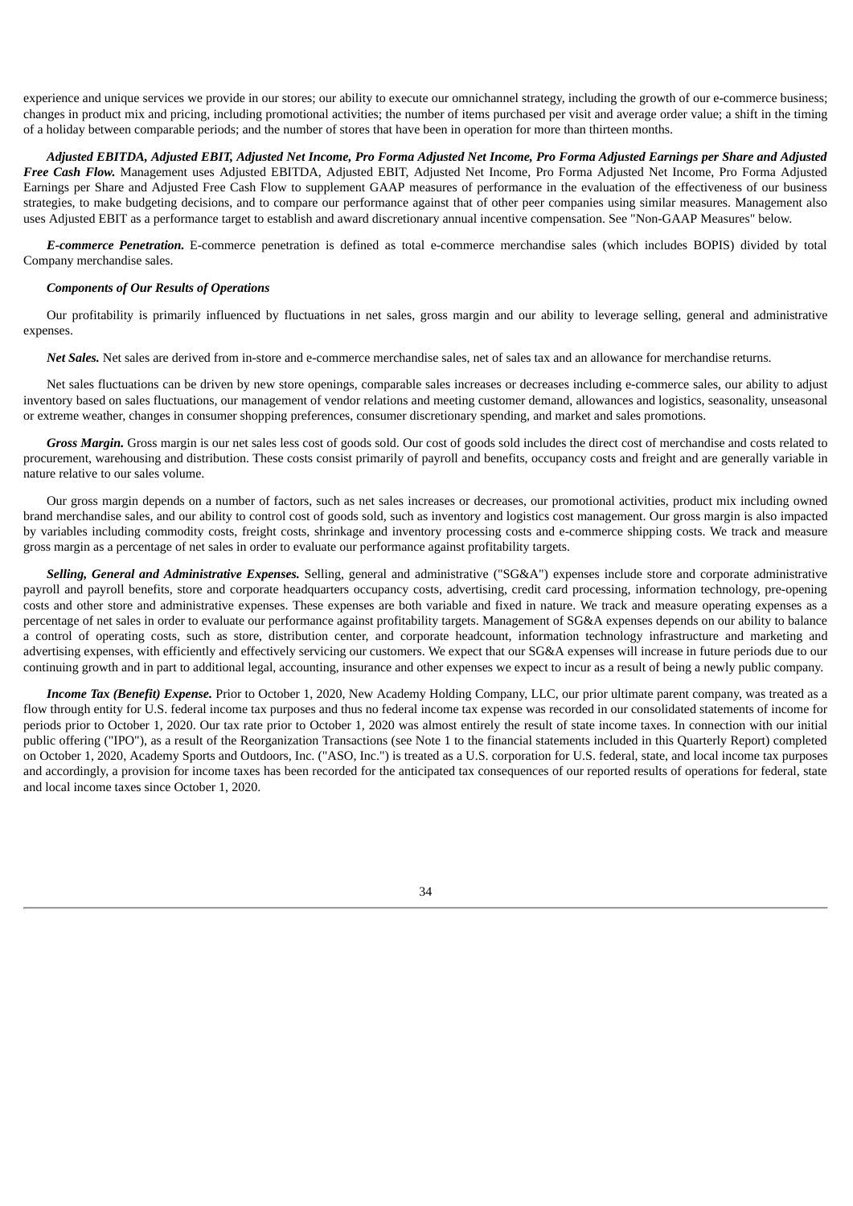experience and unique services we provide in our stores; our ability to execute our omnichannel strategy, including the growth of our e-commerce business; changes in product mix and pricing, including promotional activities; the number of items purchased per visit and average order value; a shift in the timing of a holiday between comparable periods; and the number of stores that have been in operation for more than thirteen months.

***Adjusted EBITDA, Adjusted EBIT, Adjusted Net Income, Pro Forma Adjusted Net Income, Pro Forma Adjusted Earnings per Share and Adjusted Free Cash Flow.*** Management uses Adjusted EBITDA, Adjusted EBIT, Adjusted Net Income, Pro Forma Adjusted Net Income, Pro Forma Adjusted Earnings per Share and Adjusted Free Cash Flow to supplement GAAP measures of performance in the evaluation of the effectiveness of our business strategies, to make budgeting decisions, and to compare our performance against that of other peer companies using similar measures. Management also uses Adjusted EBIT as a performance target to establish and award discretionary annual incentive compensation. See "Non-GAAP Measures" below.

***E-commerce Penetration.*** E-commerce penetration is defined as total e-commerce merchandise sales (which includes BOPIS) divided by total Company merchandise sales.

***Components of Our Results of Operations***

Our profitability is primarily influenced by fluctuations in net sales, gross margin and our ability to leverage selling, general and administrative expenses.

***Net Sales.*** Net sales are derived from in-store and e-commerce merchandise sales, net of sales tax and an allowance for merchandise returns.

Net sales fluctuations can be driven by new store openings, comparable sales increases or decreases including e-commerce sales, our ability to adjust inventory based on sales fluctuations, our management of vendor relations and meeting customer demand, allowances and logistics, seasonality, unseasonal or extreme weather, changes in consumer shopping preferences, consumer discretionary spending, and market and sales promotions.

***Gross Margin.*** Gross margin is our net sales less cost of goods sold. Our cost of goods sold includes the direct cost of merchandise and costs related to procurement, warehousing and distribution. These costs consist primarily of payroll and benefits, occupancy costs and freight and are generally variable in nature relative to our sales volume.

Our gross margin depends on a number of factors, such as net sales increases or decreases, our promotional activities, product mix including owned brand merchandise sales, and our ability to control cost of goods sold, such as inventory and logistics cost management. Our gross margin is also impacted by variables including commodity costs, freight costs, shrinkage and inventory processing costs and e-commerce shipping costs. We track and measure gross margin as a percentage of net sales in order to evaluate our performance against profitability targets.

***Selling, General and Administrative Expenses.*** Selling, general and administrative ("SG&A") expenses include store and corporate administrative payroll and payroll benefits, store and corporate headquarters occupancy costs, advertising, credit card processing, information technology, pre-opening costs and other store and administrative expenses. These expenses are both variable and fixed in nature. We track and measure operating expenses as a percentage of net sales in order to evaluate our performance against profitability targets. Management of SG&A expenses depends on our ability to balance a control of operating costs, such as store, distribution center, and corporate headcount, information technology infrastructure and marketing and advertising expenses, with efficiently and effectively servicing our customers. We expect that our SG&A expenses will increase in future periods due to our continuing growth and in part to additional legal, accounting, insurance and other expenses we expect to incur as a result of being a newly public company.

***Income Tax (Benefit) Expense.*** Prior to October 1, 2020, New Academy Holding Company, LLC, our prior ultimate parent company, was treated as a flow through entity for U.S. federal income tax purposes and thus no federal income tax expense was recorded in our consolidated statements of income for periods prior to October 1, 2020. Our tax rate prior to October 1, 2020 was almost entirely the result of state income taxes. In connection with our initial public offering ("IPO"), as a result of the Reorganization Transactions (see Note 1 to the financial statements included in this Quarterly Report) completed on October 1, 2020, Academy Sports and Outdoors, Inc. ("ASO, Inc.") is treated as a U.S. corporation for U.S. federal, state, and local income tax purposes and accordingly, a provision for income taxes has been recorded for the anticipated tax consequences of our reported results of operations for federal, state and local income taxes since October 1, 2020.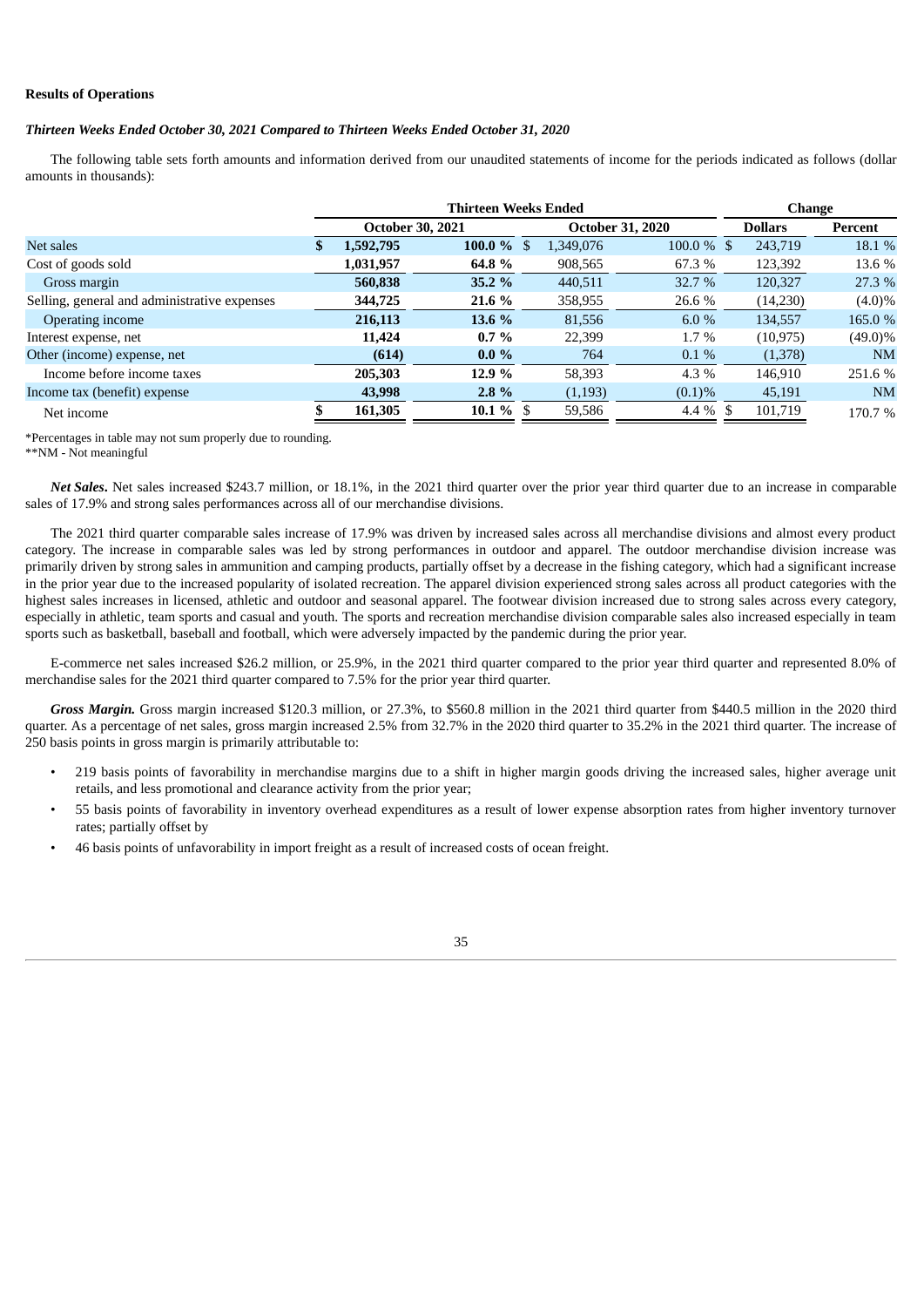**Results of Operations**

***Thirteen Weeks Ended October 30, 2021 Compared to Thirteen Weeks Ended October 31, 2020***

The following table sets forth amounts and information derived from our unaudited statements of income for the periods indicated as follows (dollar amounts in thousands):

| | Thirteen Weeks Ended | | | | Change | |
|---|---|---|---|---|---|---|
| | October 30, 2021 | | October 31, 2020 | | Dollars | Percent |
| Net sales | **$ 1,592,795** | **100.0 %** | $ 1,349,076 | 100.0 % | $ 243,719 | 18.1 % |
| Cost of goods sold | **1,031,957** | **64.8 %** | 908,565 | 67.3 % | 123,392 | 13.6 % |
| Gross margin | **560,838** | **35.2 %** | 440,511 | 32.7 % | 120,327 | 27.3 % |
| Selling, general and administrative expenses | **344,725** | **21.6 %** | 358,955 | 26.6 % | (14,230) | (4.0)% |
| Operating income | **216,113** | **13.6 %** | 81,556 | 6.0 % | 134,557 | 165.0 % |
| Interest expense, net | **11,424** | **0.7 %** | 22,399 | 1.7 % | (10,975) | (49.0)% |
| Other (income) expense, net | **(614)** | **0.0 %** | 764 | 0.1 % | (1,378) | NM |
| Income before income taxes | **205,303** | **12.9 %** | 58,393 | 4.3 % | 146,910 | 251.6 % |
| Income tax (benefit) expense | **43,998** | **2.8 %** | (1,193) | (0.1)% | 45,191 | NM |
| Net income | **$ 161,305** | **10.1 %** | $ 59,586 | 4.4 % | $ 101,719 | 170.7 % |

*Percentages in table may not sum properly due to rounding.
**NM - Not meaningful

***Net Sales*****.** Net sales increased $243.7 million, or 18.1%, in the 2021 third quarter over the prior year third quarter due to an increase in comparable sales of 17.9% and strong sales performances across all of our merchandise divisions.

The 2021 third quarter comparable sales increase of 17.9% was driven by increased sales across all merchandise divisions and almost every product category. The increase in comparable sales was led by strong performances in outdoor and apparel. The outdoor merchandise division increase was primarily driven by strong sales in ammunition and camping products, partially offset by a decrease in the fishing category, which had a significant increase in the prior year due to the increased popularity of isolated recreation. The apparel division experienced strong sales across all product categories with the highest sales increases in licensed, athletic and outdoor and seasonal apparel. The footwear division increased due to strong sales across every category, especially in athletic, team sports and casual and youth. The sports and recreation merchandise division comparable sales also increased especially in team sports such as basketball, baseball and football, which were adversely impacted by the pandemic during the prior year.

E-commerce net sales increased $26.2 million, or 25.9%, in the 2021 third quarter compared to the prior year third quarter and represented 8.0% of merchandise sales for the 2021 third quarter compared to 7.5% for the prior year third quarter.

***Gross Margin.*** Gross margin increased $120.3 million, or 27.3%, to $560.8 million in the 2021 third quarter from $440.5 million in the 2020 third quarter. As a percentage of net sales, gross margin increased 2.5% from 32.7% in the 2020 third quarter to 35.2% in the 2021 third quarter. The increase of 250 basis points in gross margin is primarily attributable to:

- 219 basis points of favorability in merchandise margins due to a shift in higher margin goods driving the increased sales, higher average unit retails, and less promotional and clearance activity from the prior year;
- 55 basis points of favorability in inventory overhead expenditures as a result of lower expense absorption rates from higher inventory turnover rates; partially offset by
- 46 basis points of unfavorability in import freight as a result of increased costs of ocean freight.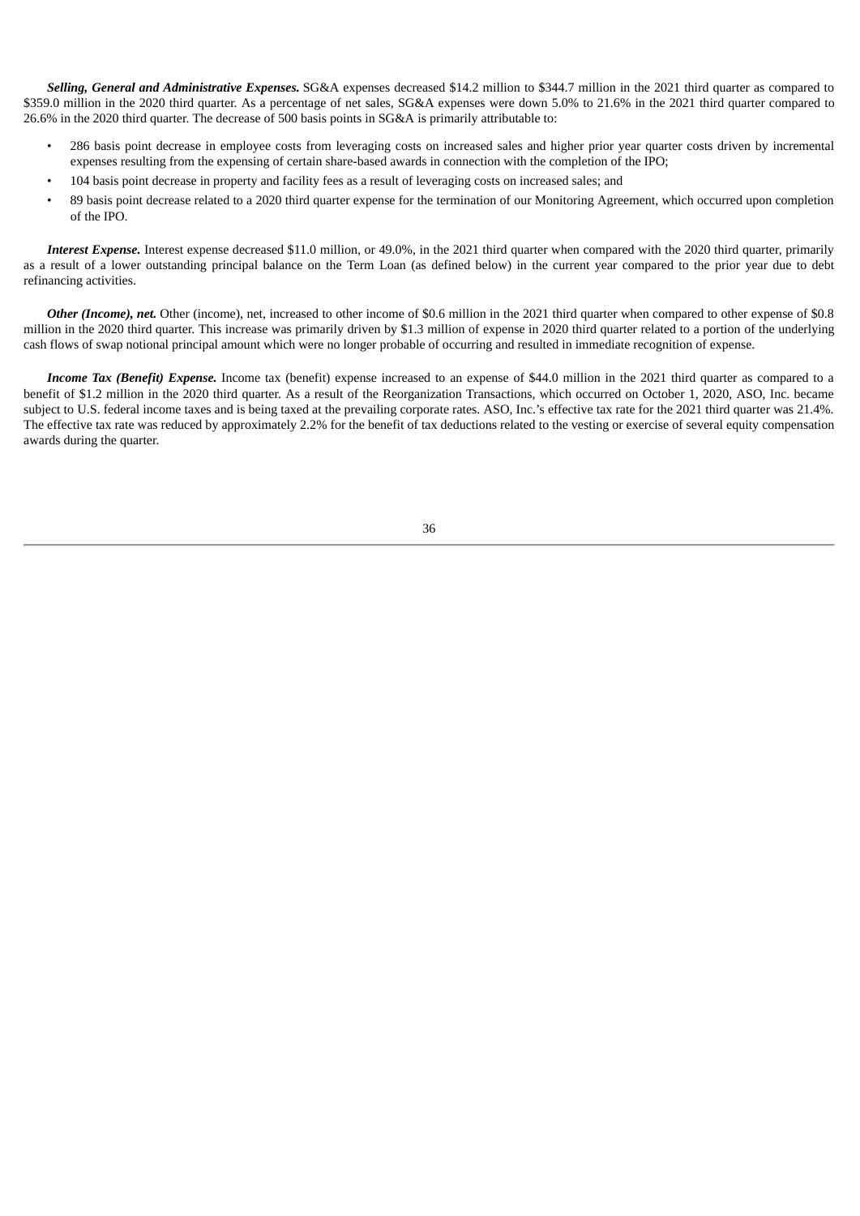***Selling, General and Administrative Expenses.*** SG&A expenses decreased $14.2 million to $344.7 million in the 2021 third quarter as compared to $359.0 million in the 2020 third quarter. As a percentage of net sales, SG&A expenses were down 5.0% to 21.6% in the 2021 third quarter compared to 26.6% in the 2020 third quarter. The decrease of 500 basis points in SG&A is primarily attributable to:

- 286 basis point decrease in employee costs from leveraging costs on increased sales and higher prior year quarter costs driven by incremental expenses resulting from the expensing of certain share-based awards in connection with the completion of the IPO;
- 104 basis point decrease in property and facility fees as a result of leveraging costs on increased sales; and
- 89 basis point decrease related to a 2020 third quarter expense for the termination of our Monitoring Agreement, which occurred upon completion of the IPO.

***Interest Expense.*** Interest expense decreased $11.0 million, or 49.0%, in the 2021 third quarter when compared with the 2020 third quarter, primarily as a result of a lower outstanding principal balance on the Term Loan (as defined below) in the current year compared to the prior year due to debt refinancing activities.

***Other (Income), net.*** Other (income), net, increased to other income of $0.6 million in the 2021 third quarter when compared to other expense of $0.8 million in the 2020 third quarter. This increase was primarily driven by $1.3 million of expense in 2020 third quarter related to a portion of the underlying cash flows of swap notional principal amount which were no longer probable of occurring and resulted in immediate recognition of expense.

***Income Tax (Benefit) Expense.*** Income tax (benefit) expense increased to an expense of $44.0 million in the 2021 third quarter as compared to a benefit of $1.2 million in the 2020 third quarter. As a result of the Reorganization Transactions, which occurred on October 1, 2020, ASO, Inc. became subject to U.S. federal income taxes and is being taxed at the prevailing corporate rates. ASO, Inc.'s effective tax rate for the 2021 third quarter was 21.4%. The effective tax rate was reduced by approximately 2.2% for the benefit of tax deductions related to the vesting or exercise of several equity compensation awards during the quarter.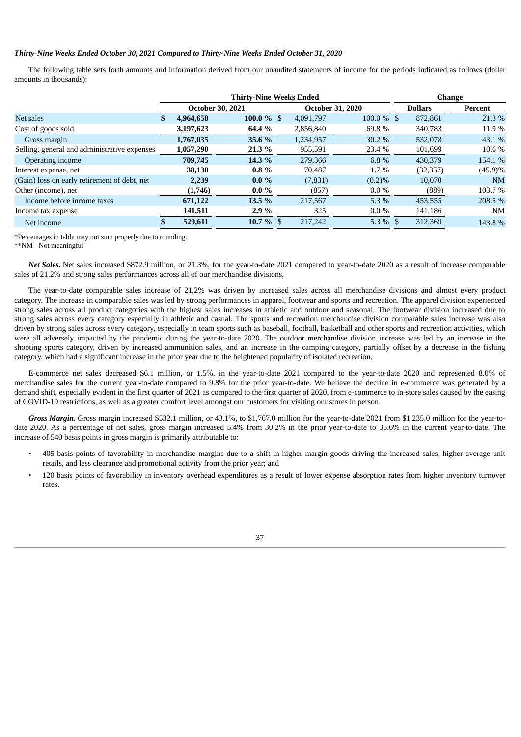### *Thirty-Nine Weeks Ended October 30, 2021 Compared to Thirty-Nine Weeks Ended October 31, 2020*

The following table sets forth amounts and information derived from our unaudited statements of income for the periods indicated as follows (dollar amounts in thousands):

| | Thirty-Nine Weeks Ended | | | | Change | |
|---|---|---|---|---|---|---|
| | October 30, 2021 | | October 31, 2020 | | Dollars | Percent |
| Net sales | **$ 4,964,658** | **100.0 %** | $ 4,091,797 | 100.0 % | $ 872,861 | 21.3 % |
| Cost of goods sold | **3,197,623** | **64.4 %** | 2,856,840 | 69.8 % | 340,783 | 11.9 % |
| Gross margin | **1,767,035** | **35.6 %** | 1,234,957 | 30.2 % | 532,078 | 43.1 % |
| Selling, general and administrative expenses | **1,057,290** | **21.3 %** | 955,591 | 23.4 % | 101,699 | 10.6 % |
| Operating income | **709,745** | **14.3 %** | 279,366 | 6.8 % | 430,379 | 154.1 % |
| Interest expense, net | **38,130** | **0.8 %** | 70,487 | 1.7 % | (32,357) | (45.9)% |
| (Gain) loss on early retirement of debt, net | **2,239** | **0.0 %** | (7,831) | (0.2)% | 10,070 | NM |
| Other (income), net | **(1,746)** | **0.0 %** | (857) | 0.0 % | (889) | 103.7 % |
| Income before income taxes | **671,122** | **13.5 %** | 217,567 | 5.3 % | 453,555 | 208.5 % |
| Income tax expense | **141,511** | **2.9 %** | 325 | 0.0 % | 141,186 | NM |
| Net income | **$ 529,611** | **10.7 %** | $ 217,242 | 5.3 % | $ 312,369 | 143.8 % |

*Percentages in table may not sum properly due to rounding.

**NM - Not meaningful

***Net Sales*.** Net sales increased $872.9 million, or 21.3%, for the year-to-date 2021 compared to year-to-date 2020 as a result of increase comparable sales of 21.2% and strong sales performances across all of our merchandise divisions.

The year-to-date comparable sales increase of 21.2% was driven by increased sales across all merchandise divisions and almost every product category. The increase in comparable sales was led by strong performances in apparel, footwear and sports and recreation. The apparel division experienced strong sales across all product categories with the highest sales increases in athletic and outdoor and seasonal. The footwear division increased due to strong sales across every category especially in athletic and casual. The sports and recreation merchandise division comparable sales increase was also driven by strong sales across every category, especially in team sports such as baseball, football, basketball and other sports and recreation activities, which were all adversely impacted by the pandemic during the year-to-date 2020. The outdoor merchandise division increase was led by an increase in the shooting sports category, driven by increased ammunition sales, and an increase in the camping category, partially offset by a decrease in the fishing category, which had a significant increase in the prior year due to the heightened popularity of isolated recreation.

E-commerce net sales decreased $6.1 million, or 1.5%, in the year-to-date 2021 compared to the year-to-date 2020 and represented 8.0% of merchandise sales for the current year-to-date compared to 9.8% for the prior year-to-date. We believe the decline in e-commerce was generated by a demand shift, especially evident in the first quarter of 2021 as compared to the first quarter of 2020, from e-commerce to in-store sales caused by the easing of COVID-19 restrictions, as well as a greater comfort level amongst our customers for visiting our stores in person.

***Gross Margin.*** Gross margin increased $532.1 million, or 43.1%, to $1,767.0 million for the year-to-date 2021 from $1,235.0 million for the year-to-date 2020. As a percentage of net sales, gross margin increased 5.4% from 30.2% in the prior year-to-date to 35.6% in the current year-to-date. The increase of 540 basis points in gross margin is primarily attributable to:

- 405 basis points of favorability in merchandise margins due to a shift in higher margin goods driving the increased sales, higher average unit retails, and less clearance and promotional activity from the prior year; and
- 120 basis points of favorability in inventory overhead expenditures as a result of lower expense absorption rates from higher inventory turnover rates.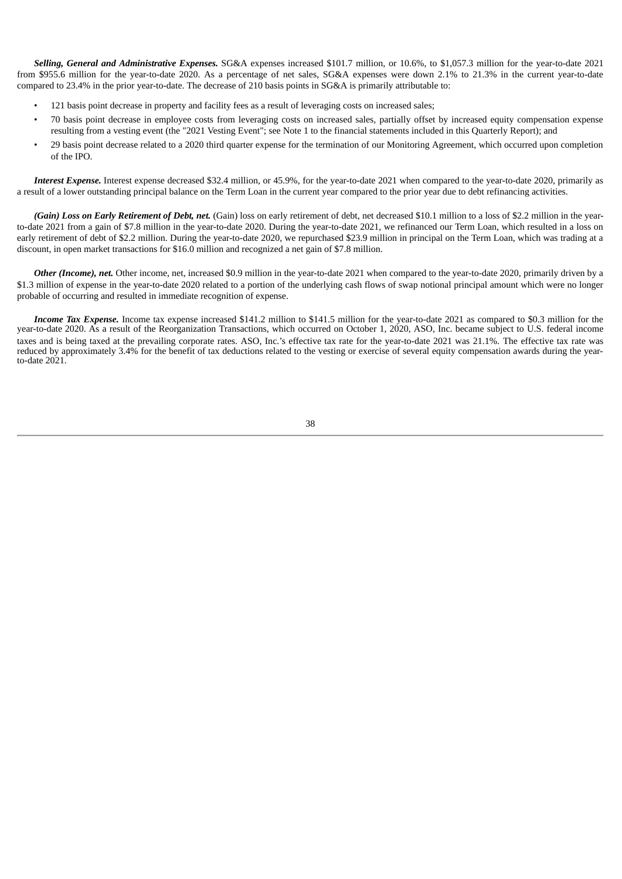***Selling, General and Administrative Expenses.*** SG&A expenses increased $101.7 million, or 10.6%, to $1,057.3 million for the year-to-date 2021 from $955.6 million for the year-to-date 2020. As a percentage of net sales, SG&A expenses were down 2.1% to 21.3% in the current year-to-date compared to 23.4% in the prior year-to-date. The decrease of 210 basis points in SG&A is primarily attributable to:

- 121 basis point decrease in property and facility fees as a result of leveraging costs on increased sales;
- 70 basis point decrease in employee costs from leveraging costs on increased sales, partially offset by increased equity compensation expense resulting from a vesting event (the "2021 Vesting Event"; see Note 1 to the financial statements included in this Quarterly Report); and
- 29 basis point decrease related to a 2020 third quarter expense for the termination of our Monitoring Agreement, which occurred upon completion of the IPO.

***Interest Expense.*** Interest expense decreased $32.4 million, or 45.9%, for the year-to-date 2021 when compared to the year-to-date 2020, primarily as a result of a lower outstanding principal balance on the Term Loan in the current year compared to the prior year due to debt refinancing activities.

***(Gain) Loss on Early Retirement of Debt, net.*** (Gain) loss on early retirement of debt, net decreased $10.1 million to a loss of $2.2 million in the year-to-date 2021 from a gain of $7.8 million in the year-to-date 2020. During the year-to-date 2021, we refinanced our Term Loan, which resulted in a loss on early retirement of debt of $2.2 million. During the year-to-date 2020, we repurchased $23.9 million in principal on the Term Loan, which was trading at a discount, in open market transactions for $16.0 million and recognized a net gain of $7.8 million.

***Other (Income), net.*** Other income, net, increased $0.9 million in the year-to-date 2021 when compared to the year-to-date 2020, primarily driven by a $1.3 million of expense in the year-to-date 2020 related to a portion of the underlying cash flows of swap notional principal amount which were no longer probable of occurring and resulted in immediate recognition of expense.

***Income Tax Expense.*** Income tax expense increased $141.2 million to $141.5 million for the year-to-date 2021 as compared to $0.3 million for the year-to-date 2020. As a result of the Reorganization Transactions, which occurred on October 1, 2020, ASO, Inc. became subject to U.S. federal income taxes and is being taxed at the prevailing corporate rates. ASO, Inc.'s effective tax rate for the year-to-date 2021 was 21.1%. The effective tax rate was reduced by approximately 3.4% for the benefit of tax deductions related to the vesting or exercise of several equity compensation awards during the year-to-date 2021.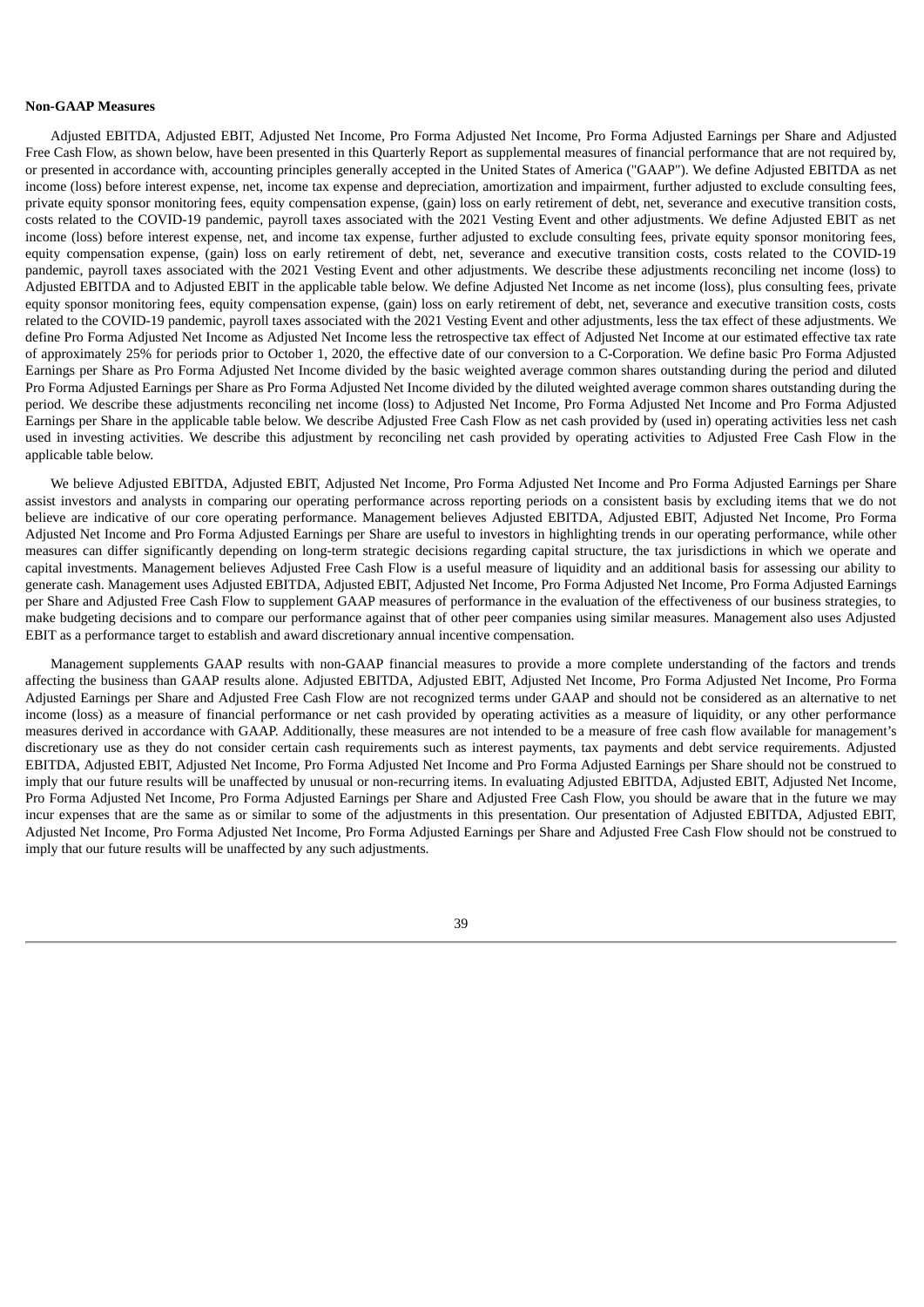**Non-GAAP Measures**

Adjusted EBITDA, Adjusted EBIT, Adjusted Net Income, Pro Forma Adjusted Net Income, Pro Forma Adjusted Earnings per Share and Adjusted Free Cash Flow, as shown below, have been presented in this Quarterly Report as supplemental measures of financial performance that are not required by, or presented in accordance with, accounting principles generally accepted in the United States of America ("GAAP"). We define Adjusted EBITDA as net income (loss) before interest expense, net, income tax expense and depreciation, amortization and impairment, further adjusted to exclude consulting fees, private equity sponsor monitoring fees, equity compensation expense, (gain) loss on early retirement of debt, net, severance and executive transition costs, costs related to the COVID-19 pandemic, payroll taxes associated with the 2021 Vesting Event and other adjustments. We define Adjusted EBIT as net income (loss) before interest expense, net, and income tax expense, further adjusted to exclude consulting fees, private equity sponsor monitoring fees, equity compensation expense, (gain) loss on early retirement of debt, net, severance and executive transition costs, costs related to the COVID-19 pandemic, payroll taxes associated with the 2021 Vesting Event and other adjustments. We describe these adjustments reconciling net income (loss) to Adjusted EBITDA and to Adjusted EBIT in the applicable table below. We define Adjusted Net Income as net income (loss), plus consulting fees, private equity sponsor monitoring fees, equity compensation expense, (gain) loss on early retirement of debt, net, severance and executive transition costs, costs related to the COVID-19 pandemic, payroll taxes associated with the 2021 Vesting Event and other adjustments, less the tax effect of these adjustments. We define Pro Forma Adjusted Net Income as Adjusted Net Income less the retrospective tax effect of Adjusted Net Income at our estimated effective tax rate of approximately 25% for periods prior to October 1, 2020, the effective date of our conversion to a C-Corporation. We define basic Pro Forma Adjusted Earnings per Share as Pro Forma Adjusted Net Income divided by the basic weighted average common shares outstanding during the period and diluted Pro Forma Adjusted Earnings per Share as Pro Forma Adjusted Net Income divided by the diluted weighted average common shares outstanding during the period. We describe these adjustments reconciling net income (loss) to Adjusted Net Income, Pro Forma Adjusted Net Income and Pro Forma Adjusted Earnings per Share in the applicable table below. We describe Adjusted Free Cash Flow as net cash provided by (used in) operating activities less net cash used in investing activities. We describe this adjustment by reconciling net cash provided by operating activities to Adjusted Free Cash Flow in the applicable table below.

We believe Adjusted EBITDA, Adjusted EBIT, Adjusted Net Income, Pro Forma Adjusted Net Income and Pro Forma Adjusted Earnings per Share assist investors and analysts in comparing our operating performance across reporting periods on a consistent basis by excluding items that we do not believe are indicative of our core operating performance. Management believes Adjusted EBITDA, Adjusted EBIT, Adjusted Net Income, Pro Forma Adjusted Net Income and Pro Forma Adjusted Earnings per Share are useful to investors in highlighting trends in our operating performance, while other measures can differ significantly depending on long-term strategic decisions regarding capital structure, the tax jurisdictions in which we operate and capital investments. Management believes Adjusted Free Cash Flow is a useful measure of liquidity and an additional basis for assessing our ability to generate cash. Management uses Adjusted EBITDA, Adjusted EBIT, Adjusted Net Income, Pro Forma Adjusted Net Income, Pro Forma Adjusted Earnings per Share and Adjusted Free Cash Flow to supplement GAAP measures of performance in the evaluation of the effectiveness of our business strategies, to make budgeting decisions and to compare our performance against that of other peer companies using similar measures. Management also uses Adjusted EBIT as a performance target to establish and award discretionary annual incentive compensation.

Management supplements GAAP results with non-GAAP financial measures to provide a more complete understanding of the factors and trends affecting the business than GAAP results alone. Adjusted EBITDA, Adjusted EBIT, Adjusted Net Income, Pro Forma Adjusted Net Income, Pro Forma Adjusted Earnings per Share and Adjusted Free Cash Flow are not recognized terms under GAAP and should not be considered as an alternative to net income (loss) as a measure of financial performance or net cash provided by operating activities as a measure of liquidity, or any other performance measures derived in accordance with GAAP. Additionally, these measures are not intended to be a measure of free cash flow available for management's discretionary use as they do not consider certain cash requirements such as interest payments, tax payments and debt service requirements. Adjusted EBITDA, Adjusted EBIT, Adjusted Net Income, Pro Forma Adjusted Net Income and Pro Forma Adjusted Earnings per Share should not be construed to imply that our future results will be unaffected by unusual or non-recurring items. In evaluating Adjusted EBITDA, Adjusted EBIT, Adjusted Net Income, Pro Forma Adjusted Net Income, Pro Forma Adjusted Earnings per Share and Adjusted Free Cash Flow, you should be aware that in the future we may incur expenses that are the same as or similar to some of the adjustments in this presentation. Our presentation of Adjusted EBITDA, Adjusted EBIT, Adjusted Net Income, Pro Forma Adjusted Net Income, Pro Forma Adjusted Earnings per Share and Adjusted Free Cash Flow should not be construed to imply that our future results will be unaffected by any such adjustments.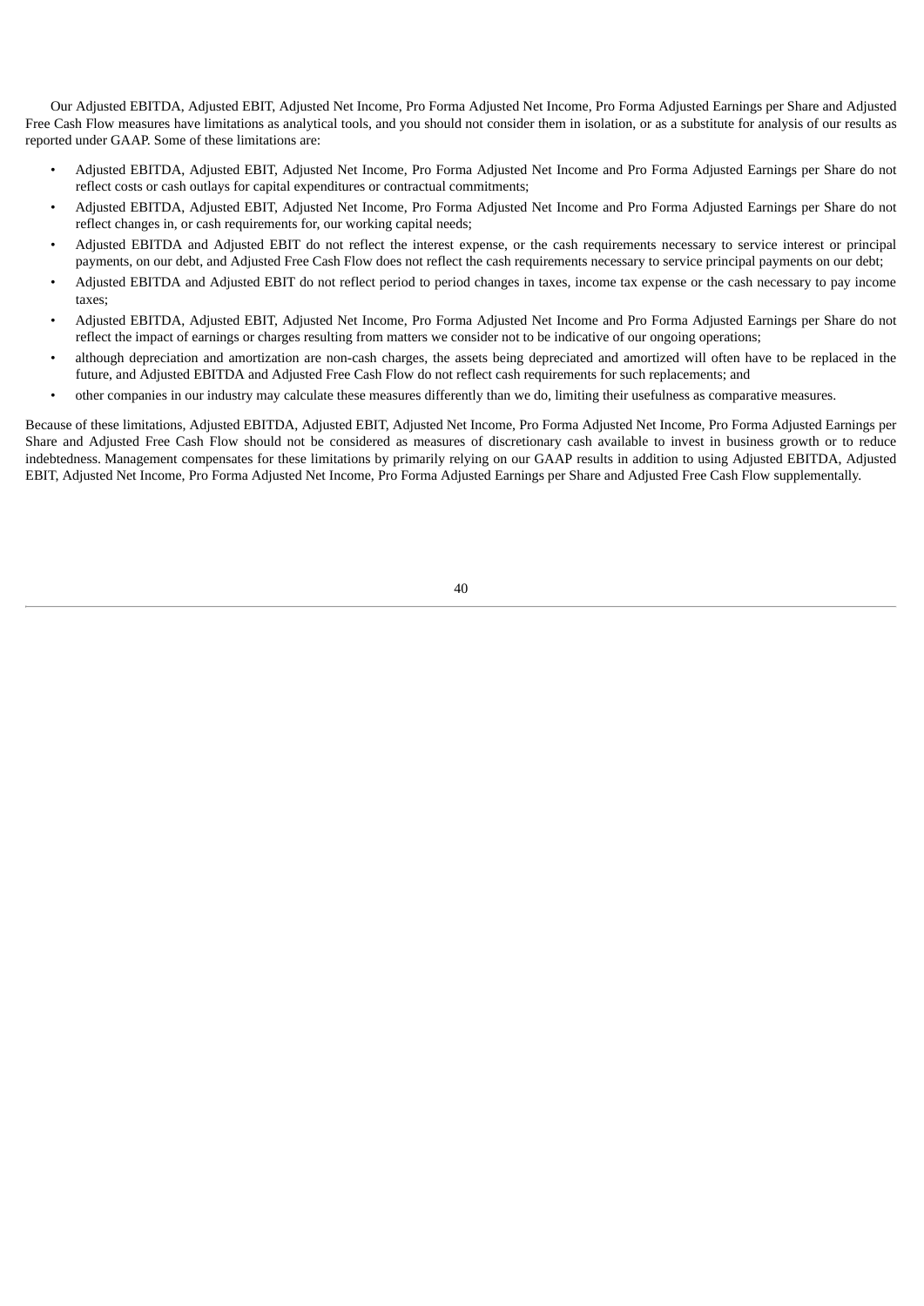Our Adjusted EBITDA, Adjusted EBIT, Adjusted Net Income, Pro Forma Adjusted Net Income, Pro Forma Adjusted Earnings per Share and Adjusted Free Cash Flow measures have limitations as analytical tools, and you should not consider them in isolation, or as a substitute for analysis of our results as reported under GAAP. Some of these limitations are:

- Adjusted EBITDA, Adjusted EBIT, Adjusted Net Income, Pro Forma Adjusted Net Income and Pro Forma Adjusted Earnings per Share do not reflect costs or cash outlays for capital expenditures or contractual commitments;
- Adjusted EBITDA, Adjusted EBIT, Adjusted Net Income, Pro Forma Adjusted Net Income and Pro Forma Adjusted Earnings per Share do not reflect changes in, or cash requirements for, our working capital needs;
- Adjusted EBITDA and Adjusted EBIT do not reflect the interest expense, or the cash requirements necessary to service interest or principal payments, on our debt, and Adjusted Free Cash Flow does not reflect the cash requirements necessary to service principal payments on our debt;
- Adjusted EBITDA and Adjusted EBIT do not reflect period to period changes in taxes, income tax expense or the cash necessary to pay income taxes;
- Adjusted EBITDA, Adjusted EBIT, Adjusted Net Income, Pro Forma Adjusted Net Income and Pro Forma Adjusted Earnings per Share do not reflect the impact of earnings or charges resulting from matters we consider not to be indicative of our ongoing operations;
- although depreciation and amortization are non-cash charges, the assets being depreciated and amortized will often have to be replaced in the future, and Adjusted EBITDA and Adjusted Free Cash Flow do not reflect cash requirements for such replacements; and
- other companies in our industry may calculate these measures differently than we do, limiting their usefulness as comparative measures.

Because of these limitations, Adjusted EBITDA, Adjusted EBIT, Adjusted Net Income, Pro Forma Adjusted Net Income, Pro Forma Adjusted Earnings per Share and Adjusted Free Cash Flow should not be considered as measures of discretionary cash available to invest in business growth or to reduce indebtedness. Management compensates for these limitations by primarily relying on our GAAP results in addition to using Adjusted EBITDA, Adjusted EBIT, Adjusted Net Income, Pro Forma Adjusted Net Income, Pro Forma Adjusted Earnings per Share and Adjusted Free Cash Flow supplementally.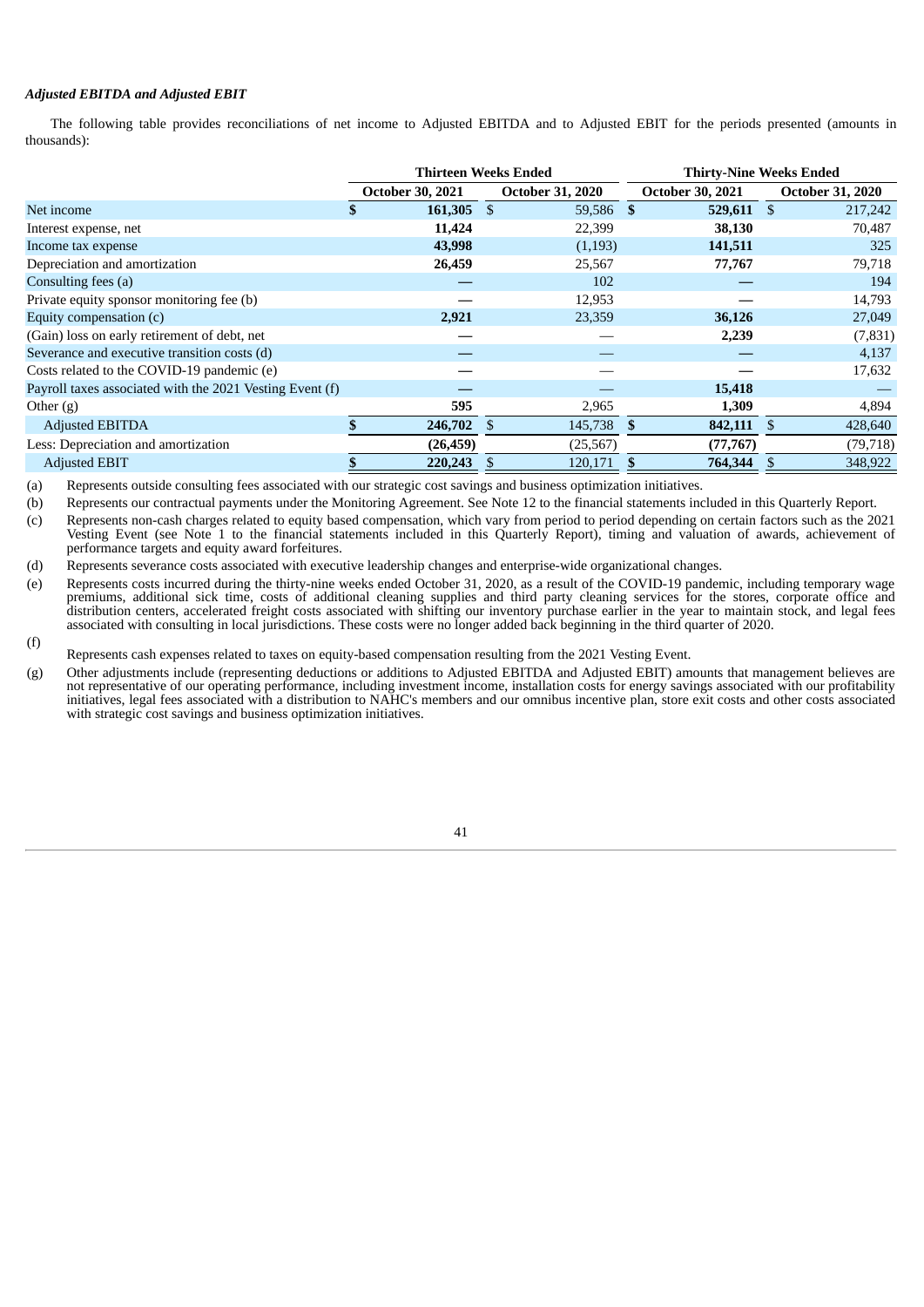***Adjusted EBITDA and Adjusted EBIT***

The following table provides reconciliations of net income to Adjusted EBITDA and to Adjusted EBIT for the periods presented (amounts in thousands):

| | Thirteen Weeks Ended | | Thirty-Nine Weeks Ended | |
|---|---|---|---|---|
| | **October 30, 2021** | **October 31, 2020** | **October 30, 2021** | **October 31, 2020** |
| Net income | **$ 161,305** | $ 59,586 | **$ 529,611** | $ 217,242 |
| Interest expense, net | **11,424** | 22,399 | **38,130** | 70,487 |
| Income tax expense | **43,998** | (1,193) | **141,511** | 325 |
| Depreciation and amortization | **26,459** | 25,567 | **77,767** | 79,718 |
| Consulting fees (a) | **—** | 102 | **—** | 194 |
| Private equity sponsor monitoring fee (b) | **—** | 12,953 | **—** | 14,793 |
| Equity compensation (c) | **2,921** | 23,359 | **36,126** | 27,049 |
| (Gain) loss on early retirement of debt, net | **—** | — | **2,239** | (7,831) |
| Severance and executive transition costs (d) | **—** | — | **—** | 4,137 |
| Costs related to the COVID-19 pandemic (e) | **—** | — | **—** | 17,632 |
| Payroll taxes associated with the 2021 Vesting Event (f) | **—** | — | **15,418** | — |
| Other (g) | **595** | 2,965 | **1,309** | 4,894 |
| Adjusted EBITDA | **$ 246,702** | $ 145,738 | **$ 842,111** | $ 428,640 |
| Less: Depreciation and amortization | **(26,459)** | (25,567) | **(77,767)** | (79,718) |
| Adjusted EBIT | **$ 220,243** | $ 120,171 | **$ 764,344** | $ 348,922 |

(a) Represents outside consulting fees associated with our strategic cost savings and business optimization initiatives.

(b) Represents our contractual payments under the Monitoring Agreement. See Note 12 to the financial statements included in this Quarterly Report.

(c) Represents non-cash charges related to equity based compensation, which vary from period to period depending on certain factors such as the 2021 Vesting Event (see Note 1 to the financial statements included in this Quarterly Report), timing and valuation of awards, achievement of performance targets and equity award forfeitures.

(d) Represents severance costs associated with executive leadership changes and enterprise-wide organizational changes.

(e) Represents costs incurred during the thirty-nine weeks ended October 31, 2020, as a result of the COVID-19 pandemic, including temporary wage premiums, additional sick time, costs of additional cleaning supplies and third party cleaning services for the stores, corporate office and distribution centers, accelerated freight costs associated with shifting our inventory purchase earlier in the year to maintain stock, and legal fees associated with consulting in local jurisdictions. These costs were no longer added back beginning in the third quarter of 2020.

(f) Represents cash expenses related to taxes on equity-based compensation resulting from the 2021 Vesting Event.

(g) Other adjustments include (representing deductions or additions to Adjusted EBITDA and Adjusted EBIT) amounts that management believes are not representative of our operating performance, including investment income, installation costs for energy savings associated with our profitability initiatives, legal fees associated with a distribution to NAHC's members and our omnibus incentive plan, store exit costs and other costs associated with strategic cost savings and business optimization initiatives.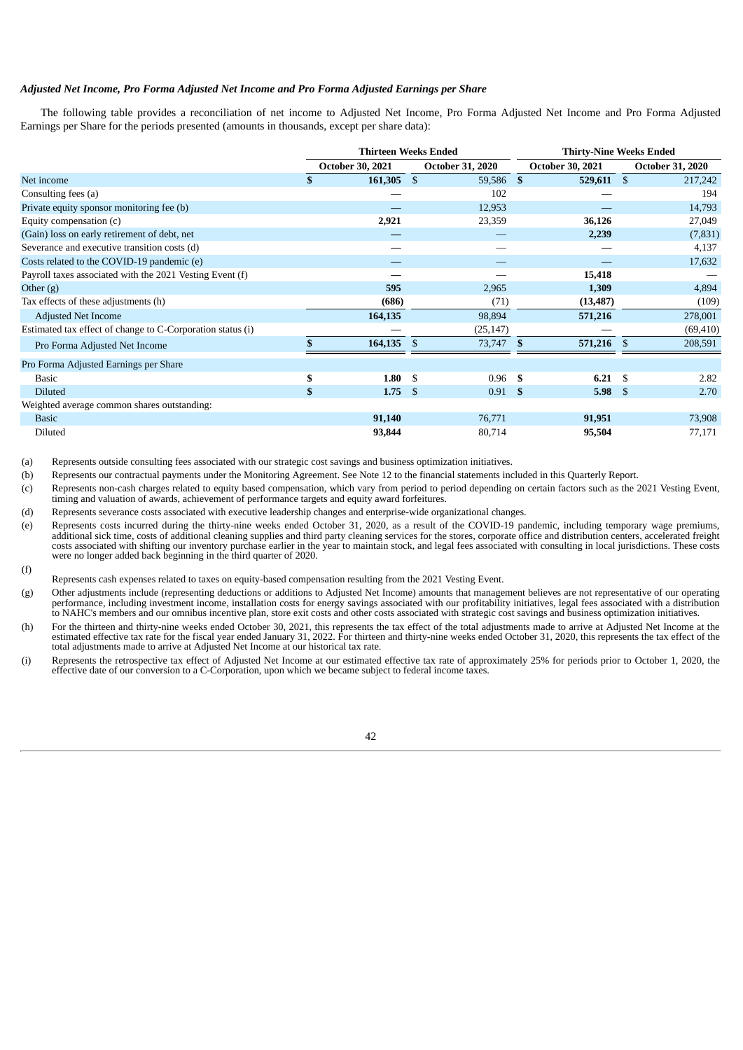### *Adjusted Net Income, Pro Forma Adjusted Net Income and Pro Forma Adjusted Earnings per Share*

The following table provides a reconciliation of net income to Adjusted Net Income, Pro Forma Adjusted Net Income and Pro Forma Adjusted Earnings per Share for the periods presented (amounts in thousands, except per share data):

| | Thirteen Weeks Ended | | Thirty-Nine Weeks Ended | |
|---|---|---|---|---|
| | October 30, 2021 | October 31, 2020 | October 30, 2021 | October 31, 2020 |
| Net income | **$ 161,305** | $ 59,586 | **$ 529,611** | $ 217,242 |
| Consulting fees (a) | **—** | 102 | **—** | 194 |
| Private equity sponsor monitoring fee (b) | **—** | 12,953 | **—** | 14,793 |
| Equity compensation (c) | **2,921** | 23,359 | **36,126** | 27,049 |
| (Gain) loss on early retirement of debt, net | **—** | — | **2,239** | (7,831) |
| Severance and executive transition costs (d) | **—** | — | **—** | 4,137 |
| Costs related to the COVID-19 pandemic (e) | **—** | — | **—** | 17,632 |
| Payroll taxes associated with the 2021 Vesting Event (f) | **—** | — | **15,418** | — |
| Other (g) | **595** | 2,965 | **1,309** | 4,894 |
| Tax effects of these adjustments (h) | **(686)** | (71) | **(13,487)** | (109) |
| Adjusted Net Income | **164,135** | 98,894 | **571,216** | 278,001 |
| Estimated tax effect of change to C-Corporation status (i) | **—** | (25,147) | **—** | (69,410) |
| Pro Forma Adjusted Net Income | **$ 164,135** | $ 73,747 | **$ 571,216** | $ 208,591 |
| Pro Forma Adjusted Earnings per Share | | | | |
| Basic | **$ 1.80** | $ 0.96 | **$ 6.21** | $ 2.82 |
| Diluted | **$ 1.75** | $ 0.91 | **$ 5.98** | $ 2.70 |
| Weighted average common shares outstanding: | | | | |
| Basic | **91,140** | 76,771 | **91,951** | 73,908 |
| Diluted | **93,844** | 80,714 | **95,504** | 77,171 |

(a) Represents outside consulting fees associated with our strategic cost savings and business optimization initiatives.

(b) Represents our contractual payments under the Monitoring Agreement. See Note 12 to the financial statements included in this Quarterly Report.

(c) Represents non-cash charges related to equity based compensation, which vary from period to period depending on certain factors such as the 2021 Vesting Event, timing and valuation of awards, achievement of performance targets and equity award forfeitures.

(d) Represents severance costs associated with executive leadership changes and enterprise-wide organizational changes.

(e) Represents costs incurred during the thirty-nine weeks ended October 31, 2020, as a result of the COVID-19 pandemic, including temporary wage premiums, additional sick time, costs of additional cleaning supplies and third party cleaning services for the stores, corporate office and distribution centers, accelerated freight costs associated with shifting our inventory purchase earlier in the year to maintain stock, and legal fees associated with consulting in local jurisdictions. These costs were no longer added back beginning in the third quarter of 2020.

(f) Represents cash expenses related to taxes on equity-based compensation resulting from the 2021 Vesting Event.

(g) Other adjustments include (representing deductions or additions to Adjusted Net Income) amounts that management believes are not representative of our operating performance, including investment income, installation costs for energy savings associated with our profitability initiatives, legal fees associated with a distribution to NAHC's members and our omnibus incentive plan, store exit costs and other costs associated with strategic cost savings and business optimization initiatives.

(h) For the thirteen and thirty-nine weeks ended October 30, 2021, this represents the tax effect of the total adjustments made to arrive at Adjusted Net Income at the estimated effective tax rate for the fiscal year ended January 31, 2022. For thirteen and thirty-nine weeks ended October 31, 2020, this represents the tax effect of the total adjustments made to arrive at Adjusted Net Income at our historical tax rate.

(i) Represents the retrospective tax effect of Adjusted Net Income at our estimated effective tax rate of approximately 25% for periods prior to October 1, 2020, the effective date of our conversion to a C-Corporation, upon which we became subject to federal income taxes.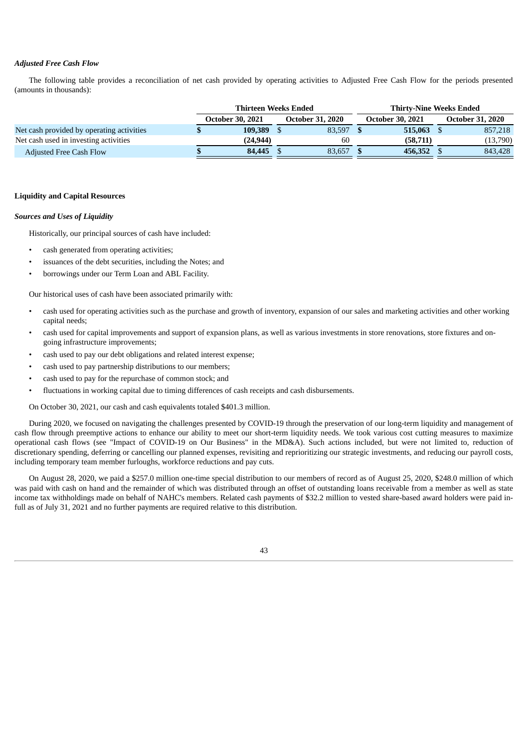*Adjusted Free Cash Flow*

The following table provides a reconciliation of net cash provided by operating activities to Adjusted Free Cash Flow for the periods presented (amounts in thousands):

| | Thirteen Weeks Ended | | Thirty-Nine Weeks Ended | |
|---|---|---|---|---|
| | October 30, 2021 | October 31, 2020 | October 30, 2021 | October 31, 2020 |
| Net cash provided by operating activities | **$ 109,389** | $ 83,597 | **$ 515,063** | $ 857,218 |
| Net cash used in investing activities | **(24,944)** | 60 | **(58,711)** | (13,790) |
| Adjusted Free Cash Flow | **$ 84,445** | $ 83,657 | **$ 456,352** | $ 843,428 |

**Liquidity and Capital Resources**

***Sources and Uses of Liquidity***

Historically, our principal sources of cash have included:

- cash generated from operating activities;
- issuances of the debt securities, including the Notes; and
- borrowings under our Term Loan and ABL Facility.

Our historical uses of cash have been associated primarily with:

- cash used for operating activities such as the purchase and growth of inventory, expansion of our sales and marketing activities and other working capital needs;
- cash used for capital improvements and support of expansion plans, as well as various investments in store renovations, store fixtures and on-going infrastructure improvements;
- cash used to pay our debt obligations and related interest expense;
- cash used to pay partnership distributions to our members;
- cash used to pay for the repurchase of common stock; and
- fluctuations in working capital due to timing differences of cash receipts and cash disbursements.

On October 30, 2021, our cash and cash equivalents totaled $401.3 million.

During 2020, we focused on navigating the challenges presented by COVID-19 through the preservation of our long-term liquidity and management of cash flow through preemptive actions to enhance our ability to meet our short-term liquidity needs. We took various cost cutting measures to maximize operational cash flows (see "Impact of COVID-19 on Our Business" in the MD&A). Such actions included, but were not limited to, reduction of discretionary spending, deferring or cancelling our planned expenses, revisiting and reprioritizing our strategic investments, and reducing our payroll costs, including temporary team member furloughs, workforce reductions and pay cuts.

On August 28, 2020, we paid a $257.0 million one-time special distribution to our members of record as of August 25, 2020, $248.0 million of which was paid with cash on hand and the remainder of which was distributed through an offset of outstanding loans receivable from a member as well as state income tax withholdings made on behalf of NAHC's members. Related cash payments of $32.2 million to vested share-based award holders were paid in-full as of July 31, 2021 and no further payments are required relative to this distribution.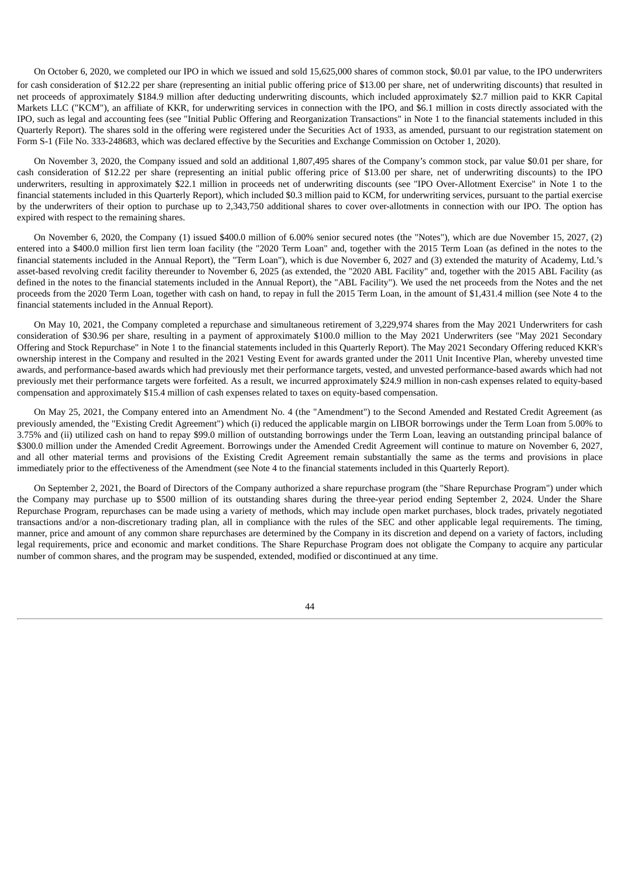On October 6, 2020, we completed our IPO in which we issued and sold 15,625,000 shares of common stock, $0.01 par value, to the IPO underwriters for cash consideration of $12.22 per share (representing an initial public offering price of $13.00 per share, net of underwriting discounts) that resulted in net proceeds of approximately $184.9 million after deducting underwriting discounts, which included approximately $2.7 million paid to KKR Capital Markets LLC ("KCM"), an affiliate of KKR, for underwriting services in connection with the IPO, and $6.1 million in costs directly associated with the IPO, such as legal and accounting fees (see "Initial Public Offering and Reorganization Transactions" in Note 1 to the financial statements included in this Quarterly Report). The shares sold in the offering were registered under the Securities Act of 1933, as amended, pursuant to our registration statement on Form S-1 (File No. 333-248683, which was declared effective by the Securities and Exchange Commission on October 1, 2020).

On November 3, 2020, the Company issued and sold an additional 1,807,495 shares of the Company's common stock, par value $0.01 per share, for cash consideration of $12.22 per share (representing an initial public offering price of $13.00 per share, net of underwriting discounts) to the IPO underwriters, resulting in approximately $22.1 million in proceeds net of underwriting discounts (see "IPO Over-Allotment Exercise" in Note 1 to the financial statements included in this Quarterly Report), which included $0.3 million paid to KCM, for underwriting services, pursuant to the partial exercise by the underwriters of their option to purchase up to 2,343,750 additional shares to cover over-allotments in connection with our IPO. The option has expired with respect to the remaining shares.

On November 6, 2020, the Company (1) issued $400.0 million of 6.00% senior secured notes (the "Notes"), which are due November 15, 2027, (2) entered into a $400.0 million first lien term loan facility (the "2020 Term Loan" and, together with the 2015 Term Loan (as defined in the notes to the financial statements included in the Annual Report), the "Term Loan"), which is due November 6, 2027 and (3) extended the maturity of Academy, Ltd.'s asset-based revolving credit facility thereunder to November 6, 2025 (as extended, the "2020 ABL Facility" and, together with the 2015 ABL Facility (as defined in the notes to the financial statements included in the Annual Report), the "ABL Facility"). We used the net proceeds from the Notes and the net proceeds from the 2020 Term Loan, together with cash on hand, to repay in full the 2015 Term Loan, in the amount of $1,431.4 million (see Note 4 to the financial statements included in the Annual Report).

On May 10, 2021, the Company completed a repurchase and simultaneous retirement of 3,229,974 shares from the May 2021 Underwriters for cash consideration of $30.96 per share, resulting in a payment of approximately $100.0 million to the May 2021 Underwriters (see "May 2021 Secondary Offering and Stock Repurchase" in Note 1 to the financial statements included in this Quarterly Report). The May 2021 Secondary Offering reduced KKR's ownership interest in the Company and resulted in the 2021 Vesting Event for awards granted under the 2011 Unit Incentive Plan, whereby unvested time awards, and performance-based awards which had previously met their performance targets, vested, and unvested performance-based awards which had not previously met their performance targets were forfeited. As a result, we incurred approximately $24.9 million in non-cash expenses related to equity-based compensation and approximately $15.4 million of cash expenses related to taxes on equity-based compensation.

On May 25, 2021, the Company entered into an Amendment No. 4 (the "Amendment") to the Second Amended and Restated Credit Agreement (as previously amended, the "Existing Credit Agreement") which (i) reduced the applicable margin on LIBOR borrowings under the Term Loan from 5.00% to 3.75% and (ii) utilized cash on hand to repay $99.0 million of outstanding borrowings under the Term Loan, leaving an outstanding principal balance of $300.0 million under the Amended Credit Agreement. Borrowings under the Amended Credit Agreement will continue to mature on November 6, 2027, and all other material terms and provisions of the Existing Credit Agreement remain substantially the same as the terms and provisions in place immediately prior to the effectiveness of the Amendment (see Note 4 to the financial statements included in this Quarterly Report).

On September 2, 2021, the Board of Directors of the Company authorized a share repurchase program (the "Share Repurchase Program") under which the Company may purchase up to $500 million of its outstanding shares during the three-year period ending September 2, 2024. Under the Share Repurchase Program, repurchases can be made using a variety of methods, which may include open market purchases, block trades, privately negotiated transactions and/or a non-discretionary trading plan, all in compliance with the rules of the SEC and other applicable legal requirements. The timing, manner, price and amount of any common share repurchases are determined by the Company in its discretion and depend on a variety of factors, including legal requirements, price and economic and market conditions. The Share Repurchase Program does not obligate the Company to acquire any particular number of common shares, and the program may be suspended, extended, modified or discontinued at any time.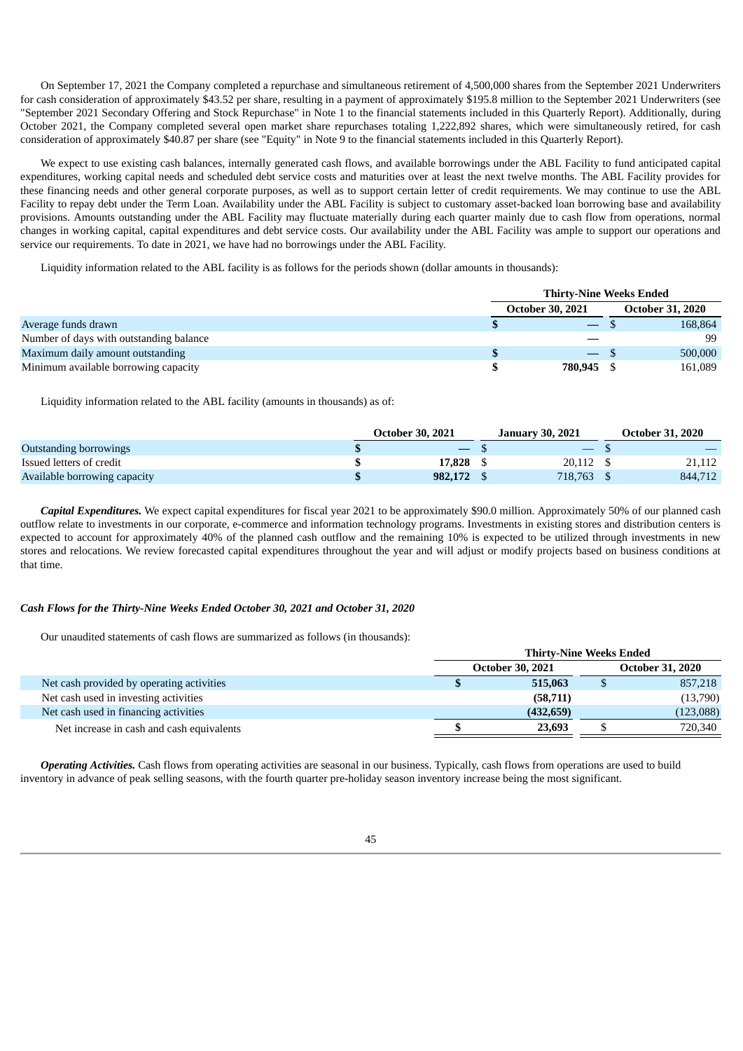On September 17, 2021 the Company completed a repurchase and simultaneous retirement of 4,500,000 shares from the September 2021 Underwriters for cash consideration of approximately $43.52 per share, resulting in a payment of approximately $195.8 million to the September 2021 Underwriters (see "September 2021 Secondary Offering and Stock Repurchase" in Note 1 to the financial statements included in this Quarterly Report). Additionally, during October 2021, the Company completed several open market share repurchases totaling 1,222,892 shares, which were simultaneously retired, for cash consideration of approximately $40.87 per share (see "Equity" in Note 9 to the financial statements included in this Quarterly Report).

We expect to use existing cash balances, internally generated cash flows, and available borrowings under the ABL Facility to fund anticipated capital expenditures, working capital needs and scheduled debt service costs and maturities over at least the next twelve months. The ABL Facility provides for these financing needs and other general corporate purposes, as well as to support certain letter of credit requirements. We may continue to use the ABL Facility to repay debt under the Term Loan. Availability under the ABL Facility is subject to customary asset-backed loan borrowing base and availability provisions. Amounts outstanding under the ABL Facility may fluctuate materially during each quarter mainly due to cash flow from operations, normal changes in working capital, capital expenditures and debt service costs. Our availability under the ABL Facility was ample to support our operations and service our requirements. To date in 2021, we have had no borrowings under the ABL Facility.

Liquidity information related to the ABL facility is as follows for the periods shown (dollar amounts in thousands):

| | Thirty-Nine Weeks Ended | |
|---|---|---|
| | October 30, 2021 | October 31, 2020 |
| Average funds drawn | $ — | $ 168,864 |
| Number of days with outstanding balance | — | 99 |
| Maximum daily amount outstanding | $ — | $ 500,000 |
| Minimum available borrowing capacity | $ **780,945** | $ 161,089 |

Liquidity information related to the ABL facility (amounts in thousands) as of:

| | October 30, 2021 | January 30, 2021 | October 31, 2020 |
|---|---|---|---|
| Outstanding borrowings | $ — | $ — | $ — |
| Issued letters of credit | $ **17,828** | $ 20,112 | $ 21,112 |
| Available borrowing capacity | $ **982,172** | $ 718,763 | $ 844,712 |

***Capital Expenditures.*** We expect capital expenditures for fiscal year 2021 to be approximately $90.0 million. Approximately 50% of our planned cash outflow relate to investments in our corporate, e-commerce and information technology programs. Investments in existing stores and distribution centers is expected to account for approximately 40% of the planned cash outflow and the remaining 10% is expected to be utilized through investments in new stores and relocations. We review forecasted capital expenditures throughout the year and will adjust or modify projects based on business conditions at that time.

***Cash Flows for the Thirty-Nine Weeks Ended October 30, 2021 and October 31, 2020***

Our unaudited statements of cash flows are summarized as follows (in thousands):

| | Thirty-Nine Weeks Ended | |
|---|---|---|
| | October 30, 2021 | October 31, 2020 |
| Net cash provided by operating activities | $ **515,063** | $ 857,218 |
| Net cash used in investing activities | **(58,711)** | (13,790) |
| Net cash used in financing activities | **(432,659)** | (123,088) |
| Net increase in cash and cash equivalents | $ **23,693** | $ 720,340 |

***Operating Activities.*** Cash flows from operating activities are seasonal in our business. Typically, cash flows from operations are used to build inventory in advance of peak selling seasons, with the fourth quarter pre-holiday season inventory increase being the most significant.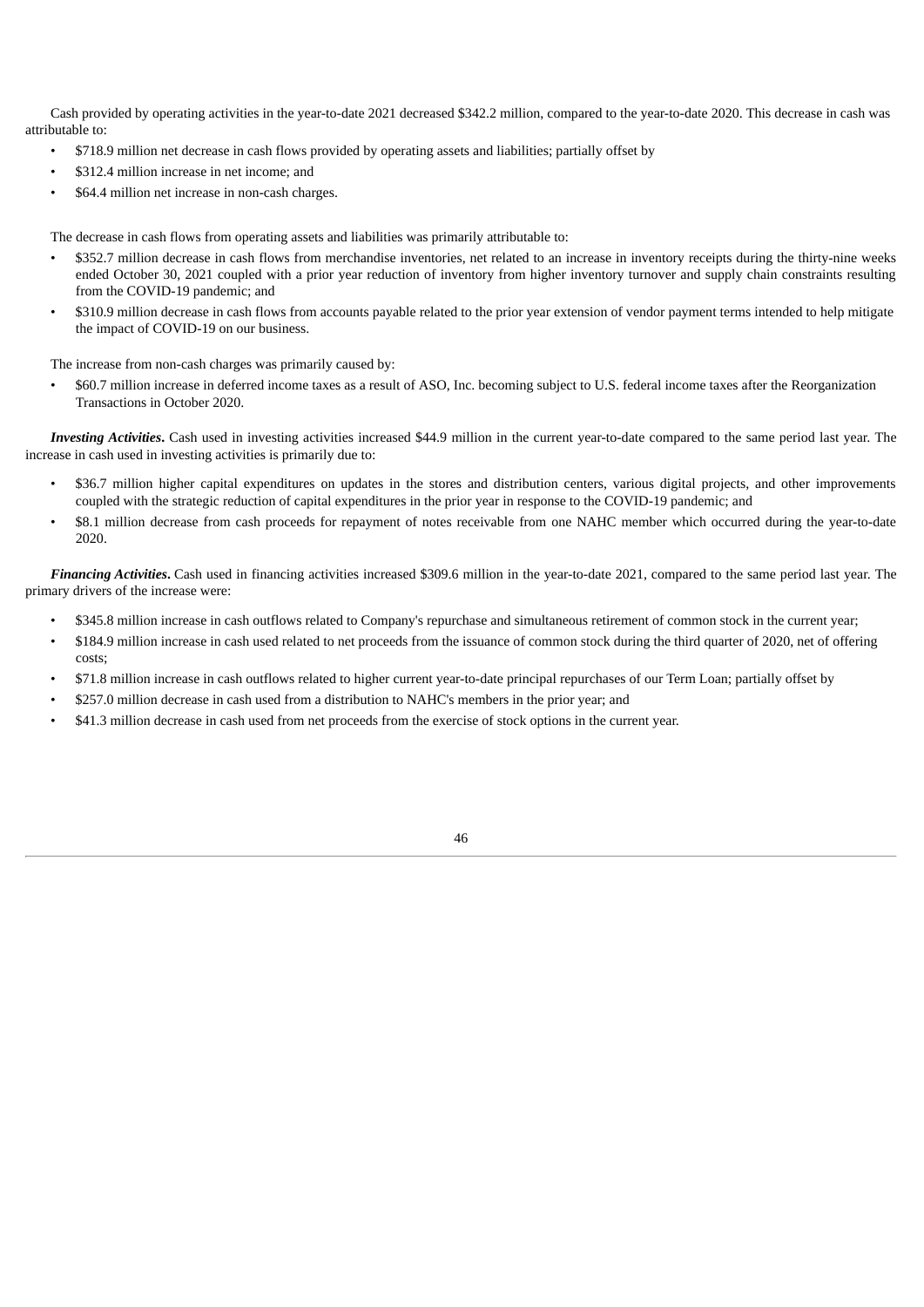Cash provided by operating activities in the year-to-date 2021 decreased $342.2 million, compared to the year-to-date 2020. This decrease in cash was attributable to:

- $718.9 million net decrease in cash flows provided by operating assets and liabilities; partially offset by
- $312.4 million increase in net income; and
- $64.4 million net increase in non-cash charges.

The decrease in cash flows from operating assets and liabilities was primarily attributable to:

- $352.7 million decrease in cash flows from merchandise inventories, net related to an increase in inventory receipts during the thirty-nine weeks ended October 30, 2021 coupled with a prior year reduction of inventory from higher inventory turnover and supply chain constraints resulting from the COVID-19 pandemic; and
- $310.9 million decrease in cash flows from accounts payable related to the prior year extension of vendor payment terms intended to help mitigate the impact of COVID-19 on our business.

The increase from non-cash charges was primarily caused by:

- $60.7 million increase in deferred income taxes as a result of ASO, Inc. becoming subject to U.S. federal income taxes after the Reorganization Transactions in October 2020.

***Investing Activities***. Cash used in investing activities increased $44.9 million in the current year-to-date compared to the same period last year. The increase in cash used in investing activities is primarily due to:

- $36.7 million higher capital expenditures on updates in the stores and distribution centers, various digital projects, and other improvements coupled with the strategic reduction of capital expenditures in the prior year in response to the COVID-19 pandemic; and
- $8.1 million decrease from cash proceeds for repayment of notes receivable from one NAHC member which occurred during the year-to-date 2020.

***Financing Activities***. Cash used in financing activities increased $309.6 million in the year-to-date 2021, compared to the same period last year. The primary drivers of the increase were:

- $345.8 million increase in cash outflows related to Company's repurchase and simultaneous retirement of common stock in the current year;
- $184.9 million increase in cash used related to net proceeds from the issuance of common stock during the third quarter of 2020, net of offering costs;
- $71.8 million increase in cash outflows related to higher current year-to-date principal repurchases of our Term Loan; partially offset by
- $257.0 million decrease in cash used from a distribution to NAHC's members in the prior year; and
- $41.3 million decrease in cash used from net proceeds from the exercise of stock options in the current year.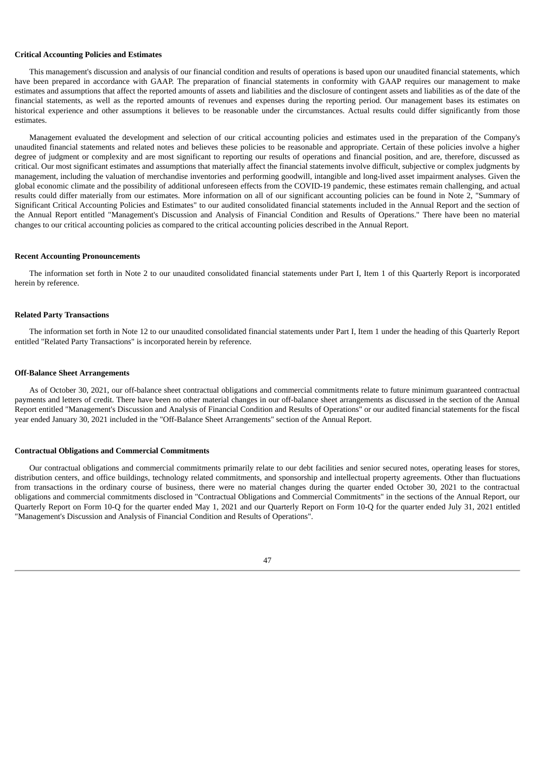**Critical Accounting Policies and Estimates**

This management's discussion and analysis of our financial condition and results of operations is based upon our unaudited financial statements, which have been prepared in accordance with GAAP. The preparation of financial statements in conformity with GAAP requires our management to make estimates and assumptions that affect the reported amounts of assets and liabilities and the disclosure of contingent assets and liabilities as of the date of the financial statements, as well as the reported amounts of revenues and expenses during the reporting period. Our management bases its estimates on historical experience and other assumptions it believes to be reasonable under the circumstances. Actual results could differ significantly from those estimates.

Management evaluated the development and selection of our critical accounting policies and estimates used in the preparation of the Company's unaudited financial statements and related notes and believes these policies to be reasonable and appropriate. Certain of these policies involve a higher degree of judgment or complexity and are most significant to reporting our results of operations and financial position, and are, therefore, discussed as critical. Our most significant estimates and assumptions that materially affect the financial statements involve difficult, subjective or complex judgments by management, including the valuation of merchandise inventories and performing goodwill, intangible and long-lived asset impairment analyses. Given the global economic climate and the possibility of additional unforeseen effects from the COVID-19 pandemic, these estimates remain challenging, and actual results could differ materially from our estimates. More information on all of our significant accounting policies can be found in Note 2, "Summary of Significant Critical Accounting Policies and Estimates" to our audited consolidated financial statements included in the Annual Report and the section of the Annual Report entitled "Management's Discussion and Analysis of Financial Condition and Results of Operations." There have been no material changes to our critical accounting policies as compared to the critical accounting policies described in the Annual Report.

**Recent Accounting Pronouncements**

The information set forth in Note 2 to our unaudited consolidated financial statements under Part I, Item 1 of this Quarterly Report is incorporated herein by reference.

**Related Party Transactions**

The information set forth in Note 12 to our unaudited consolidated financial statements under Part I, Item 1 under the heading of this Quarterly Report entitled "Related Party Transactions" is incorporated herein by reference.

**Off-Balance Sheet Arrangements**

As of October 30, 2021, our off-balance sheet contractual obligations and commercial commitments relate to future minimum guaranteed contractual payments and letters of credit. There have been no other material changes in our off-balance sheet arrangements as discussed in the section of the Annual Report entitled "Management's Discussion and Analysis of Financial Condition and Results of Operations" or our audited financial statements for the fiscal year ended January 30, 2021 included in the "Off-Balance Sheet Arrangements" section of the Annual Report.

**Contractual Obligations and Commercial Commitments**

Our contractual obligations and commercial commitments primarily relate to our debt facilities and senior secured notes, operating leases for stores, distribution centers, and office buildings, technology related commitments, and sponsorship and intellectual property agreements. Other than fluctuations from transactions in the ordinary course of business, there were no material changes during the quarter ended October 30, 2021 to the contractual obligations and commercial commitments disclosed in "Contractual Obligations and Commercial Commitments" in the sections of the Annual Report, our Quarterly Report on Form 10-Q for the quarter ended May 1, 2021 and our Quarterly Report on Form 10-Q for the quarter ended July 31, 2021 entitled "Management's Discussion and Analysis of Financial Condition and Results of Operations".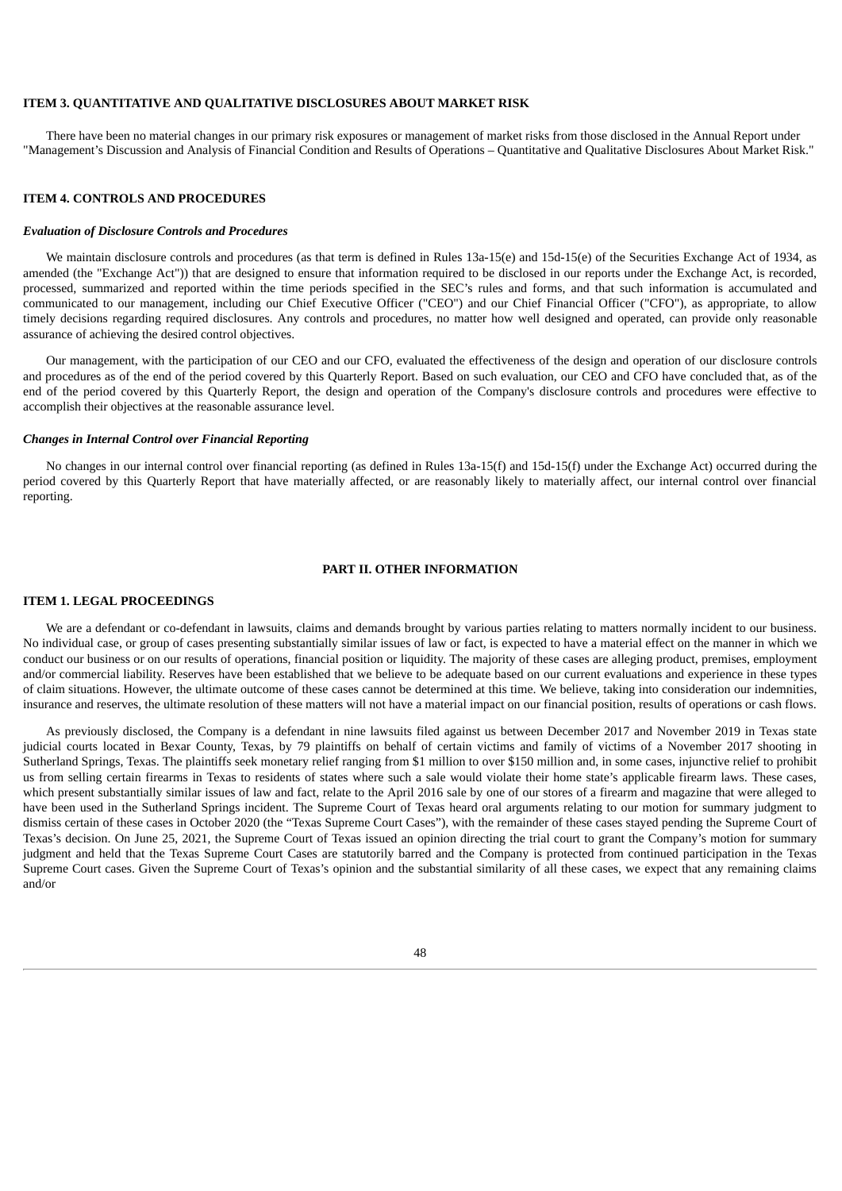## ITEM 3. QUANTITATIVE AND QUALITATIVE DISCLOSURES ABOUT MARKET RISK

There have been no material changes in our primary risk exposures or management of market risks from those disclosed in the Annual Report under "Management's Discussion and Analysis of Financial Condition and Results of Operations – Quantitative and Qualitative Disclosures About Market Risk."

## ITEM 4. CONTROLS AND PROCEDURES

### *Evaluation of Disclosure Controls and Procedures*

We maintain disclosure controls and procedures (as that term is defined in Rules 13a-15(e) and 15d-15(e) of the Securities Exchange Act of 1934, as amended (the "Exchange Act")) that are designed to ensure that information required to be disclosed in our reports under the Exchange Act, is recorded, processed, summarized and reported within the time periods specified in the SEC's rules and forms, and that such information is accumulated and communicated to our management, including our Chief Executive Officer ("CEO") and our Chief Financial Officer ("CFO"), as appropriate, to allow timely decisions regarding required disclosures. Any controls and procedures, no matter how well designed and operated, can provide only reasonable assurance of achieving the desired control objectives.

Our management, with the participation of our CEO and our CFO, evaluated the effectiveness of the design and operation of our disclosure controls and procedures as of the end of the period covered by this Quarterly Report. Based on such evaluation, our CEO and CFO have concluded that, as of the end of the period covered by this Quarterly Report, the design and operation of the Company's disclosure controls and procedures were effective to accomplish their objectives at the reasonable assurance level.

### *Changes in Internal Control over Financial Reporting*

No changes in our internal control over financial reporting (as defined in Rules 13a-15(f) and 15d-15(f) under the Exchange Act) occurred during the period covered by this Quarterly Report that have materially affected, or are reasonably likely to materially affect, our internal control over financial reporting.

# PART II. OTHER INFORMATION

## ITEM 1. LEGAL PROCEEDINGS

We are a defendant or co-defendant in lawsuits, claims and demands brought by various parties relating to matters normally incident to our business. No individual case, or group of cases presenting substantially similar issues of law or fact, is expected to have a material effect on the manner in which we conduct our business or on our results of operations, financial position or liquidity. The majority of these cases are alleging product, premises, employment and/or commercial liability. Reserves have been established that we believe to be adequate based on our current evaluations and experience in these types of claim situations. However, the ultimate outcome of these cases cannot be determined at this time. We believe, taking into consideration our indemnities, insurance and reserves, the ultimate resolution of these matters will not have a material impact on our financial position, results of operations or cash flows.

As previously disclosed, the Company is a defendant in nine lawsuits filed against us between December 2017 and November 2019 in Texas state judicial courts located in Bexar County, Texas, by 79 plaintiffs on behalf of certain victims and family of victims of a November 2017 shooting in Sutherland Springs, Texas. The plaintiffs seek monetary relief ranging from $1 million to over $150 million and, in some cases, injunctive relief to prohibit us from selling certain firearms in Texas to residents of states where such a sale would violate their home state's applicable firearm laws. These cases, which present substantially similar issues of law and fact, relate to the April 2016 sale by one of our stores of a firearm and magazine that were alleged to have been used in the Sutherland Springs incident. The Supreme Court of Texas heard oral arguments relating to our motion for summary judgment to dismiss certain of these cases in October 2020 (the "Texas Supreme Court Cases"), with the remainder of these cases stayed pending the Supreme Court of Texas's decision. On June 25, 2021, the Supreme Court of Texas issued an opinion directing the trial court to grant the Company's motion for summary judgment and held that the Texas Supreme Court Cases are statutorily barred and the Company is protected from continued participation in the Texas Supreme Court cases. Given the Supreme Court of Texas's opinion and the substantial similarity of all these cases, we expect that any remaining claims and/or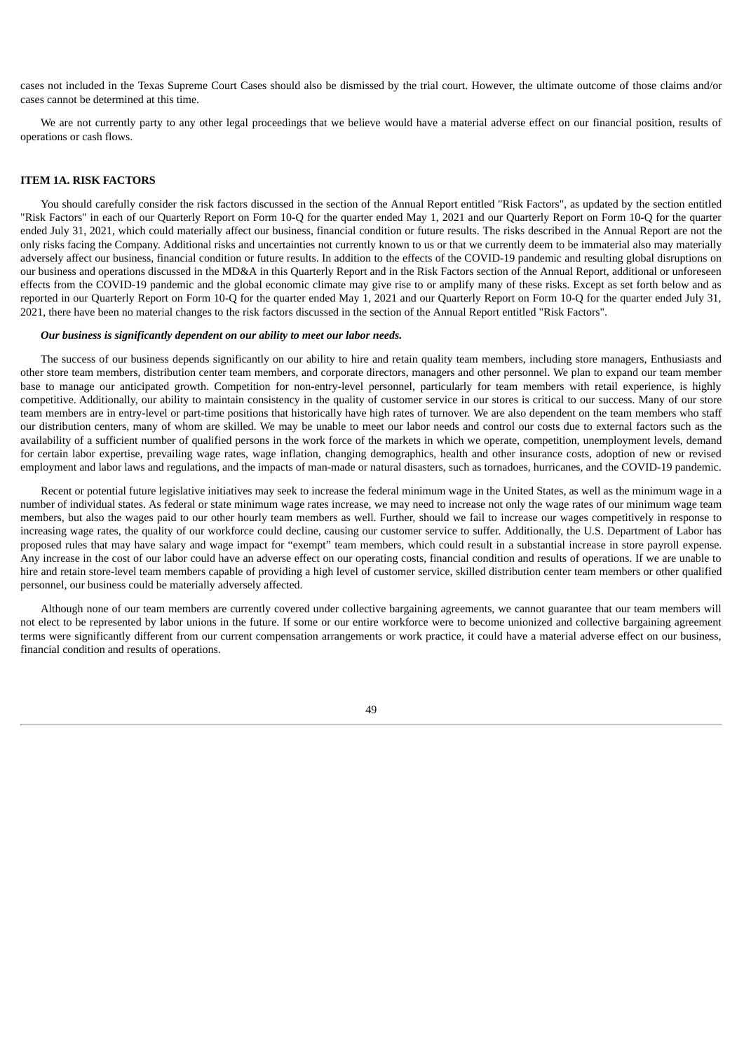cases not included in the Texas Supreme Court Cases should also be dismissed by the trial court. However, the ultimate outcome of those claims and/or cases cannot be determined at this time.

We are not currently party to any other legal proceedings that we believe would have a material adverse effect on our financial position, results of operations or cash flows.

## ITEM 1A. RISK FACTORS

You should carefully consider the risk factors discussed in the section of the Annual Report entitled "Risk Factors", as updated by the section entitled "Risk Factors" in each of our Quarterly Report on Form 10-Q for the quarter ended May 1, 2021 and our Quarterly Report on Form 10-Q for the quarter ended July 31, 2021, which could materially affect our business, financial condition or future results. The risks described in the Annual Report are not the only risks facing the Company. Additional risks and uncertainties not currently known to us or that we currently deem to be immaterial also may materially adversely affect our business, financial condition or future results. In addition to the effects of the COVID-19 pandemic and resulting global disruptions on our business and operations discussed in the MD&A in this Quarterly Report and in the Risk Factors section of the Annual Report, additional or unforeseen effects from the COVID-19 pandemic and the global economic climate may give rise to or amplify many of these risks. Except as set forth below and as reported in our Quarterly Report on Form 10-Q for the quarter ended May 1, 2021 and our Quarterly Report on Form 10-Q for the quarter ended July 31, 2021, there have been no material changes to the risk factors discussed in the section of the Annual Report entitled "Risk Factors".

***Our business is significantly dependent on our ability to meet our labor needs.***

The success of our business depends significantly on our ability to hire and retain quality team members, including store managers, Enthusiasts and other store team members, distribution center team members, and corporate directors, managers and other personnel. We plan to expand our team member base to manage our anticipated growth. Competition for non-entry-level personnel, particularly for team members with retail experience, is highly competitive. Additionally, our ability to maintain consistency in the quality of customer service in our stores is critical to our success. Many of our store team members are in entry-level or part-time positions that historically have high rates of turnover. We are also dependent on the team members who staff our distribution centers, many of whom are skilled. We may be unable to meet our labor needs and control our costs due to external factors such as the availability of a sufficient number of qualified persons in the work force of the markets in which we operate, competition, unemployment levels, demand for certain labor expertise, prevailing wage rates, wage inflation, changing demographics, health and other insurance costs, adoption of new or revised employment and labor laws and regulations, and the impacts of man-made or natural disasters, such as tornadoes, hurricanes, and the COVID-19 pandemic.

Recent or potential future legislative initiatives may seek to increase the federal minimum wage in the United States, as well as the minimum wage in a number of individual states. As federal or state minimum wage rates increase, we may need to increase not only the wage rates of our minimum wage team members, but also the wages paid to our other hourly team members as well. Further, should we fail to increase our wages competitively in response to increasing wage rates, the quality of our workforce could decline, causing our customer service to suffer. Additionally, the U.S. Department of Labor has proposed rules that may have salary and wage impact for "exempt" team members, which could result in a substantial increase in store payroll expense. Any increase in the cost of our labor could have an adverse effect on our operating costs, financial condition and results of operations. If we are unable to hire and retain store-level team members capable of providing a high level of customer service, skilled distribution center team members or other qualified personnel, our business could be materially adversely affected.

Although none of our team members are currently covered under collective bargaining agreements, we cannot guarantee that our team members will not elect to be represented by labor unions in the future. If some or our entire workforce were to become unionized and collective bargaining agreement terms were significantly different from our current compensation arrangements or work practice, it could have a material adverse effect on our business, financial condition and results of operations.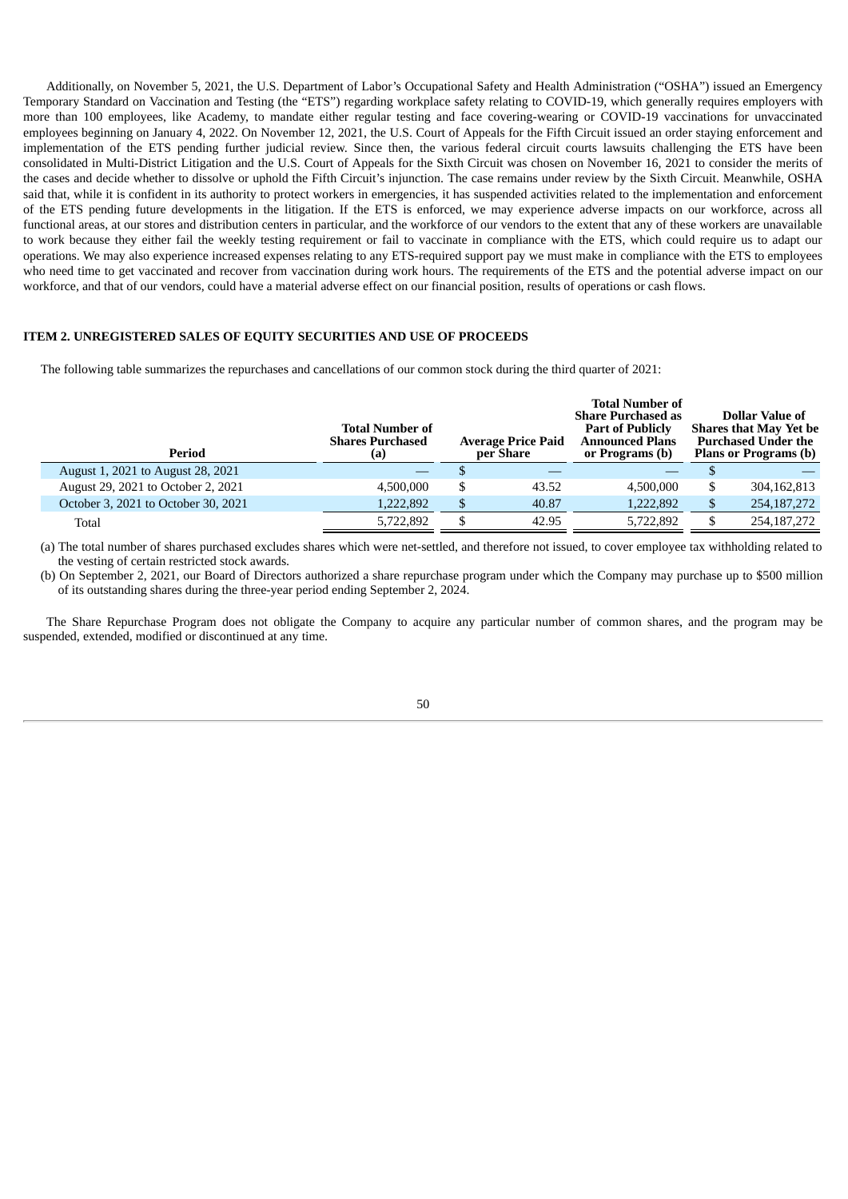Additionally, on November 5, 2021, the U.S. Department of Labor's Occupational Safety and Health Administration ("OSHA") issued an Emergency Temporary Standard on Vaccination and Testing (the "ETS") regarding workplace safety relating to COVID-19, which generally requires employers with more than 100 employees, like Academy, to mandate either regular testing and face covering-wearing or COVID-19 vaccinations for unvaccinated employees beginning on January 4, 2022. On November 12, 2021, the U.S. Court of Appeals for the Fifth Circuit issued an order staying enforcement and implementation of the ETS pending further judicial review. Since then, the various federal circuit courts lawsuits challenging the ETS have been consolidated in Multi-District Litigation and the U.S. Court of Appeals for the Sixth Circuit was chosen on November 16, 2021 to consider the merits of the cases and decide whether to dissolve or uphold the Fifth Circuit's injunction. The case remains under review by the Sixth Circuit. Meanwhile, OSHA said that, while it is confident in its authority to protect workers in emergencies, it has suspended activities related to the implementation and enforcement of the ETS pending future developments in the litigation. If the ETS is enforced, we may experience adverse impacts on our workforce, across all functional areas, at our stores and distribution centers in particular, and the workforce of our vendors to the extent that any of these workers are unavailable to work because they either fail the weekly testing requirement or fail to vaccinate in compliance with the ETS, which could require us to adapt our operations. We may also experience increased expenses relating to any ETS-required support pay we must make in compliance with the ETS to employees who need time to get vaccinated and recover from vaccination during work hours. The requirements of the ETS and the potential adverse impact on our workforce, and that of our vendors, could have a material adverse effect on our financial position, results of operations or cash flows.

## ITEM 2. UNREGISTERED SALES OF EQUITY SECURITIES AND USE OF PROCEEDS

The following table summarizes the repurchases and cancellations of our common stock during the third quarter of 2021:

| Period | Total Number of Shares Purchased (a) | Average Price Paid per Share | Total Number of Share Purchased as Part of Publicly Announced Plans or Programs (b) | Dollar Value of Shares that May Yet be Purchased Under the Plans or Programs (b) |
|---|---|---|---|---|
| August 1, 2021 to August 28, 2021 | — | $ — | — | $ — |
| August 29, 2021 to October 2, 2021 | 4,500,000 | $ 43.52 | 4,500,000 | $ 304,162,813 |
| October 3, 2021 to October 30, 2021 | 1,222,892 | $ 40.87 | 1,222,892 | $ 254,187,272 |
| Total | 5,722,892 | $ 42.95 | 5,722,892 | $ 254,187,272 |

(a) The total number of shares purchased excludes shares which were net-settled, and therefore not issued, to cover employee tax withholding related to the vesting of certain restricted stock awards.

(b) On September 2, 2021, our Board of Directors authorized a share repurchase program under which the Company may purchase up to $500 million of its outstanding shares during the three-year period ending September 2, 2024.

The Share Repurchase Program does not obligate the Company to acquire any particular number of common shares, and the program may be suspended, extended, modified or discontinued at any time.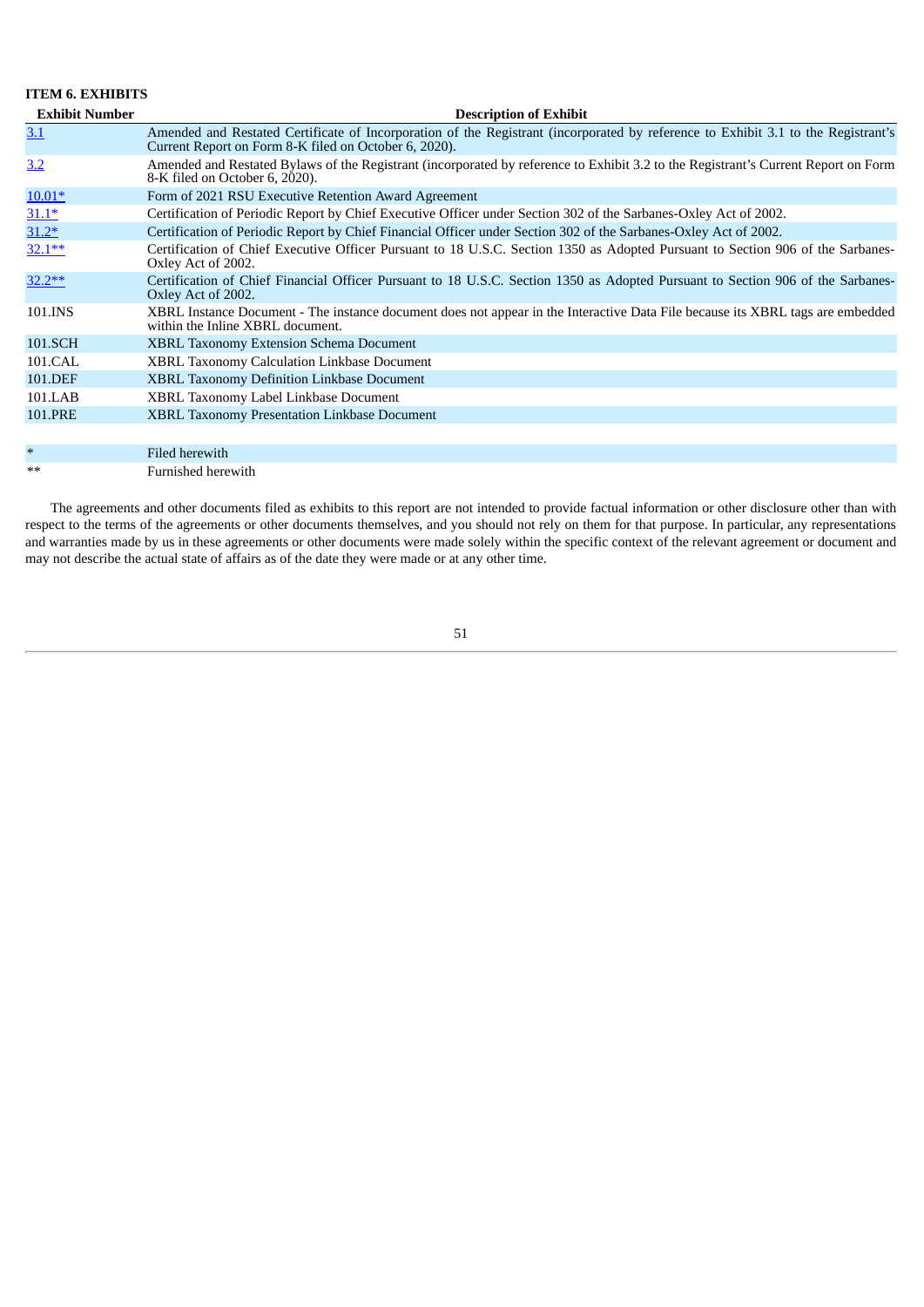**ITEM 6. EXHIBITS**

| Exhibit Number | Description of Exhibit |
|---|---|
| 3.1 | Amended and Restated Certificate of Incorporation of the Registrant (incorporated by reference to Exhibit 3.1 to the Registrant's Current Report on Form 8-K filed on October 6, 2020). |
| 3.2 | Amended and Restated Bylaws of the Registrant (incorporated by reference to Exhibit 3.2 to the Registrant's Current Report on Form 8-K filed on October 6, 2020). |
| 10.01* | Form of 2021 RSU Executive Retention Award Agreement |
| 31.1* | Certification of Periodic Report by Chief Executive Officer under Section 302 of the Sarbanes-Oxley Act of 2002. |
| 31.2* | Certification of Periodic Report by Chief Financial Officer under Section 302 of the Sarbanes-Oxley Act of 2002. |
| 32.1** | Certification of Chief Executive Officer Pursuant to 18 U.S.C. Section 1350 as Adopted Pursuant to Section 906 of the Sarbanes-Oxley Act of 2002. |
| 32.2** | Certification of Chief Financial Officer Pursuant to 18 U.S.C. Section 1350 as Adopted Pursuant to Section 906 of the Sarbanes-Oxley Act of 2002. |
| 101.INS | XBRL Instance Document - The instance document does not appear in the Interactive Data File because its XBRL tags are embedded within the Inline XBRL document. |
| 101.SCH | XBRL Taxonomy Extension Schema Document |
| 101.CAL | XBRL Taxonomy Calculation Linkbase Document |
| 101.DEF | XBRL Taxonomy Definition Linkbase Document |
| 101.LAB | XBRL Taxonomy Label Linkbase Document |
| 101.PRE | XBRL Taxonomy Presentation Linkbase Document |
| | |
| * | Filed herewith |
| ** | Furnished herewith |

The agreements and other documents filed as exhibits to this report are not intended to provide factual information or other disclosure other than with respect to the terms of the agreements or other documents themselves, and you should not rely on them for that purpose. In particular, any representations and warranties made by us in these agreements or other documents were made solely within the specific context of the relevant agreement or document and may not describe the actual state of affairs as of the date they were made or at any other time.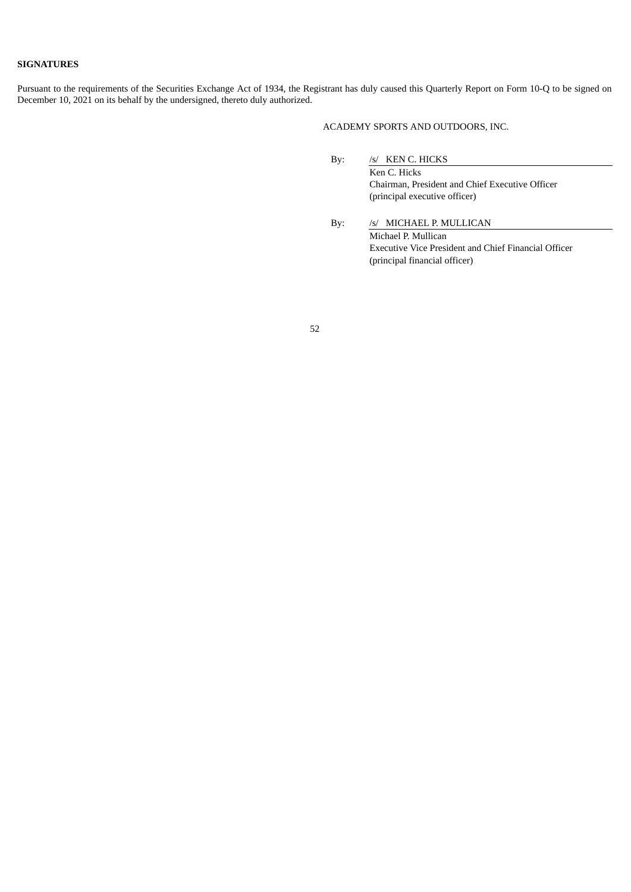**SIGNATURES**

Pursuant to the requirements of the Securities Exchange Act of 1934, the Registrant has duly caused this Quarterly Report on Form 10-Q to be signed on December 10, 2021 on its behalf by the undersigned, thereto duly authorized.

ACADEMY SPORTS AND OUTDOORS, INC.

By: /s/ KEN C. HICKS
Ken C. Hicks
Chairman, President and Chief Executive Officer
(principal executive officer)

By: /s/ MICHAEL P. MULLICAN
Michael P. Mullican
Executive Vice President and Chief Financial Officer
(principal financial officer)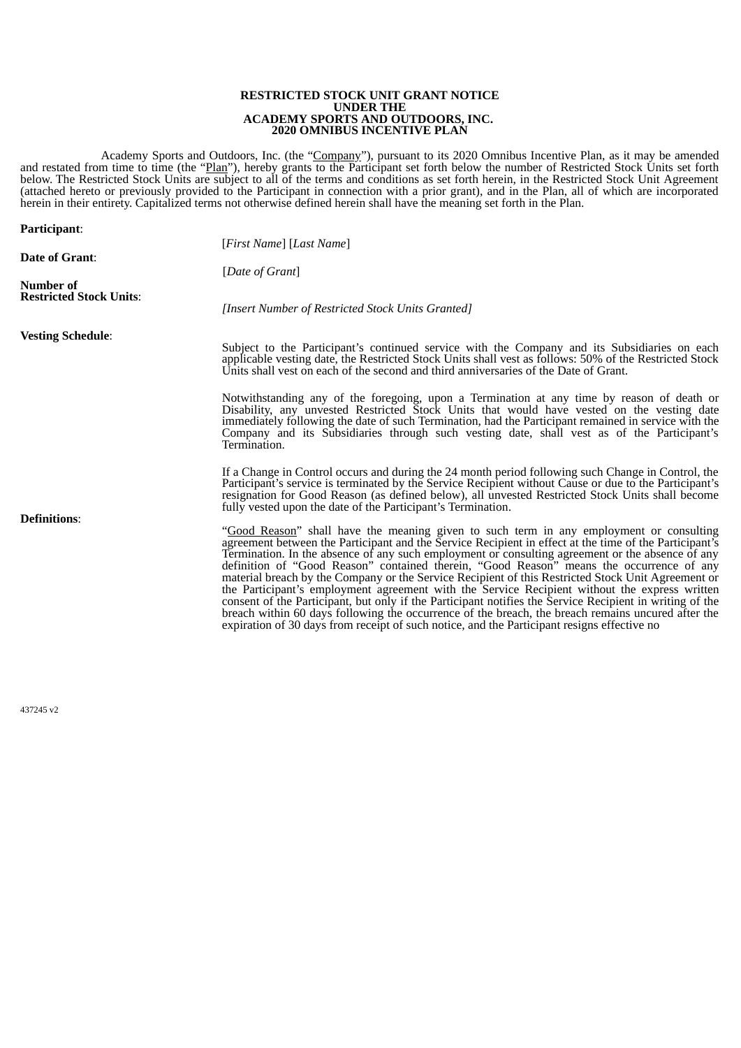**RESTRICTED STOCK UNIT GRANT NOTICE**
**UNDER THE**
**ACADEMY SPORTS AND OUTDOORS, INC.**
**2020 OMNIBUS INCENTIVE PLAN**

Academy Sports and Outdoors, Inc. (the "Company"), pursuant to its 2020 Omnibus Incentive Plan, as it may be amended and restated from time to time (the "Plan"), hereby grants to the Participant set forth below the number of Restricted Stock Units set forth below. The Restricted Stock Units are subject to all of the terms and conditions as set forth herein, in the Restricted Stock Unit Agreement (attached hereto or previously provided to the Participant in connection with a prior grant), and in the Plan, all of which are incorporated herein in their entirety. Capitalized terms not otherwise defined herein shall have the meaning set forth in the Plan.

**Participant**: [*First Name*] [*Last Name*]

**Date of Grant**: [*Date of Grant*]

**Number of Restricted Stock Units**: *[Insert Number of Restricted Stock Units Granted]*

**Vesting Schedule**:

Subject to the Participant's continued service with the Company and its Subsidiaries on each applicable vesting date, the Restricted Stock Units shall vest as follows: 50% of the Restricted Stock Units shall vest on each of the second and third anniversaries of the Date of Grant.

Notwithstanding any of the foregoing, upon a Termination at any time by reason of death or Disability, any unvested Restricted Stock Units that would have vested on the vesting date immediately following the date of such Termination, had the Participant remained in service with the Company and its Subsidiaries through such vesting date, shall vest as of the Participant's Termination.

If a Change in Control occurs and during the 24 month period following such Change in Control, the Participant's service is terminated by the Service Recipient without Cause or due to the Participant's resignation for Good Reason (as defined below), all unvested Restricted Stock Units shall become fully vested upon the date of the Participant's Termination.

**Definitions**:

"Good Reason" shall have the meaning given to such term in any employment or consulting agreement between the Participant and the Service Recipient in effect at the time of the Participant's Termination. In the absence of any such employment or consulting agreement or the absence of any definition of "Good Reason" contained therein, "Good Reason" means the occurrence of any material breach by the Company or the Service Recipient of this Restricted Stock Unit Agreement or the Participant's employment agreement with the Service Recipient without the express written consent of the Participant, but only if the Participant notifies the Service Recipient in writing of the breach within 60 days following the occurrence of the breach, the breach remains uncured after the expiration of 30 days from receipt of such notice, and the Participant resigns effective no

437245 v2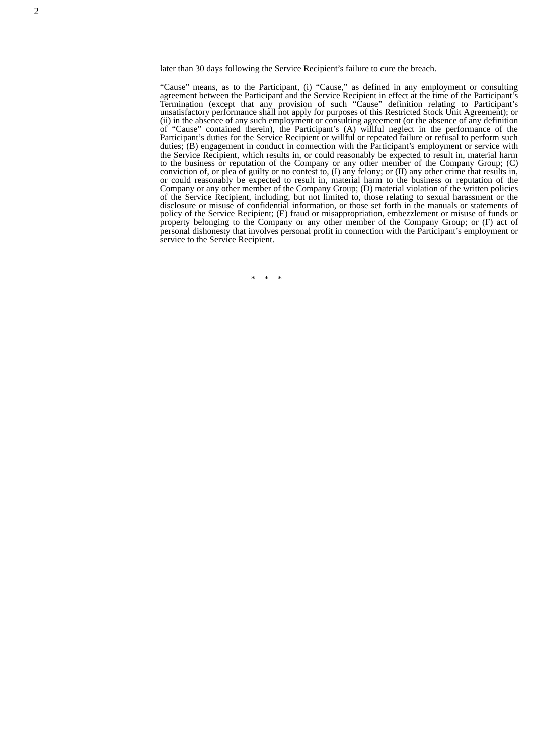later than 30 days following the Service Recipient's failure to cure the breach.

"Cause" means, as to the Participant, (i) "Cause," as defined in any employment or consulting agreement between the Participant and the Service Recipient in effect at the time of the Participant's Termination (except that any provision of such "Cause" definition relating to Participant's unsatisfactory performance shall not apply for purposes of this Restricted Stock Unit Agreement); or (ii) in the absence of any such employment or consulting agreement (or the absence of any definition of "Cause" contained therein), the Participant's (A) willful neglect in the performance of the Participant's duties for the Service Recipient or willful or repeated failure or refusal to perform such duties; (B) engagement in conduct in connection with the Participant's employment or service with the Service Recipient, which results in, or could reasonably be expected to result in, material harm to the business or reputation of the Company or any other member of the Company Group; (C) conviction of, or plea of guilty or no contest to, (I) any felony; or (II) any other crime that results in, or could reasonably be expected to result in, material harm to the business or reputation of the Company or any other member of the Company Group; (D) material violation of the written policies of the Service Recipient, including, but not limited to, those relating to sexual harassment or the disclosure or misuse of confidential information, or those set forth in the manuals or statements of policy of the Service Recipient; (E) fraud or misappropriation, embezzlement or misuse of funds or property belonging to the Company or any other member of the Company Group; or (F) act of personal dishonesty that involves personal profit in connection with the Participant's employment or service to the Service Recipient.

\* \* \*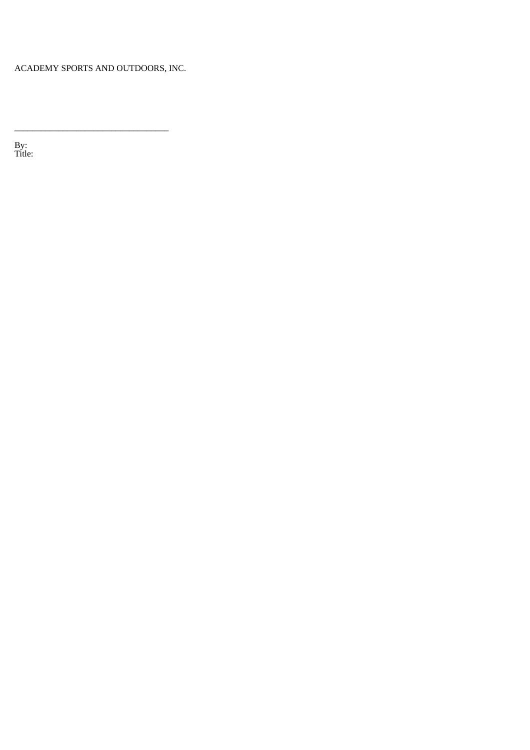ACADEMY SPORTS AND OUTDOORS, INC.

\_\_\_\_\_\_\_\_\_\_\_\_\_\_\_\_\_\_\_\_\_\_\_\_\_\_\_\_\_\_\_\_\_\_

By:
Title: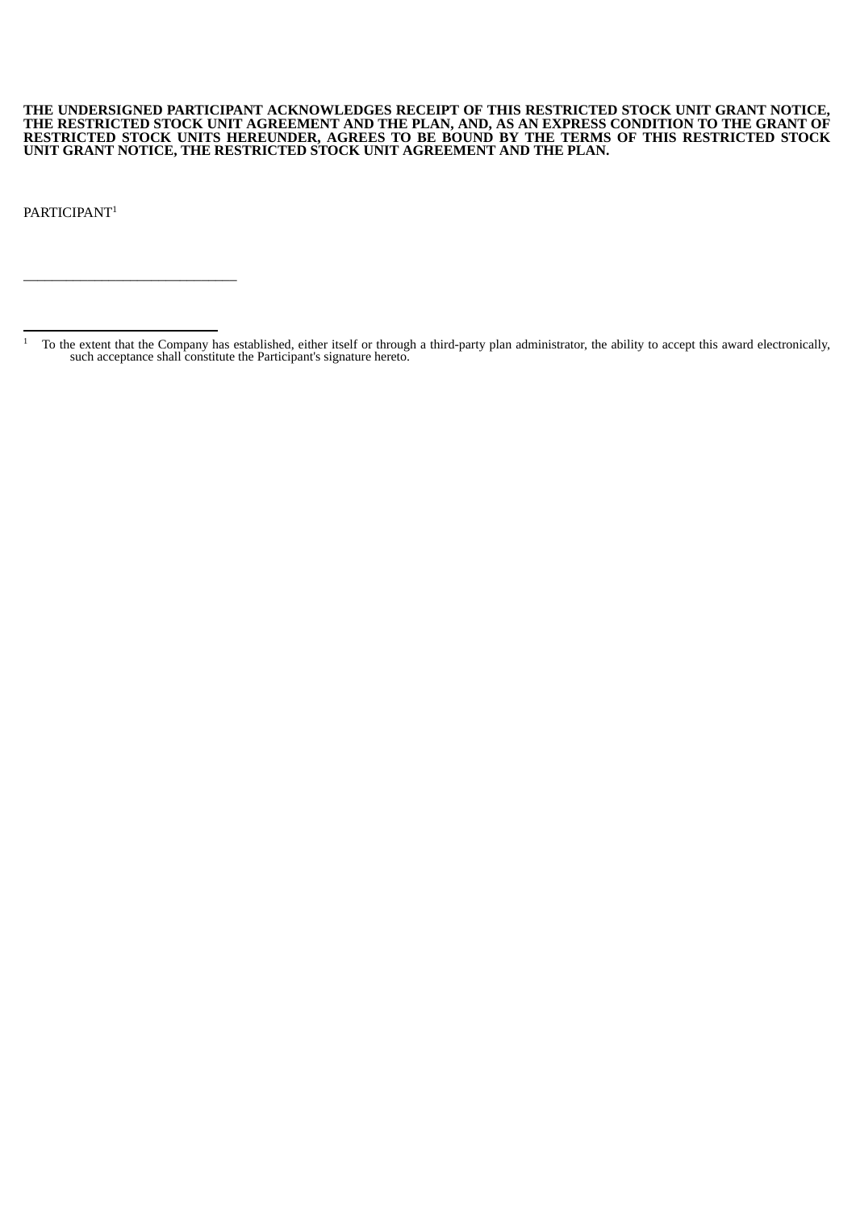**THE UNDERSIGNED PARTICIPANT ACKNOWLEDGES RECEIPT OF THIS RESTRICTED STOCK UNIT GRANT NOTICE, THE RESTRICTED STOCK UNIT AGREEMENT AND THE PLAN, AND, AS AN EXPRESS CONDITION TO THE GRANT OF RESTRICTED STOCK UNITS HEREUNDER, AGREES TO BE BOUND BY THE TERMS OF THIS RESTRICTED STOCK UNIT GRANT NOTICE, THE RESTRICTED STOCK UNIT AGREEMENT AND THE PLAN.**

PARTICIPANT[1]

______________________________

---

[1] To the extent that the Company has established, either itself or through a third-party plan administrator, the ability to accept this award electronically, such acceptance shall constitute the Participant's signature hereto.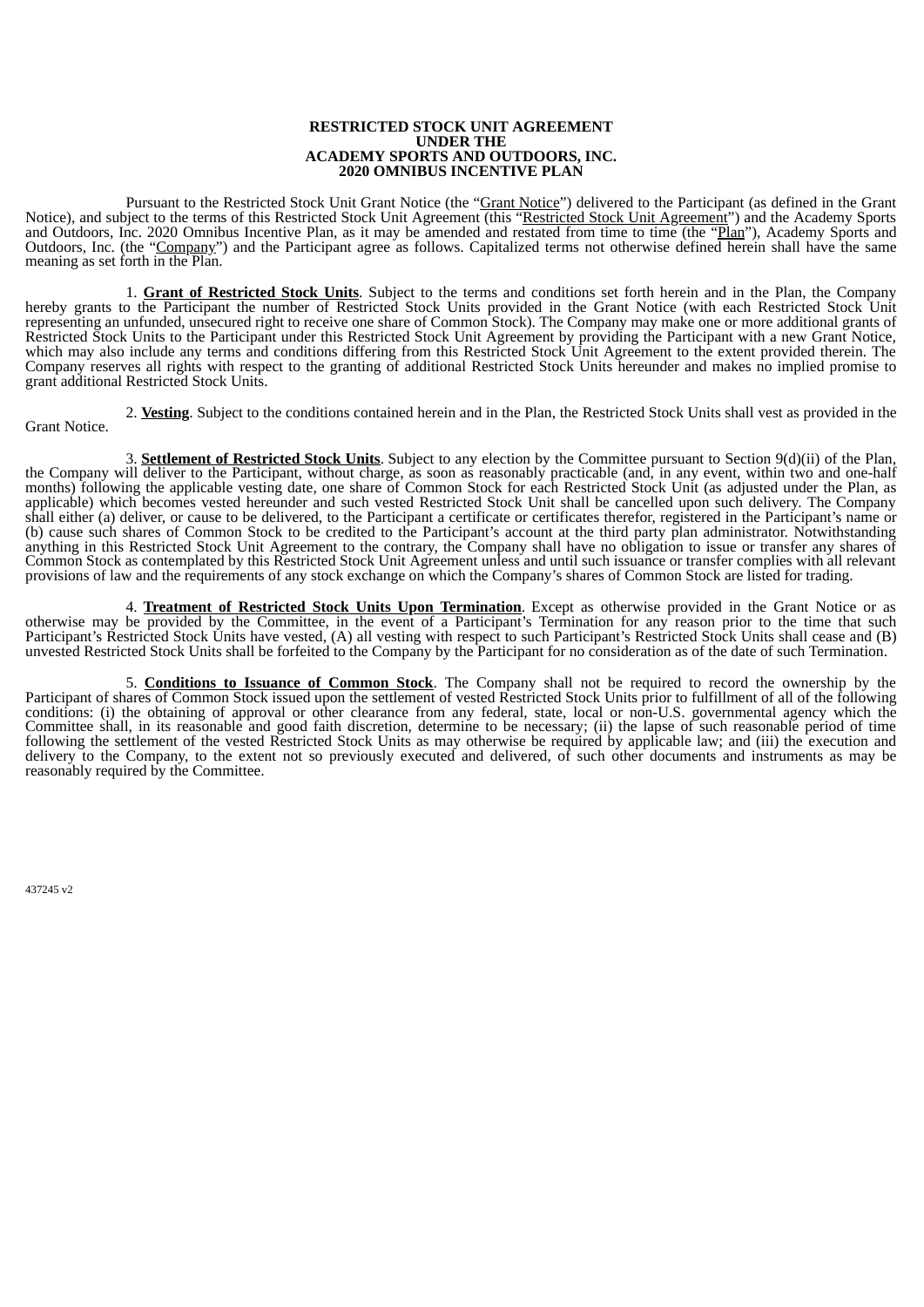**RESTRICTED STOCK UNIT AGREEMENT**
**UNDER THE**
**ACADEMY SPORTS AND OUTDOORS, INC.**
**2020 OMNIBUS INCENTIVE PLAN**

Pursuant to the Restricted Stock Unit Grant Notice (the "Grant Notice") delivered to the Participant (as defined in the Grant Notice), and subject to the terms of this Restricted Stock Unit Agreement (this "Restricted Stock Unit Agreement") and the Academy Sports and Outdoors, Inc. 2020 Omnibus Incentive Plan, as it may be amended and restated from time to time (the "Plan"), Academy Sports and Outdoors, Inc. (the "Company") and the Participant agree as follows. Capitalized terms not otherwise defined herein shall have the same meaning as set forth in the Plan.

1. **Grant of Restricted Stock Units**. Subject to the terms and conditions set forth herein and in the Plan, the Company hereby grants to the Participant the number of Restricted Stock Units provided in the Grant Notice (with each Restricted Stock Unit representing an unfunded, unsecured right to receive one share of Common Stock). The Company may make one or more additional grants of Restricted Stock Units to the Participant under this Restricted Stock Unit Agreement by providing the Participant with a new Grant Notice, which may also include any terms and conditions differing from this Restricted Stock Unit Agreement to the extent provided therein. The Company reserves all rights with respect to the granting of additional Restricted Stock Units hereunder and makes no implied promise to grant additional Restricted Stock Units.

2. **Vesting**. Subject to the conditions contained herein and in the Plan, the Restricted Stock Units shall vest as provided in the Grant Notice.

3. **Settlement of Restricted Stock Units**. Subject to any election by the Committee pursuant to Section 9(d)(ii) of the Plan, the Company will deliver to the Participant, without charge, as soon as reasonably practicable (and, in any event, within two and one-half months) following the applicable vesting date, one share of Common Stock for each Restricted Stock Unit (as adjusted under the Plan, as applicable) which becomes vested hereunder and such vested Restricted Stock Unit shall be cancelled upon such delivery. The Company shall either (a) deliver, or cause to be delivered, to the Participant a certificate or certificates therefor, registered in the Participant's name or (b) cause such shares of Common Stock to be credited to the Participant's account at the third party plan administrator. Notwithstanding anything in this Restricted Stock Unit Agreement to the contrary, the Company shall have no obligation to issue or transfer any shares of Common Stock as contemplated by this Restricted Stock Unit Agreement unless and until such issuance or transfer complies with all relevant provisions of law and the requirements of any stock exchange on which the Company's shares of Common Stock are listed for trading.

4. **Treatment of Restricted Stock Units Upon Termination**. Except as otherwise provided in the Grant Notice or as otherwise may be provided by the Committee, in the event of a Participant's Termination for any reason prior to the time that such Participant's Restricted Stock Units have vested, (A) all vesting with respect to such Participant's Restricted Stock Units shall cease and (B) unvested Restricted Stock Units shall be forfeited to the Company by the Participant for no consideration as of the date of such Termination.

5. **Conditions to Issuance of Common Stock**. The Company shall not be required to record the ownership by the Participant of shares of Common Stock issued upon the settlement of vested Restricted Stock Units prior to fulfillment of all of the following conditions: (i) the obtaining of approval or other clearance from any federal, state, local or non-U.S. governmental agency which the Committee shall, in its reasonable and good faith discretion, determine to be necessary; (ii) the lapse of such reasonable period of time following the settlement of the vested Restricted Stock Units as may otherwise be required by applicable law; and (iii) the execution and delivery to the Company, to the extent not so previously executed and delivered, of such other documents and instruments as may be reasonably required by the Committee.

437245 v2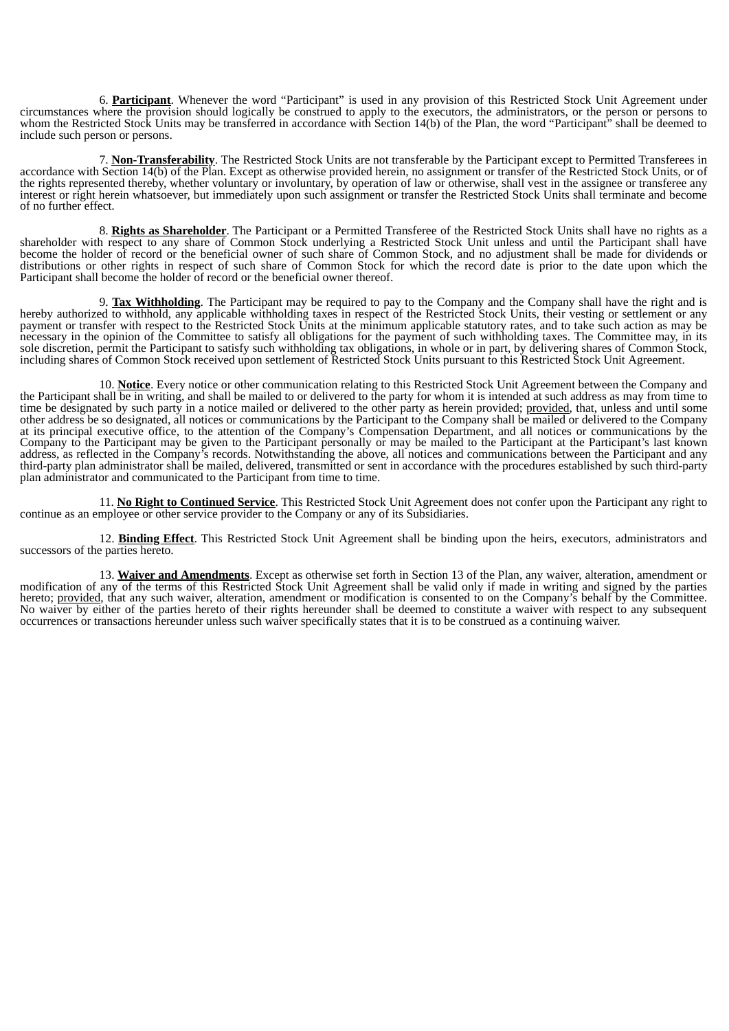6. **Participant**. Whenever the word "Participant" is used in any provision of this Restricted Stock Unit Agreement under circumstances where the provision should logically be construed to apply to the executors, the administrators, or the person or persons to whom the Restricted Stock Units may be transferred in accordance with Section 14(b) of the Plan, the word "Participant" shall be deemed to include such person or persons.

7. **Non-Transferability**. The Restricted Stock Units are not transferable by the Participant except to Permitted Transferees in accordance with Section 14(b) of the Plan. Except as otherwise provided herein, no assignment or transfer of the Restricted Stock Units, or of the rights represented thereby, whether voluntary or involuntary, by operation of law or otherwise, shall vest in the assignee or transferee any interest or right herein whatsoever, but immediately upon such assignment or transfer the Restricted Stock Units shall terminate and become of no further effect.

8. **Rights as Shareholder**. The Participant or a Permitted Transferee of the Restricted Stock Units shall have no rights as a shareholder with respect to any share of Common Stock underlying a Restricted Stock Unit unless and until the Participant shall have become the holder of record or the beneficial owner of such share of Common Stock, and no adjustment shall be made for dividends or distributions or other rights in respect of such share of Common Stock for which the record date is prior to the date upon which the Participant shall become the holder of record or the beneficial owner thereof.

9. **Tax Withholding**. The Participant may be required to pay to the Company and the Company shall have the right and is hereby authorized to withhold, any applicable withholding taxes in respect of the Restricted Stock Units, their vesting or settlement or any payment or transfer with respect to the Restricted Stock Units at the minimum applicable statutory rates, and to take such action as may be necessary in the opinion of the Committee to satisfy all obligations for the payment of such withholding taxes. The Committee may, in its sole discretion, permit the Participant to satisfy such withholding tax obligations, in whole or in part, by delivering shares of Common Stock, including shares of Common Stock received upon settlement of Restricted Stock Units pursuant to this Restricted Stock Unit Agreement.

10. **Notice**. Every notice or other communication relating to this Restricted Stock Unit Agreement between the Company and the Participant shall be in writing, and shall be mailed to or delivered to the party for whom it is intended at such address as may from time to time be designated by such party in a notice mailed or delivered to the other party as herein provided; provided, that, unless and until some other address be so designated, all notices or communications by the Participant to the Company shall be mailed or delivered to the Company at its principal executive office, to the attention of the Company's Compensation Department, and all notices or communications by the Company to the Participant may be given to the Participant personally or may be mailed to the Participant at the Participant's last known address, as reflected in the Company's records. Notwithstanding the above, all notices and communications between the Participant and any third-party plan administrator shall be mailed, delivered, transmitted or sent in accordance with the procedures established by such third-party plan administrator and communicated to the Participant from time to time.

11. **No Right to Continued Service**. This Restricted Stock Unit Agreement does not confer upon the Participant any right to continue as an employee or other service provider to the Company or any of its Subsidiaries.

12. **Binding Effect**. This Restricted Stock Unit Agreement shall be binding upon the heirs, executors, administrators and successors of the parties hereto.

13. **Waiver and Amendments**. Except as otherwise set forth in Section 13 of the Plan, any waiver, alteration, amendment or modification of any of the terms of this Restricted Stock Unit Agreement shall be valid only if made in writing and signed by the parties hereto; provided, that any such waiver, alteration, amendment or modification is consented to on the Company's behalf by the Committee. No waiver by either of the parties hereto of their rights hereunder shall be deemed to constitute a waiver with respect to any subsequent occurrences or transactions hereunder unless such waiver specifically states that it is to be construed as a continuing waiver.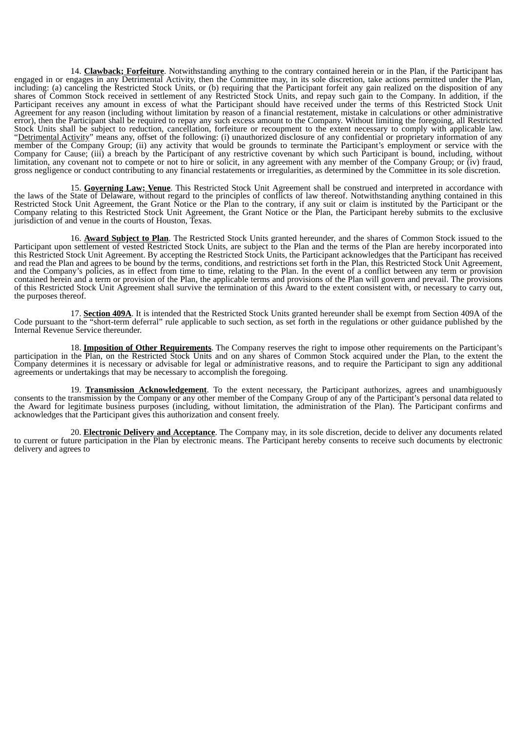14. **Clawback; Forfeiture**. Notwithstanding anything to the contrary contained herein or in the Plan, if the Participant has engaged in or engages in any Detrimental Activity, then the Committee may, in its sole discretion, take actions permitted under the Plan, including: (a) canceling the Restricted Stock Units, or (b) requiring that the Participant forfeit any gain realized on the disposition of any shares of Common Stock received in settlement of any Restricted Stock Units, and repay such gain to the Company. In addition, if the Participant receives any amount in excess of what the Participant should have received under the terms of this Restricted Stock Unit Agreement for any reason (including without limitation by reason of a financial restatement, mistake in calculations or other administrative error), then the Participant shall be required to repay any such excess amount to the Company. Without limiting the foregoing, all Restricted Stock Units shall be subject to reduction, cancellation, forfeiture or recoupment to the extent necessary to comply with applicable law. "Detrimental Activity" means any, offset of the following: (i) unauthorized disclosure of any confidential or proprietary information of any member of the Company Group; (ii) any activity that would be grounds to terminate the Participant's employment or service with the Company for Cause; (iii) a breach by the Participant of any restrictive covenant by which such Participant is bound, including, without limitation, any covenant not to compete or not to hire or solicit, in any agreement with any member of the Company Group; or (iv) fraud, gross negligence or conduct contributing to any financial restatements or irregularities, as determined by the Committee in its sole discretion.

15. **Governing Law; Venue**. This Restricted Stock Unit Agreement shall be construed and interpreted in accordance with the laws of the State of Delaware, without regard to the principles of conflicts of law thereof. Notwithstanding anything contained in this Restricted Stock Unit Agreement, the Grant Notice or the Plan to the contrary, if any suit or claim is instituted by the Participant or the Company relating to this Restricted Stock Unit Agreement, the Grant Notice or the Plan, the Participant hereby submits to the exclusive jurisdiction of and venue in the courts of Houston, Texas.

16. **Award Subject to Plan**. The Restricted Stock Units granted hereunder, and the shares of Common Stock issued to the Participant upon settlement of vested Restricted Stock Units, are subject to the Plan and the terms of the Plan are hereby incorporated into this Restricted Stock Unit Agreement. By accepting the Restricted Stock Units, the Participant acknowledges that the Participant has received and read the Plan and agrees to be bound by the terms, conditions, and restrictions set forth in the Plan, this Restricted Stock Unit Agreement, and the Company's policies, as in effect from time to time, relating to the Plan. In the event of a conflict between any term or provision contained herein and a term or provision of the Plan, the applicable terms and provisions of the Plan will govern and prevail. The provisions of this Restricted Stock Unit Agreement shall survive the termination of this Award to the extent consistent with, or necessary to carry out, the purposes thereof.

17. **Section 409A**. It is intended that the Restricted Stock Units granted hereunder shall be exempt from Section 409A of the Code pursuant to the "short-term deferral" rule applicable to such section, as set forth in the regulations or other guidance published by the Internal Revenue Service thereunder.

18. **Imposition of Other Requirements**. The Company reserves the right to impose other requirements on the Participant's participation in the Plan, on the Restricted Stock Units and on any shares of Common Stock acquired under the Plan, to the extent the Company determines it is necessary or advisable for legal or administrative reasons, and to require the Participant to sign any additional agreements or undertakings that may be necessary to accomplish the foregoing.

19. **Transmission Acknowledgement**. To the extent necessary, the Participant authorizes, agrees and unambiguously consents to the transmission by the Company or any other member of the Company Group of any of the Participant's personal data related to the Award for legitimate business purposes (including, without limitation, the administration of the Plan). The Participant confirms and acknowledges that the Participant gives this authorization and consent freely.

20. **Electronic Delivery and Acceptance**. The Company may, in its sole discretion, decide to deliver any documents related to current or future participation in the Plan by electronic means. The Participant hereby consents to receive such documents by electronic delivery and agrees to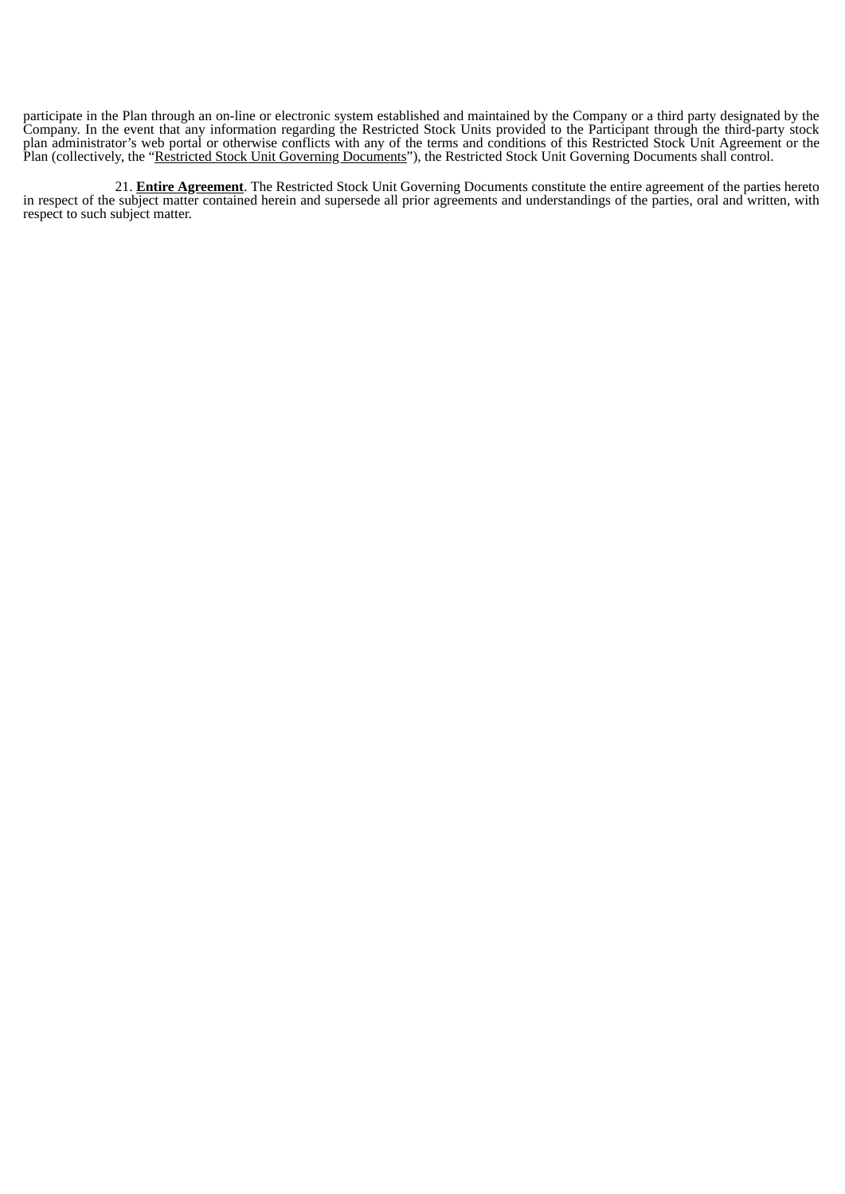participate in the Plan through an on-line or electronic system established and maintained by the Company or a third party designated by the Company. In the event that any information regarding the Restricted Stock Units provided to the Participant through the third-party stock plan administrator's web portal or otherwise conflicts with any of the terms and conditions of this Restricted Stock Unit Agreement or the Plan (collectively, the "Restricted Stock Unit Governing Documents"), the Restricted Stock Unit Governing Documents shall control.

21. **Entire Agreement**. The Restricted Stock Unit Governing Documents constitute the entire agreement of the parties hereto in respect of the subject matter contained herein and supersede all prior agreements and understandings of the parties, oral and written, with respect to such subject matter.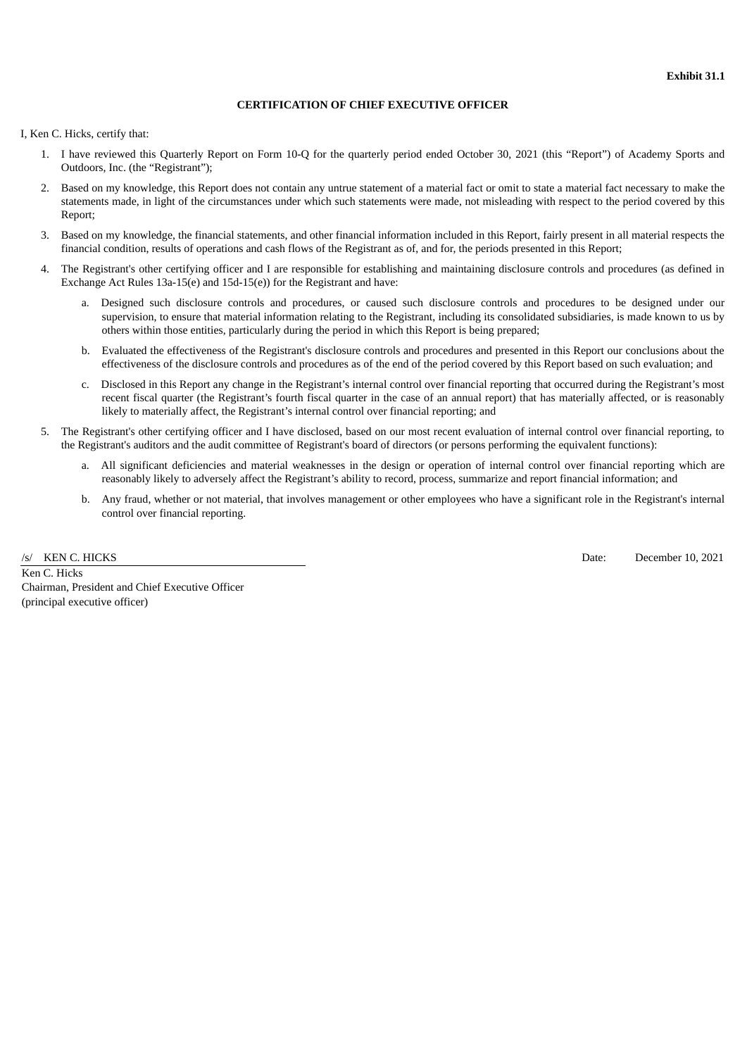**Exhibit 31.1**

**CERTIFICATION OF CHIEF EXECUTIVE OFFICER**

I, Ken C. Hicks, certify that:

1. I have reviewed this Quarterly Report on Form 10-Q for the quarterly period ended October 30, 2021 (this "Report") of Academy Sports and Outdoors, Inc. (the "Registrant");
2. Based on my knowledge, this Report does not contain any untrue statement of a material fact or omit to state a material fact necessary to make the statements made, in light of the circumstances under which such statements were made, not misleading with respect to the period covered by this Report;
3. Based on my knowledge, the financial statements, and other financial information included in this Report, fairly present in all material respects the financial condition, results of operations and cash flows of the Registrant as of, and for, the periods presented in this Report;
4. The Registrant's other certifying officer and I are responsible for establishing and maintaining disclosure controls and procedures (as defined in Exchange Act Rules 13a-15(e) and 15d-15(e)) for the Registrant and have:
    a. Designed such disclosure controls and procedures, or caused such disclosure controls and procedures to be designed under our supervision, to ensure that material information relating to the Registrant, including its consolidated subsidiaries, is made known to us by others within those entities, particularly during the period in which this Report is being prepared;
    b. Evaluated the effectiveness of the Registrant's disclosure controls and procedures and presented in this Report our conclusions about the effectiveness of the disclosure controls and procedures as of the end of the period covered by this Report based on such evaluation; and
    c. Disclosed in this Report any change in the Registrant's internal control over financial reporting that occurred during the Registrant's most recent fiscal quarter (the Registrant's fourth fiscal quarter in the case of an annual report) that has materially affected, or is reasonably likely to materially affect, the Registrant's internal control over financial reporting; and
5. The Registrant's other certifying officer and I have disclosed, based on our most recent evaluation of internal control over financial reporting, to the Registrant's auditors and the audit committee of Registrant's board of directors (or persons performing the equivalent functions):
    a. All significant deficiencies and material weaknesses in the design or operation of internal control over financial reporting which are reasonably likely to adversely affect the Registrant's ability to record, process, summarize and report financial information; and
    b. Any fraud, whether or not material, that involves management or other employees who have a significant role in the Registrant's internal control over financial reporting.

/s/ KEN C. HICKS
Ken C. Hicks
Chairman, President and Chief Executive Officer
(principal executive officer)

Date: December 10, 2021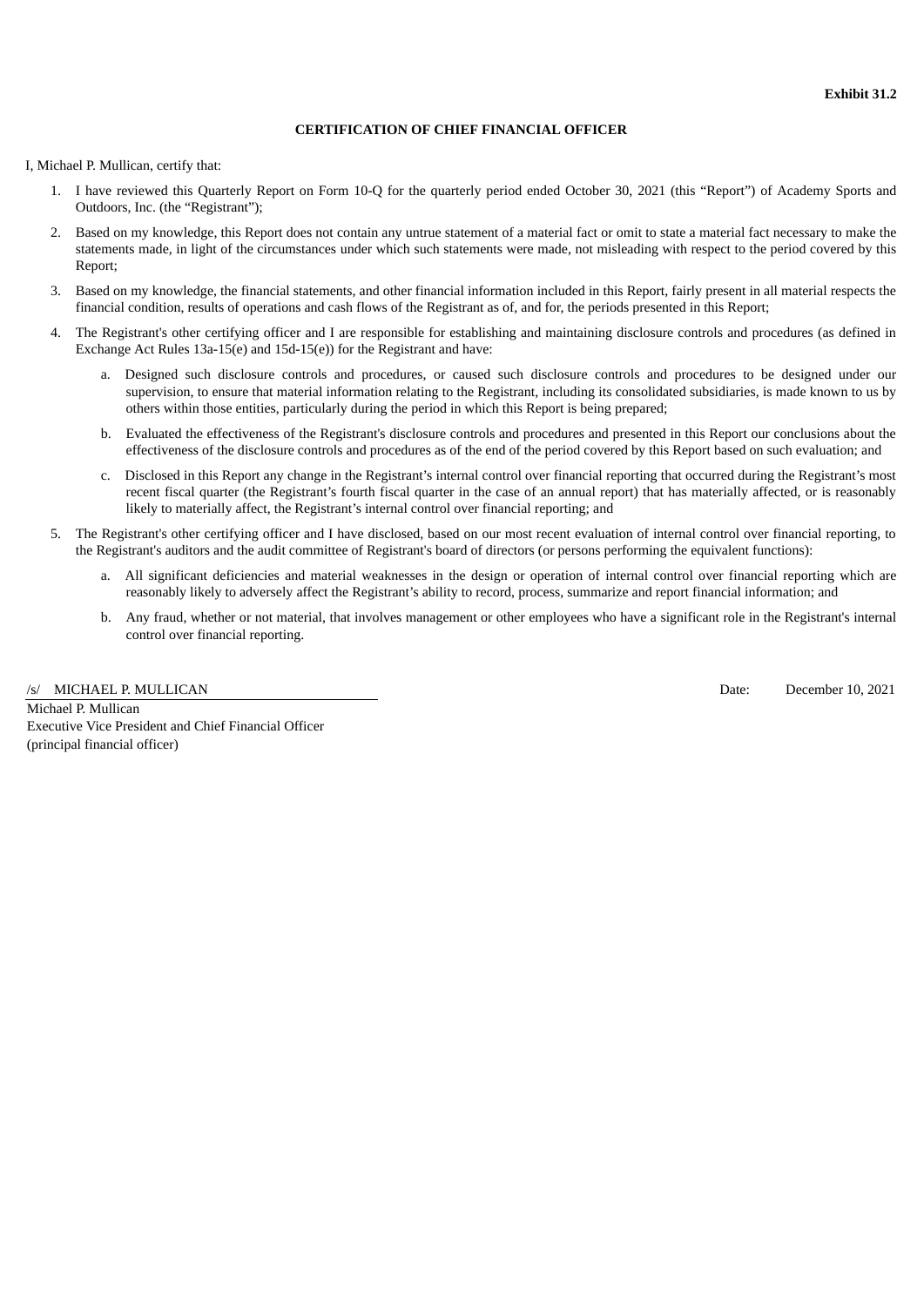**Exhibit 31.2**

**CERTIFICATION OF CHIEF FINANCIAL OFFICER**

I, Michael P. Mullican, certify that:

1. I have reviewed this Quarterly Report on Form 10-Q for the quarterly period ended October 30, 2021 (this “Report”) of Academy Sports and Outdoors, Inc. (the “Registrant”);

2. Based on my knowledge, this Report does not contain any untrue statement of a material fact or omit to state a material fact necessary to make the statements made, in light of the circumstances under which such statements were made, not misleading with respect to the period covered by this Report;

3. Based on my knowledge, the financial statements, and other financial information included in this Report, fairly present in all material respects the financial condition, results of operations and cash flows of the Registrant as of, and for, the periods presented in this Report;

4. The Registrant's other certifying officer and I are responsible for establishing and maintaining disclosure controls and procedures (as defined in Exchange Act Rules 13a-15(e) and 15d-15(e)) for the Registrant and have:

    a. Designed such disclosure controls and procedures, or caused such disclosure controls and procedures to be designed under our supervision, to ensure that material information relating to the Registrant, including its consolidated subsidiaries, is made known to us by others within those entities, particularly during the period in which this Report is being prepared;

    b. Evaluated the effectiveness of the Registrant's disclosure controls and procedures and presented in this Report our conclusions about the effectiveness of the disclosure controls and procedures as of the end of the period covered by this Report based on such evaluation; and

    c. Disclosed in this Report any change in the Registrant’s internal control over financial reporting that occurred during the Registrant’s most recent fiscal quarter (the Registrant’s fourth fiscal quarter in the case of an annual report) that has materially affected, or is reasonably likely to materially affect, the Registrant’s internal control over financial reporting; and

5. The Registrant's other certifying officer and I have disclosed, based on our most recent evaluation of internal control over financial reporting, to the Registrant's auditors and the audit committee of Registrant's board of directors (or persons performing the equivalent functions):

    a. All significant deficiencies and material weaknesses in the design or operation of internal control over financial reporting which are reasonably likely to adversely affect the Registrant’s ability to record, process, summarize and report financial information; and

    b. Any fraud, whether or not material, that involves management or other employees who have a significant role in the Registrant's internal control over financial reporting.

/s/ MICHAEL P. MULLICAN

Date: December 10, 2021

Michael P. Mullican
Executive Vice President and Chief Financial Officer
(principal financial officer)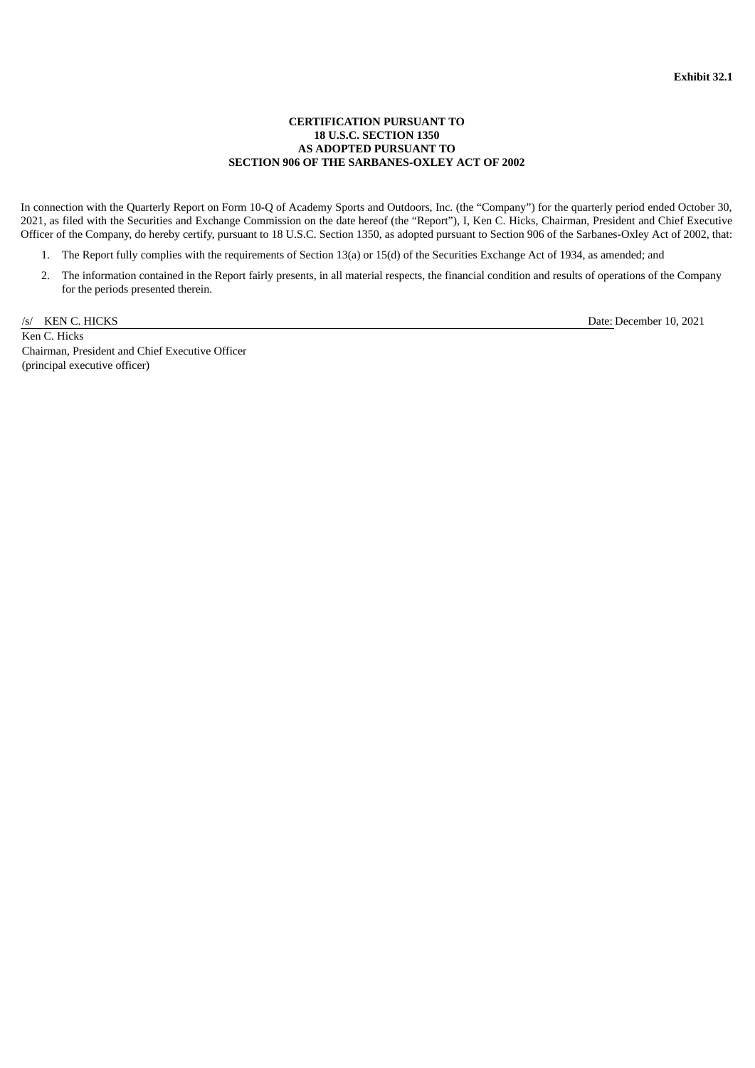**Exhibit 32.1**

**CERTIFICATION PURSUANT TO**
**18 U.S.C. SECTION 1350**
**AS ADOPTED PURSUANT TO**
**SECTION 906 OF THE SARBANES-OXLEY ACT OF 2002**

In connection with the Quarterly Report on Form 10-Q of Academy Sports and Outdoors, Inc. (the “Company”) for the quarterly period ended October 30, 2021, as filed with the Securities and Exchange Commission on the date hereof (the “Report”), I, Ken C. Hicks, Chairman, President and Chief Executive Officer of the Company, do hereby certify, pursuant to 18 U.S.C. Section 1350, as adopted pursuant to Section 906 of the Sarbanes-Oxley Act of 2002, that:

1. The Report fully complies with the requirements of Section 13(a) or 15(d) of the Securities Exchange Act of 1934, as amended; and
2. The information contained in the Report fairly presents, in all material respects, the financial condition and results of operations of the Company for the periods presented therein.

/s/ KEN C. HICKS  Date: December 10, 2021

Ken C. Hicks
Chairman, President and Chief Executive Officer
(principal executive officer)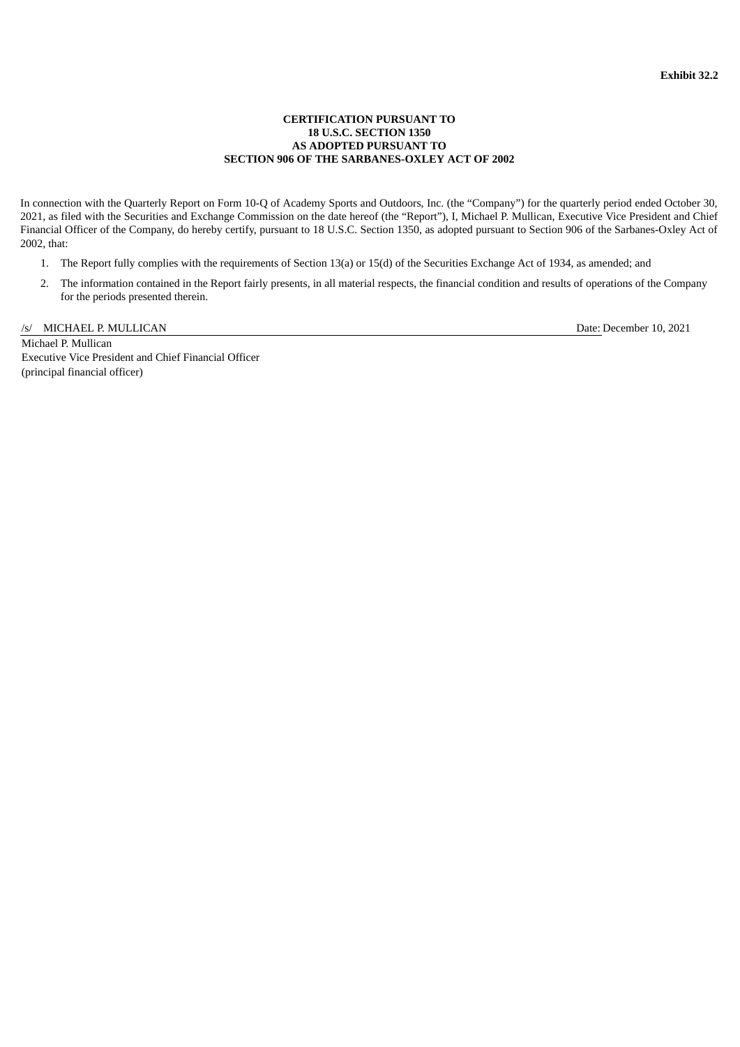**Exhibit 32.2**

**CERTIFICATION PURSUANT TO**
**18 U.S.C. SECTION 1350**
**AS ADOPTED PURSUANT TO**
**SECTION 906 OF THE SARBANES-OXLEY ACT OF 2002**

In connection with the Quarterly Report on Form 10-Q of Academy Sports and Outdoors, Inc. (the "Company") for the quarterly period ended October 30, 2021, as filed with the Securities and Exchange Commission on the date hereof (the "Report"), I, Michael P. Mullican, Executive Vice President and Chief Financial Officer of the Company, do hereby certify, pursuant to 18 U.S.C. Section 1350, as adopted pursuant to Section 906 of the Sarbanes-Oxley Act of 2002, that:

1. The Report fully complies with the requirements of Section 13(a) or 15(d) of the Securities Exchange Act of 1934, as amended; and
2. The information contained in the Report fairly presents, in all material respects, the financial condition and results of operations of the Company for the periods presented therein.

/s/ MICHAEL P. MULLICAN — Date: December 10, 2021

Michael P. Mullican
Executive Vice President and Chief Financial Officer
(principal financial officer)